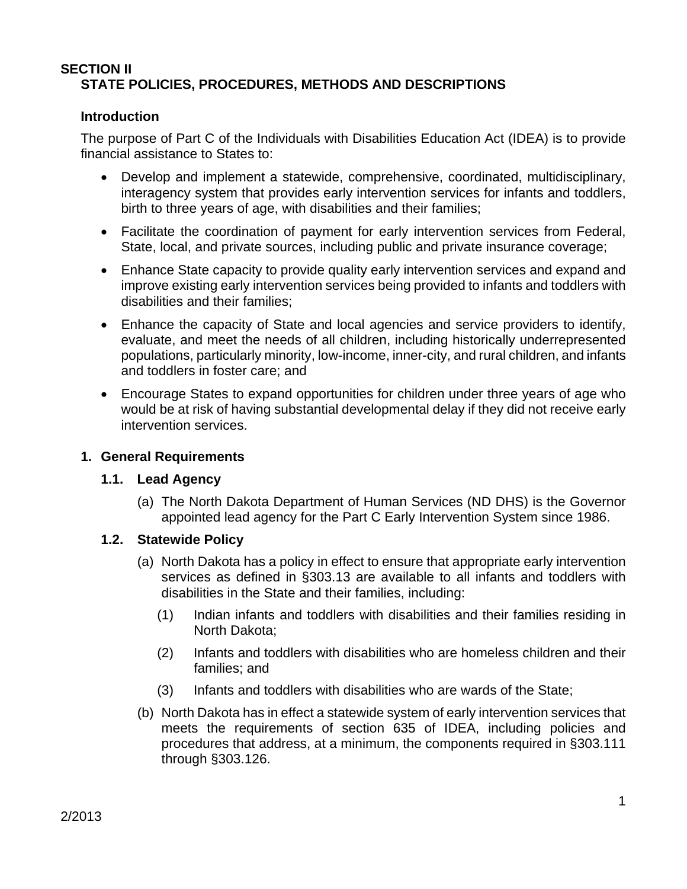# SECTION II
## STATE POLICIES, PROCEDURES, METHODS AND DESCRIPTIONS

### Introduction

The purpose of Part C of the Individuals with Disabilities Education Act (IDEA) is to provide financial assistance to States to:

- Develop and implement a statewide, comprehensive, coordinated, multidisciplinary, interagency system that provides early intervention services for infants and toddlers, birth to three years of age, with disabilities and their families;
- Facilitate the coordination of payment for early intervention services from Federal, State, local, and private sources, including public and private insurance coverage;
- Enhance State capacity to provide quality early intervention services and expand and improve existing early intervention services being provided to infants and toddlers with disabilities and their families;
- Enhance the capacity of State and local agencies and service providers to identify, evaluate, and meet the needs of all children, including historically underrepresented populations, particularly minority, low-income, inner-city, and rural children, and infants and toddlers in foster care; and
- Encourage States to expand opportunities for children under three years of age who would be at risk of having substantial developmental delay if they did not receive early intervention services.

## 1. General Requirements

### 1.1. Lead Agency

(a) The North Dakota Department of Human Services (ND DHS) is the Governor appointed lead agency for the Part C Early Intervention System since 1986.

### 1.2. Statewide Policy

(a) North Dakota has a policy in effect to ensure that appropriate early intervention services as defined in §303.13 are available to all infants and toddlers with disabilities in the State and their families, including:

(1) Indian infants and toddlers with disabilities and their families residing in North Dakota;

(2) Infants and toddlers with disabilities who are homeless children and their families; and

(3) Infants and toddlers with disabilities who are wards of the State;

(b) North Dakota has in effect a statewide system of early intervention services that meets the requirements of section 635 of IDEA, including policies and procedures that address, at a minimum, the components required in §303.111 through §303.126.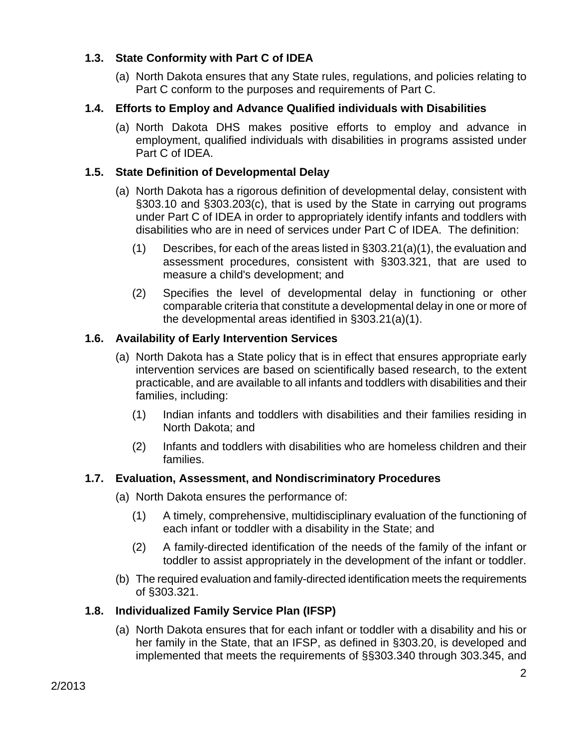### 1.3. State Conformity with Part C of IDEA

(a) North Dakota ensures that any State rules, regulations, and policies relating to Part C conform to the purposes and requirements of Part C.

### 1.4. Efforts to Employ and Advance Qualified individuals with Disabilities

(a) North Dakota DHS makes positive efforts to employ and advance in employment, qualified individuals with disabilities in programs assisted under Part C of IDEA.

### 1.5. State Definition of Developmental Delay

(a) North Dakota has a rigorous definition of developmental delay, consistent with §303.10 and §303.203(c), that is used by the State in carrying out programs under Part C of IDEA in order to appropriately identify infants and toddlers with disabilities who are in need of services under Part C of IDEA. The definition:

   (1) Describes, for each of the areas listed in §303.21(a)(1), the evaluation and assessment procedures, consistent with §303.321, that are used to measure a child's development; and

   (2) Specifies the level of developmental delay in functioning or other comparable criteria that constitute a developmental delay in one or more of the developmental areas identified in §303.21(a)(1).

### 1.6. Availability of Early Intervention Services

(a) North Dakota has a State policy that is in effect that ensures appropriate early intervention services are based on scientifically based research, to the extent practicable, and are available to all infants and toddlers with disabilities and their families, including:

   (1) Indian infants and toddlers with disabilities and their families residing in North Dakota; and

   (2) Infants and toddlers with disabilities who are homeless children and their families.

### 1.7. Evaluation, Assessment, and Nondiscriminatory Procedures

(a) North Dakota ensures the performance of:

   (1) A timely, comprehensive, multidisciplinary evaluation of the functioning of each infant or toddler with a disability in the State; and

   (2) A family-directed identification of the needs of the family of the infant or toddler to assist appropriately in the development of the infant or toddler.

(b) The required evaluation and family-directed identification meets the requirements of §303.321.

### 1.8. Individualized Family Service Plan (IFSP)

(a) North Dakota ensures that for each infant or toddler with a disability and his or her family in the State, that an IFSP, as defined in §303.20, is developed and implemented that meets the requirements of §§303.340 through 303.345, and

2/2013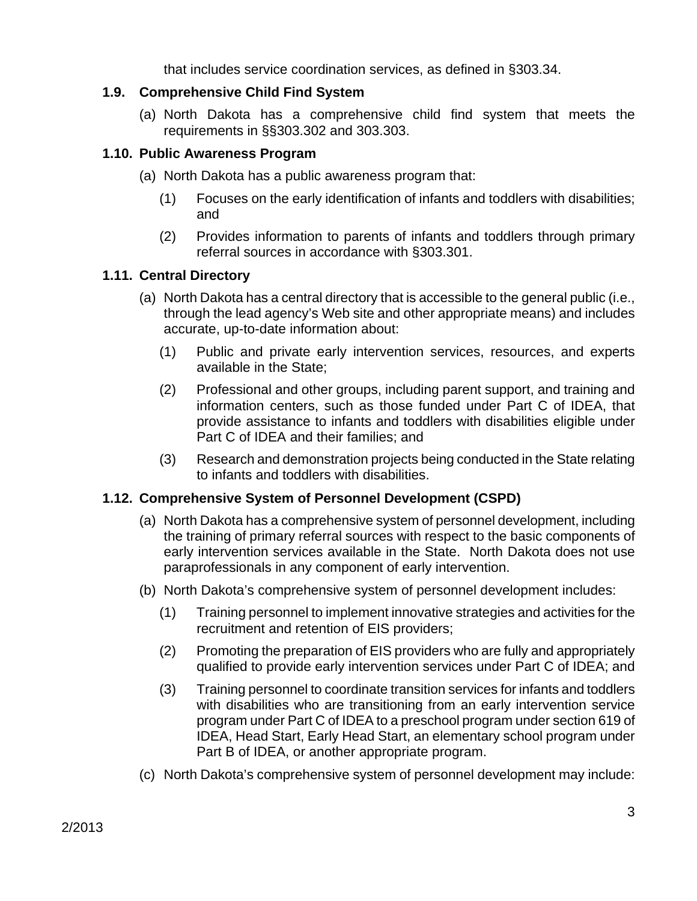that includes service coordination services, as defined in §303.34.

### 1.9. Comprehensive Child Find System

(a) North Dakota has a comprehensive child find system that meets the requirements in §§303.302 and 303.303.

### 1.10. Public Awareness Program

(a) North Dakota has a public awareness program that:

(1) Focuses on the early identification of infants and toddlers with disabilities; and

(2) Provides information to parents of infants and toddlers through primary referral sources in accordance with §303.301.

### 1.11. Central Directory

(a) North Dakota has a central directory that is accessible to the general public (i.e., through the lead agency's Web site and other appropriate means) and includes accurate, up-to-date information about:

(1) Public and private early intervention services, resources, and experts available in the State;

(2) Professional and other groups, including parent support, and training and information centers, such as those funded under Part C of IDEA, that provide assistance to infants and toddlers with disabilities eligible under Part C of IDEA and their families; and

(3) Research and demonstration projects being conducted in the State relating to infants and toddlers with disabilities.

### 1.12. Comprehensive System of Personnel Development (CSPD)

(a) North Dakota has a comprehensive system of personnel development, including the training of primary referral sources with respect to the basic components of early intervention services available in the State. North Dakota does not use paraprofessionals in any component of early intervention.

(b) North Dakota's comprehensive system of personnel development includes:

(1) Training personnel to implement innovative strategies and activities for the recruitment and retention of EIS providers;

(2) Promoting the preparation of EIS providers who are fully and appropriately qualified to provide early intervention services under Part C of IDEA; and

(3) Training personnel to coordinate transition services for infants and toddlers with disabilities who are transitioning from an early intervention service program under Part C of IDEA to a preschool program under section 619 of IDEA, Head Start, Early Head Start, an elementary school program under Part B of IDEA, or another appropriate program.

(c) North Dakota's comprehensive system of personnel development may include: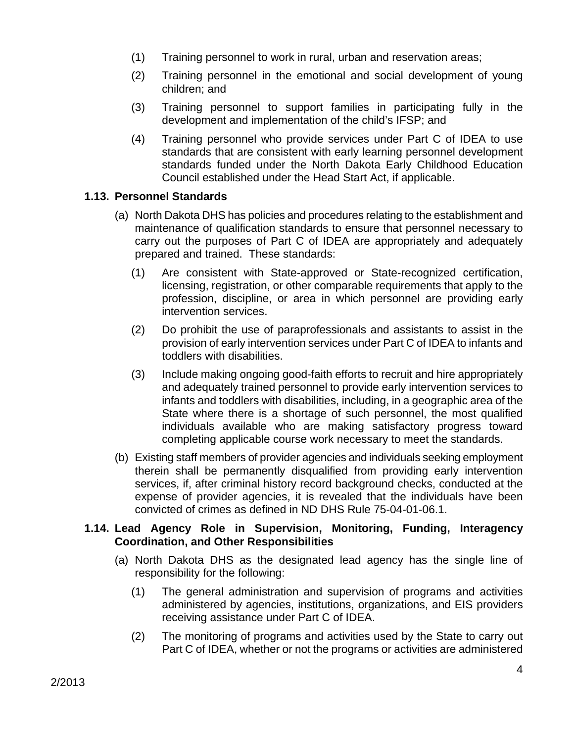(1) Training personnel to work in rural, urban and reservation areas;

(2) Training personnel in the emotional and social development of young children; and

(3) Training personnel to support families in participating fully in the development and implementation of the child's IFSP; and

(4) Training personnel who provide services under Part C of IDEA to use standards that are consistent with early learning personnel development standards funded under the North Dakota Early Childhood Education Council established under the Head Start Act, if applicable.

### 1.13. Personnel Standards

(a) North Dakota DHS has policies and procedures relating to the establishment and maintenance of qualification standards to ensure that personnel necessary to carry out the purposes of Part C of IDEA are appropriately and adequately prepared and trained. These standards:

(1) Are consistent with State-approved or State-recognized certification, licensing, registration, or other comparable requirements that apply to the profession, discipline, or area in which personnel are providing early intervention services.

(2) Do prohibit the use of paraprofessionals and assistants to assist in the provision of early intervention services under Part C of IDEA to infants and toddlers with disabilities.

(3) Include making ongoing good-faith efforts to recruit and hire appropriately and adequately trained personnel to provide early intervention services to infants and toddlers with disabilities, including, in a geographic area of the State where there is a shortage of such personnel, the most qualified individuals available who are making satisfactory progress toward completing applicable course work necessary to meet the standards.

(b) Existing staff members of provider agencies and individuals seeking employment therein shall be permanently disqualified from providing early intervention services, if, after criminal history record background checks, conducted at the expense of provider agencies, it is revealed that the individuals have been convicted of crimes as defined in ND DHS Rule 75-04-01-06.1.

### 1.14. Lead Agency Role in Supervision, Monitoring, Funding, Interagency Coordination, and Other Responsibilities

(a) North Dakota DHS as the designated lead agency has the single line of responsibility for the following:

(1) The general administration and supervision of programs and activities administered by agencies, institutions, organizations, and EIS providers receiving assistance under Part C of IDEA.

(2) The monitoring of programs and activities used by the State to carry out Part C of IDEA, whether or not the programs or activities are administered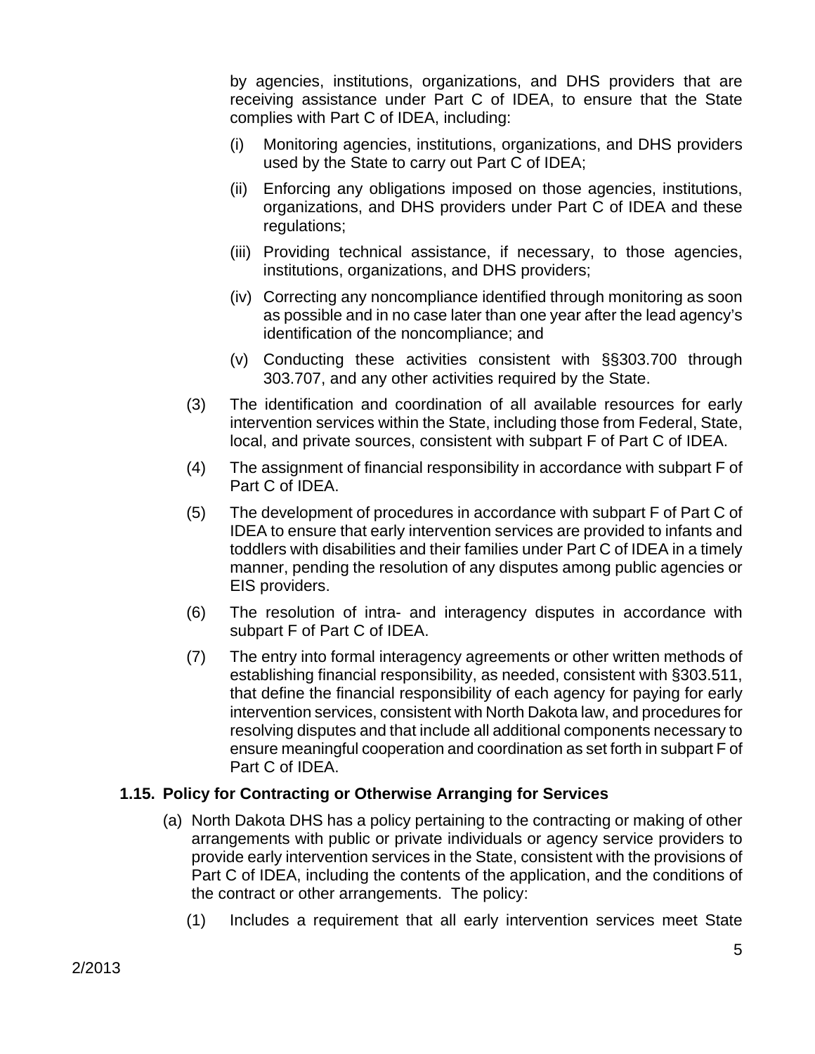by agencies, institutions, organizations, and DHS providers that are receiving assistance under Part C of IDEA, to ensure that the State complies with Part C of IDEA, including:

(i) Monitoring agencies, institutions, organizations, and DHS providers used by the State to carry out Part C of IDEA;

(ii) Enforcing any obligations imposed on those agencies, institutions, organizations, and DHS providers under Part C of IDEA and these regulations;

(iii) Providing technical assistance, if necessary, to those agencies, institutions, organizations, and DHS providers;

(iv) Correcting any noncompliance identified through monitoring as soon as possible and in no case later than one year after the lead agency's identification of the noncompliance; and

(v) Conducting these activities consistent with §§303.700 through 303.707, and any other activities required by the State.

(3) The identification and coordination of all available resources for early intervention services within the State, including those from Federal, State, local, and private sources, consistent with subpart F of Part C of IDEA.

(4) The assignment of financial responsibility in accordance with subpart F of Part C of IDEA.

(5) The development of procedures in accordance with subpart F of Part C of IDEA to ensure that early intervention services are provided to infants and toddlers with disabilities and their families under Part C of IDEA in a timely manner, pending the resolution of any disputes among public agencies or EIS providers.

(6) The resolution of intra- and interagency disputes in accordance with subpart F of Part C of IDEA.

(7) The entry into formal interagency agreements or other written methods of establishing financial responsibility, as needed, consistent with §303.511, that define the financial responsibility of each agency for paying for early intervention services, consistent with North Dakota law, and procedures for resolving disputes and that include all additional components necessary to ensure meaningful cooperation and coordination as set forth in subpart F of Part C of IDEA.

**1.15. Policy for Contracting or Otherwise Arranging for Services**

(a) North Dakota DHS has a policy pertaining to the contracting or making of other arrangements with public or private individuals or agency service providers to provide early intervention services in the State, consistent with the provisions of Part C of IDEA, including the contents of the application, and the conditions of the contract or other arrangements. The policy:

(1) Includes a requirement that all early intervention services meet State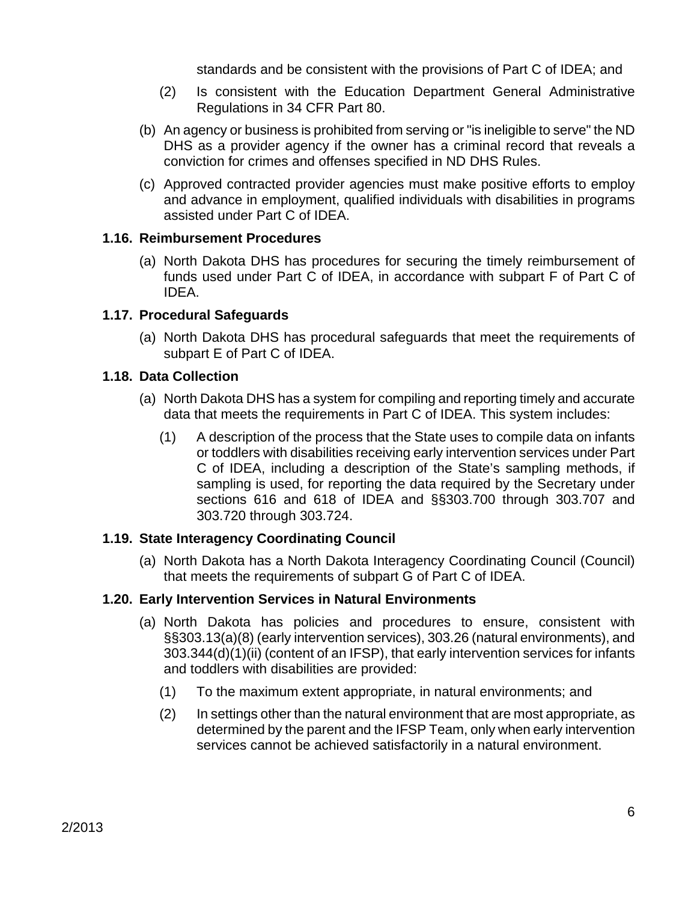standards and be consistent with the provisions of Part C of IDEA; and

  (2) Is consistent with the Education Department General Administrative Regulations in 34 CFR Part 80.

(b) An agency or business is prohibited from serving or "is ineligible to serve" the ND DHS as a provider agency if the owner has a criminal record that reveals a conviction for crimes and offenses specified in ND DHS Rules.

(c) Approved contracted provider agencies must make positive efforts to employ and advance in employment, qualified individuals with disabilities in programs assisted under Part C of IDEA.

### 1.16. Reimbursement Procedures

(a) North Dakota DHS has procedures for securing the timely reimbursement of funds used under Part C of IDEA, in accordance with subpart F of Part C of IDEA.

### 1.17. Procedural Safeguards

(a) North Dakota DHS has procedural safeguards that meet the requirements of subpart E of Part C of IDEA.

### 1.18. Data Collection

(a) North Dakota DHS has a system for compiling and reporting timely and accurate data that meets the requirements in Part C of IDEA. This system includes:

  (1) A description of the process that the State uses to compile data on infants or toddlers with disabilities receiving early intervention services under Part C of IDEA, including a description of the State's sampling methods, if sampling is used, for reporting the data required by the Secretary under sections 616 and 618 of IDEA and §§303.700 through 303.707 and 303.720 through 303.724.

### 1.19. State Interagency Coordinating Council

(a) North Dakota has a North Dakota Interagency Coordinating Council (Council) that meets the requirements of subpart G of Part C of IDEA.

### 1.20. Early Intervention Services in Natural Environments

(a) North Dakota has policies and procedures to ensure, consistent with §§303.13(a)(8) (early intervention services), 303.26 (natural environments), and 303.344(d)(1)(ii) (content of an IFSP), that early intervention services for infants and toddlers with disabilities are provided:

  (1) To the maximum extent appropriate, in natural environments; and

  (2) In settings other than the natural environment that are most appropriate, as determined by the parent and the IFSP Team, only when early intervention services cannot be achieved satisfactorily in a natural environment.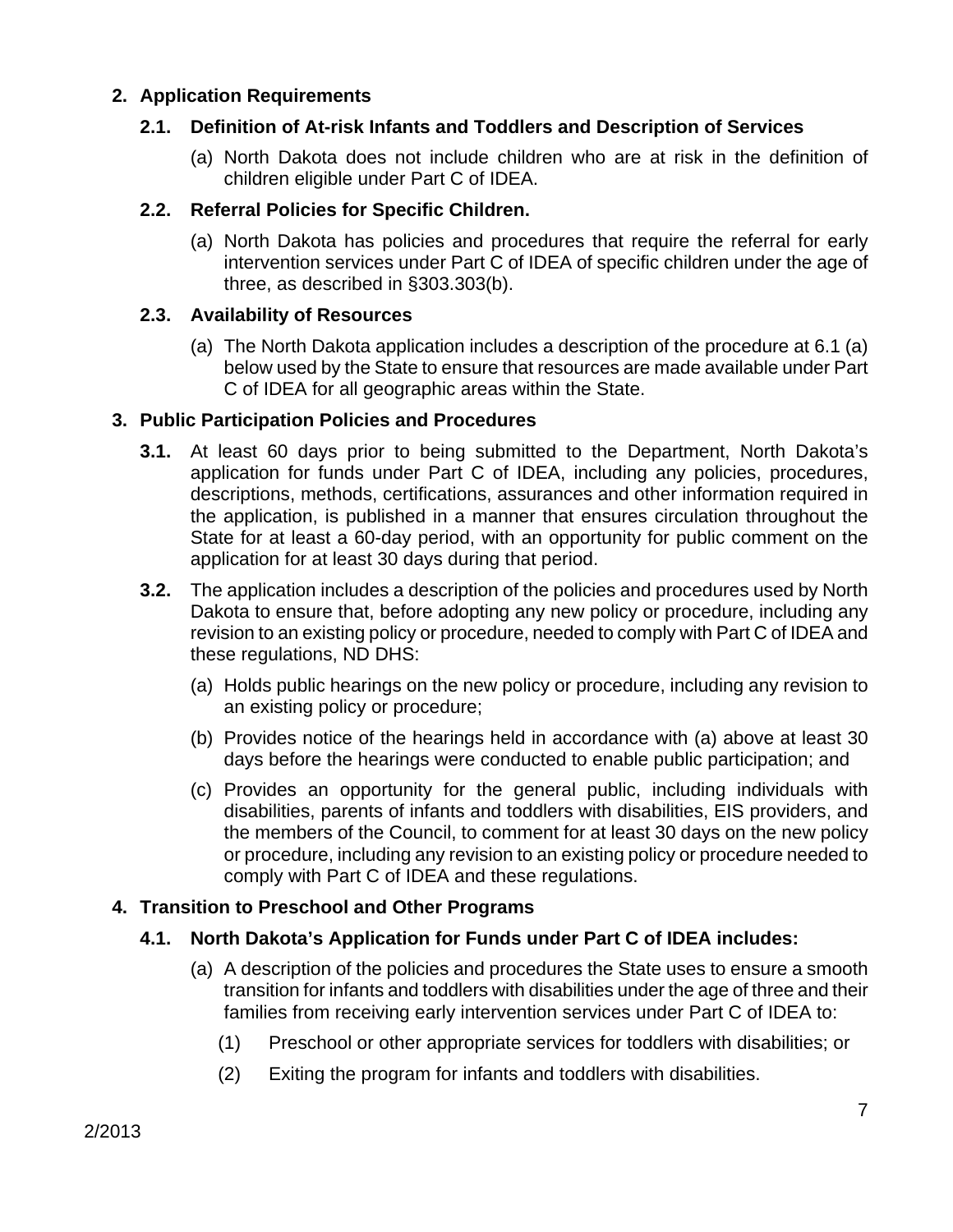## 2. Application Requirements

### 2.1. Definition of At-risk Infants and Toddlers and Description of Services

(a) North Dakota does not include children who are at risk in the definition of children eligible under Part C of IDEA.

### 2.2. Referral Policies for Specific Children.

(a) North Dakota has policies and procedures that require the referral for early intervention services under Part C of IDEA of specific children under the age of three, as described in §303.303(b).

### 2.3. Availability of Resources

(a) The North Dakota application includes a description of the procedure at 6.1 (a) below used by the State to ensure that resources are made available under Part C of IDEA for all geographic areas within the State.

## 3. Public Participation Policies and Procedures

**3.1.** At least 60 days prior to being submitted to the Department, North Dakota's application for funds under Part C of IDEA, including any policies, procedures, descriptions, methods, certifications, assurances and other information required in the application, is published in a manner that ensures circulation throughout the State for at least a 60-day period, with an opportunity for public comment on the application for at least 30 days during that period.

**3.2.** The application includes a description of the policies and procedures used by North Dakota to ensure that, before adopting any new policy or procedure, including any revision to an existing policy or procedure, needed to comply with Part C of IDEA and these regulations, ND DHS:

(a) Holds public hearings on the new policy or procedure, including any revision to an existing policy or procedure;

(b) Provides notice of the hearings held in accordance with (a) above at least 30 days before the hearings were conducted to enable public participation; and

(c) Provides an opportunity for the general public, including individuals with disabilities, parents of infants and toddlers with disabilities, EIS providers, and the members of the Council, to comment for at least 30 days on the new policy or procedure, including any revision to an existing policy or procedure needed to comply with Part C of IDEA and these regulations.

## 4. Transition to Preschool and Other Programs

### 4.1. North Dakota's Application for Funds under Part C of IDEA includes:

(a) A description of the policies and procedures the State uses to ensure a smooth transition for infants and toddlers with disabilities under the age of three and their families from receiving early intervention services under Part C of IDEA to:

(1) Preschool or other appropriate services for toddlers with disabilities; or

(2) Exiting the program for infants and toddlers with disabilities.

2/2013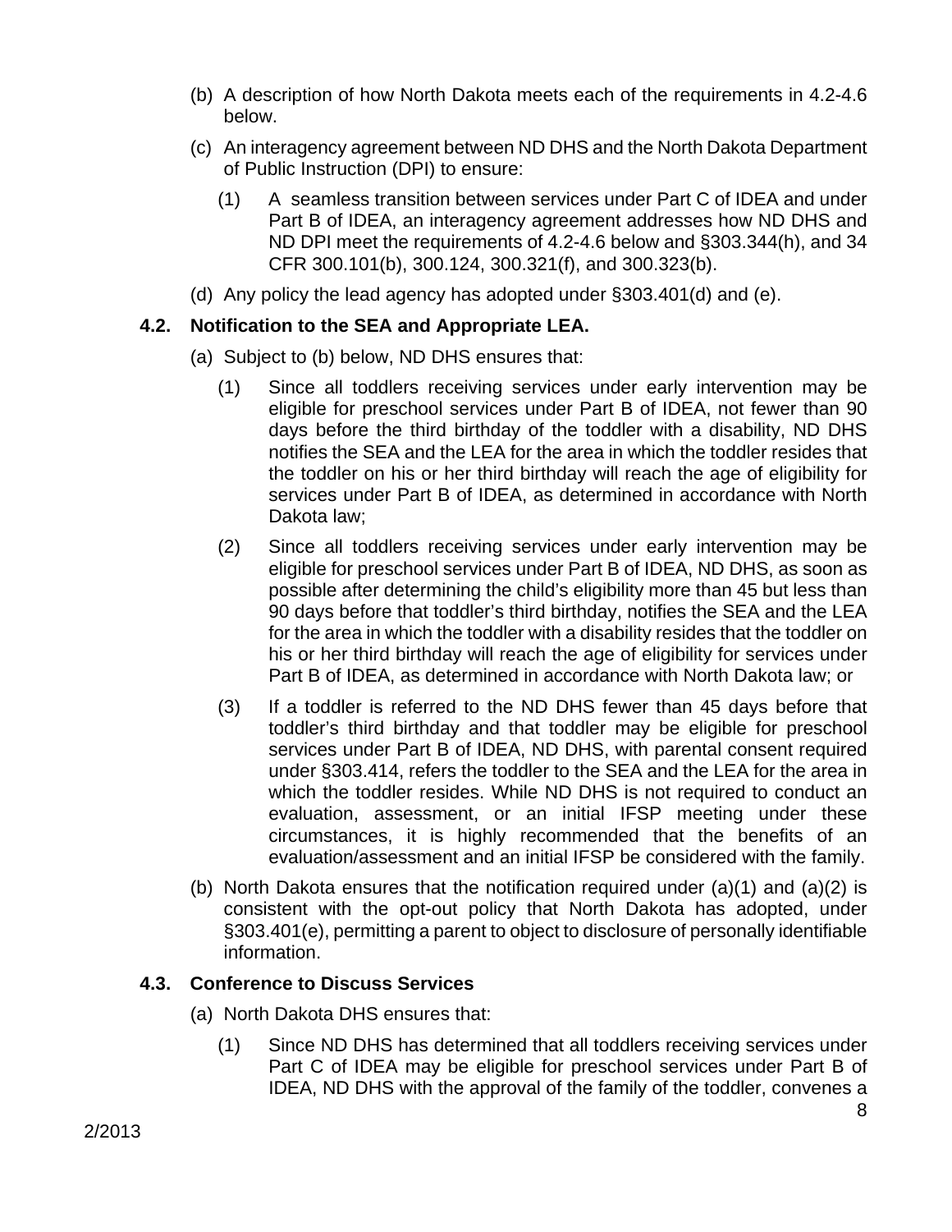(b) A description of how North Dakota meets each of the requirements in 4.2-4.6 below.

(c) An interagency agreement between ND DHS and the North Dakota Department of Public Instruction (DPI) to ensure:

   (1) A seamless transition between services under Part C of IDEA and under Part B of IDEA, an interagency agreement addresses how ND DHS and ND DPI meet the requirements of 4.2-4.6 below and §303.344(h), and 34 CFR 300.101(b), 300.124, 300.321(f), and 300.323(b).

(d) Any policy the lead agency has adopted under §303.401(d) and (e).

### 4.2. Notification to the SEA and Appropriate LEA.

(a) Subject to (b) below, ND DHS ensures that:

   (1) Since all toddlers receiving services under early intervention may be eligible for preschool services under Part B of IDEA, not fewer than 90 days before the third birthday of the toddler with a disability, ND DHS notifies the SEA and the LEA for the area in which the toddler resides that the toddler on his or her third birthday will reach the age of eligibility for services under Part B of IDEA, as determined in accordance with North Dakota law;

   (2) Since all toddlers receiving services under early intervention may be eligible for preschool services under Part B of IDEA, ND DHS, as soon as possible after determining the child's eligibility more than 45 but less than 90 days before that toddler's third birthday, notifies the SEA and the LEA for the area in which the toddler with a disability resides that the toddler on his or her third birthday will reach the age of eligibility for services under Part B of IDEA, as determined in accordance with North Dakota law; or

   (3) If a toddler is referred to the ND DHS fewer than 45 days before that toddler's third birthday and that toddler may be eligible for preschool services under Part B of IDEA, ND DHS, with parental consent required under §303.414, refers the toddler to the SEA and the LEA for the area in which the toddler resides. While ND DHS is not required to conduct an evaluation, assessment, or an initial IFSP meeting under these circumstances, it is highly recommended that the benefits of an evaluation/assessment and an initial IFSP be considered with the family.

(b) North Dakota ensures that the notification required under (a)(1) and (a)(2) is consistent with the opt-out policy that North Dakota has adopted, under §303.401(e), permitting a parent to object to disclosure of personally identifiable information.

### 4.3. Conference to Discuss Services

(a) North Dakota DHS ensures that:

   (1) Since ND DHS has determined that all toddlers receiving services under Part C of IDEA may be eligible for preschool services under Part B of IDEA, ND DHS with the approval of the family of the toddler, convenes a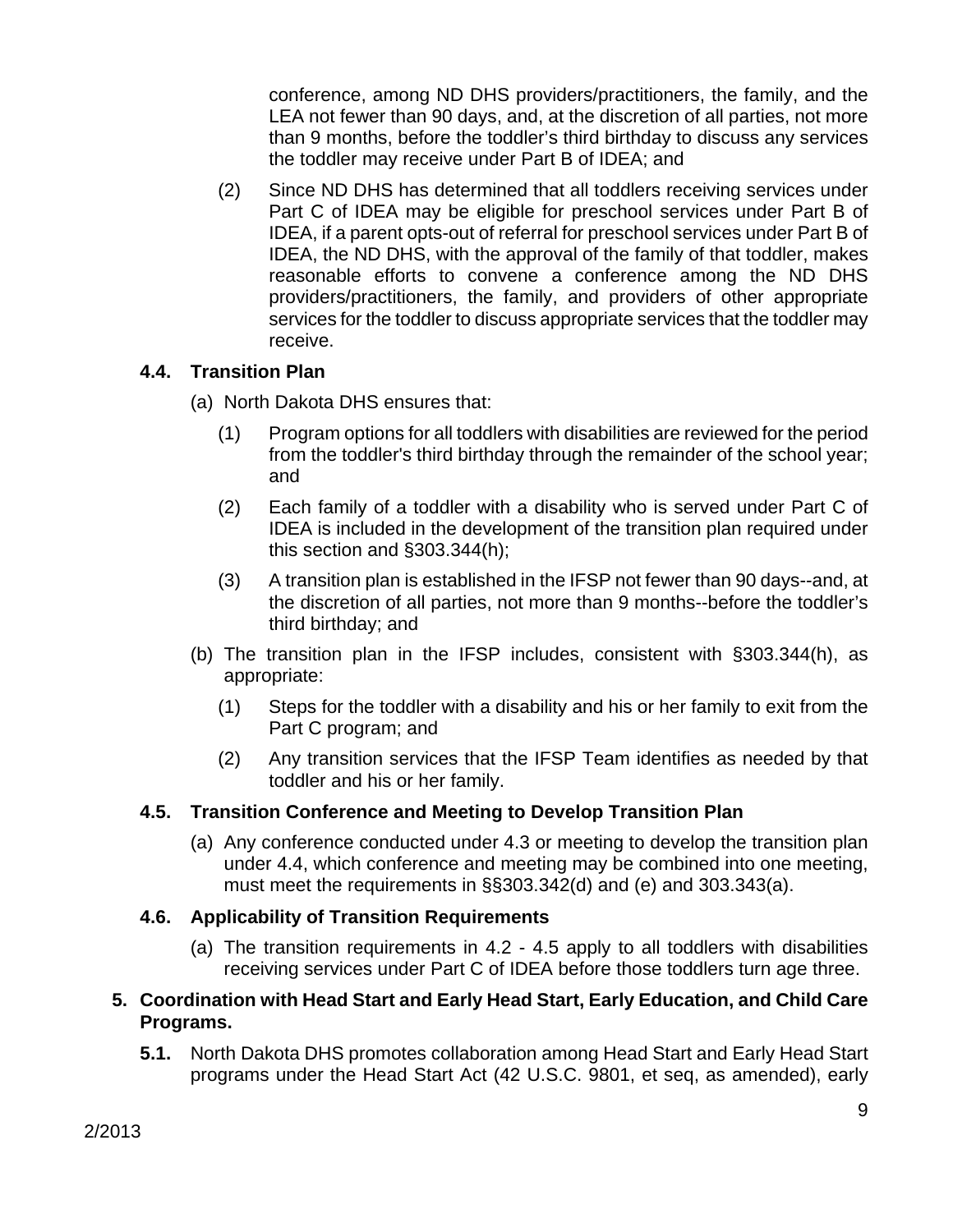conference, among ND DHS providers/practitioners, the family, and the LEA not fewer than 90 days, and, at the discretion of all parties, not more than 9 months, before the toddler's third birthday to discuss any services the toddler may receive under Part B of IDEA; and

(2) Since ND DHS has determined that all toddlers receiving services under Part C of IDEA may be eligible for preschool services under Part B of IDEA, if a parent opts-out of referral for preschool services under Part B of IDEA, the ND DHS, with the approval of the family of that toddler, makes reasonable efforts to convene a conference among the ND DHS providers/practitioners, the family, and providers of other appropriate services for the toddler to discuss appropriate services that the toddler may receive.

### 4.4. Transition Plan

(a) North Dakota DHS ensures that:

(1) Program options for all toddlers with disabilities are reviewed for the period from the toddler's third birthday through the remainder of the school year; and

(2) Each family of a toddler with a disability who is served under Part C of IDEA is included in the development of the transition plan required under this section and §303.344(h);

(3) A transition plan is established in the IFSP not fewer than 90 days--and, at the discretion of all parties, not more than 9 months--before the toddler's third birthday; and

(b) The transition plan in the IFSP includes, consistent with §303.344(h), as appropriate:

(1) Steps for the toddler with a disability and his or her family to exit from the Part C program; and

(2) Any transition services that the IFSP Team identifies as needed by that toddler and his or her family.

### 4.5. Transition Conference and Meeting to Develop Transition Plan

(a) Any conference conducted under 4.3 or meeting to develop the transition plan under 4.4, which conference and meeting may be combined into one meeting, must meet the requirements in §§303.342(d) and (e) and 303.343(a).

### 4.6. Applicability of Transition Requirements

(a) The transition requirements in 4.2 - 4.5 apply to all toddlers with disabilities receiving services under Part C of IDEA before those toddlers turn age three.

## 5. Coordination with Head Start and Early Head Start, Early Education, and Child Care Programs.

**5.1.** North Dakota DHS promotes collaboration among Head Start and Early Head Start programs under the Head Start Act (42 U.S.C. 9801, et seq, as amended), early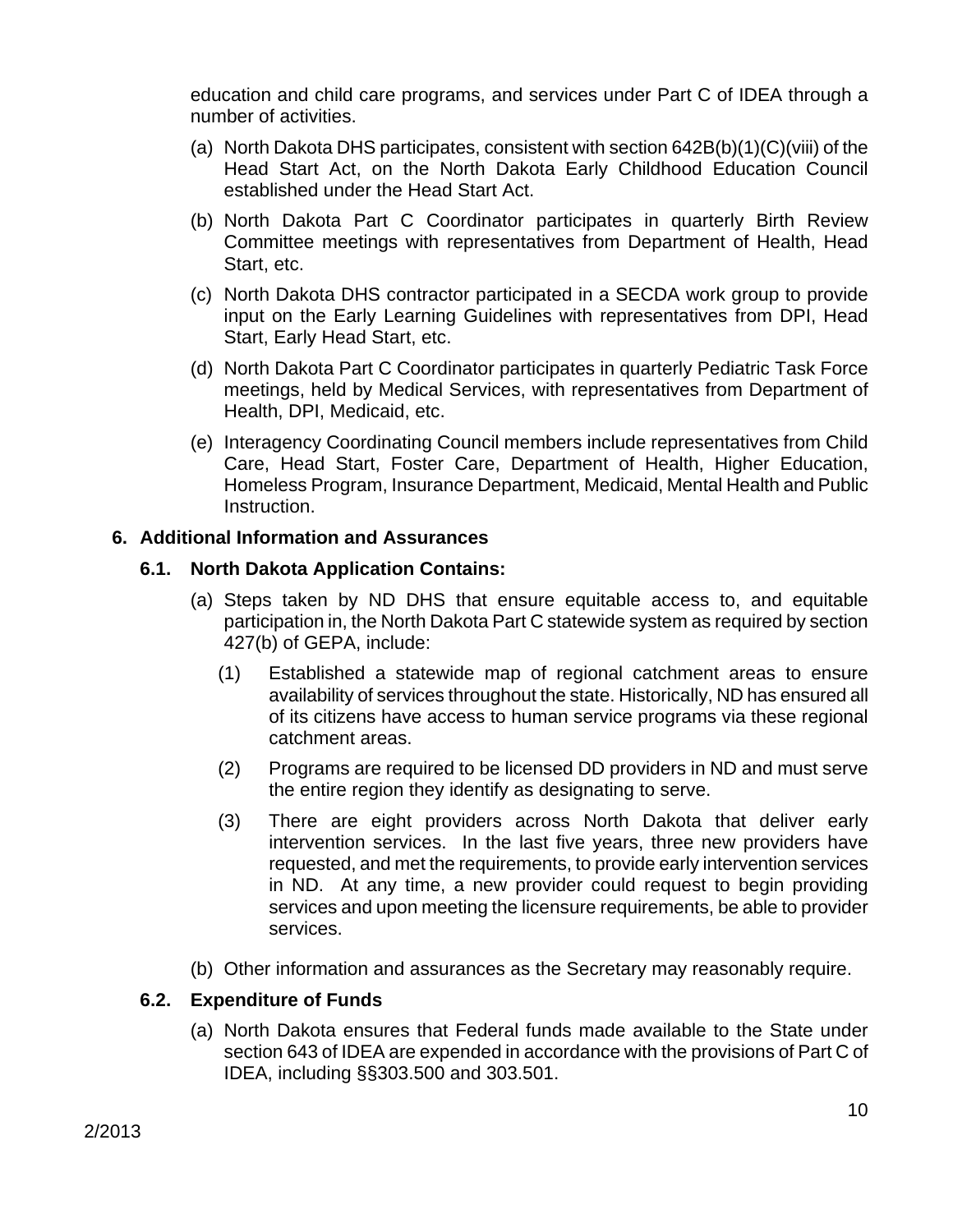education and child care programs, and services under Part C of IDEA through a number of activities.

(a) North Dakota DHS participates, consistent with section 642B(b)(1)(C)(viii) of the Head Start Act, on the North Dakota Early Childhood Education Council established under the Head Start Act.

(b) North Dakota Part C Coordinator participates in quarterly Birth Review Committee meetings with representatives from Department of Health, Head Start, etc.

(c) North Dakota DHS contractor participated in a SECDA work group to provide input on the Early Learning Guidelines with representatives from DPI, Head Start, Early Head Start, etc.

(d) North Dakota Part C Coordinator participates in quarterly Pediatric Task Force meetings, held by Medical Services, with representatives from Department of Health, DPI, Medicaid, etc.

(e) Interagency Coordinating Council members include representatives from Child Care, Head Start, Foster Care, Department of Health, Higher Education, Homeless Program, Insurance Department, Medicaid, Mental Health and Public Instruction.

## 6. Additional Information and Assurances

### 6.1. North Dakota Application Contains:

(a) Steps taken by ND DHS that ensure equitable access to, and equitable participation in, the North Dakota Part C statewide system as required by section 427(b) of GEPA, include:

(1) Established a statewide map of regional catchment areas to ensure availability of services throughout the state. Historically, ND has ensured all of its citizens have access to human service programs via these regional catchment areas.

(2) Programs are required to be licensed DD providers in ND and must serve the entire region they identify as designating to serve.

(3) There are eight providers across North Dakota that deliver early intervention services. In the last five years, three new providers have requested, and met the requirements, to provide early intervention services in ND. At any time, a new provider could request to begin providing services and upon meeting the licensure requirements, be able to provider services.

(b) Other information and assurances as the Secretary may reasonably require.

### 6.2. Expenditure of Funds

(a) North Dakota ensures that Federal funds made available to the State under section 643 of IDEA are expended in accordance with the provisions of Part C of IDEA, including §§303.500 and 303.501.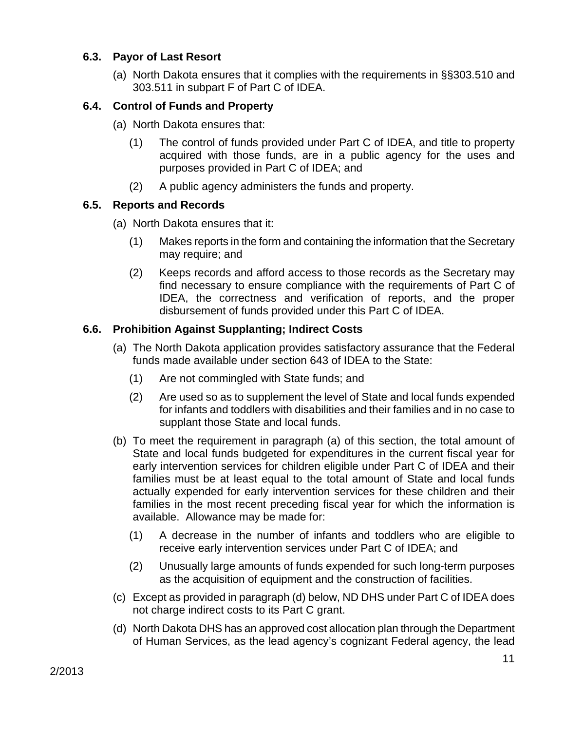### 6.3. Payor of Last Resort

(a) North Dakota ensures that it complies with the requirements in §§303.510 and 303.511 in subpart F of Part C of IDEA.

### 6.4. Control of Funds and Property

(a) North Dakota ensures that:

(1) The control of funds provided under Part C of IDEA, and title to property acquired with those funds, are in a public agency for the uses and purposes provided in Part C of IDEA; and

(2) A public agency administers the funds and property.

### 6.5. Reports and Records

(a) North Dakota ensures that it:

(1) Makes reports in the form and containing the information that the Secretary may require; and

(2) Keeps records and afford access to those records as the Secretary may find necessary to ensure compliance with the requirements of Part C of IDEA, the correctness and verification of reports, and the proper disbursement of funds provided under this Part C of IDEA.

### 6.6. Prohibition Against Supplanting; Indirect Costs

(a) The North Dakota application provides satisfactory assurance that the Federal funds made available under section 643 of IDEA to the State:

(1) Are not commingled with State funds; and

(2) Are used so as to supplement the level of State and local funds expended for infants and toddlers with disabilities and their families and in no case to supplant those State and local funds.

(b) To meet the requirement in paragraph (a) of this section, the total amount of State and local funds budgeted for expenditures in the current fiscal year for early intervention services for children eligible under Part C of IDEA and their families must be at least equal to the total amount of State and local funds actually expended for early intervention services for these children and their families in the most recent preceding fiscal year for which the information is available. Allowance may be made for:

(1) A decrease in the number of infants and toddlers who are eligible to receive early intervention services under Part C of IDEA; and

(2) Unusually large amounts of funds expended for such long-term purposes as the acquisition of equipment and the construction of facilities.

(c) Except as provided in paragraph (d) below, ND DHS under Part C of IDEA does not charge indirect costs to its Part C grant.

(d) North Dakota DHS has an approved cost allocation plan through the Department of Human Services, as the lead agency's cognizant Federal agency, the lead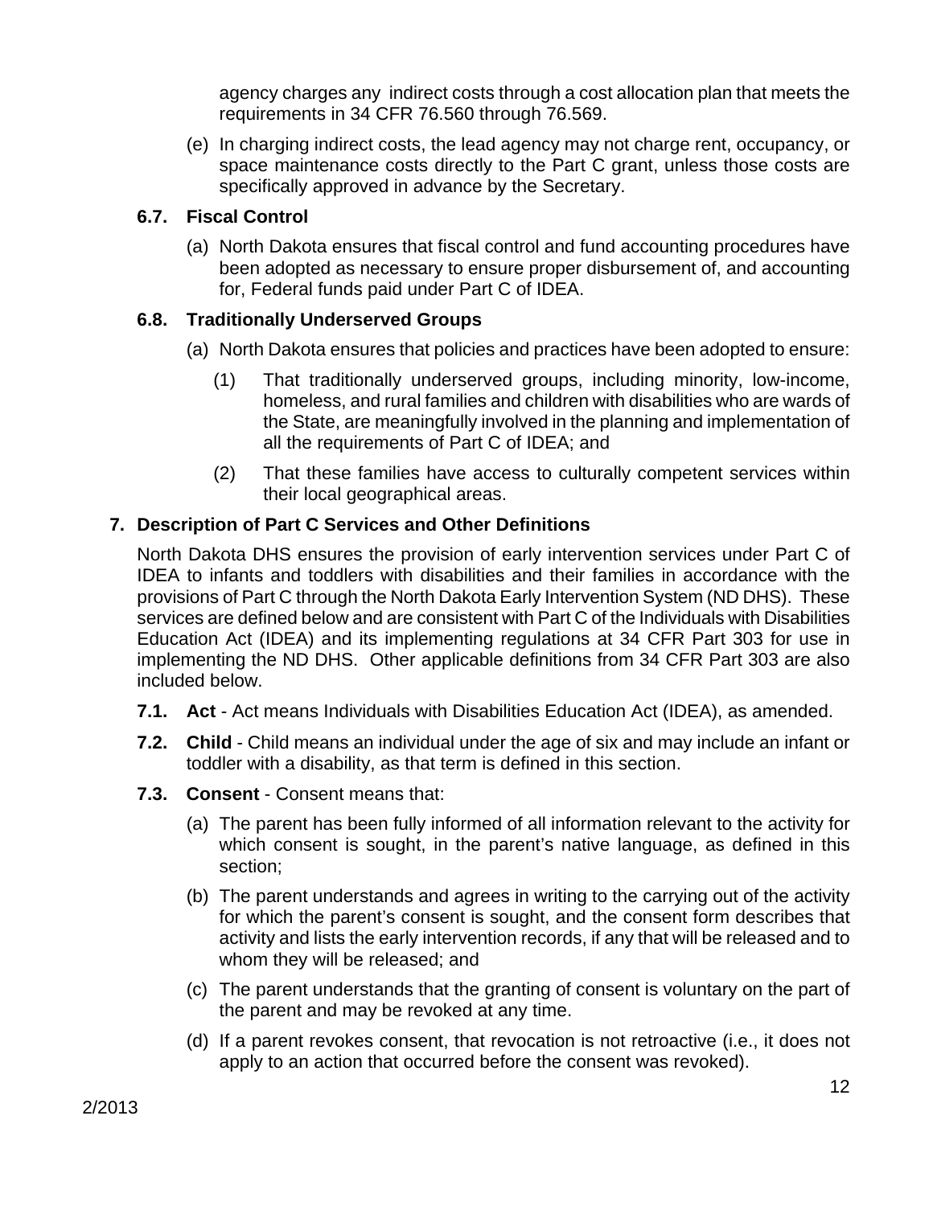agency charges any indirect costs through a cost allocation plan that meets the requirements in 34 CFR 76.560 through 76.569.

(e) In charging indirect costs, the lead agency may not charge rent, occupancy, or space maintenance costs directly to the Part C grant, unless those costs are specifically approved in advance by the Secretary.

### 6.7. Fiscal Control

(a) North Dakota ensures that fiscal control and fund accounting procedures have been adopted as necessary to ensure proper disbursement of, and accounting for, Federal funds paid under Part C of IDEA.

### 6.8. Traditionally Underserved Groups

(a) North Dakota ensures that policies and practices have been adopted to ensure:

(1) That traditionally underserved groups, including minority, low-income, homeless, and rural families and children with disabilities who are wards of the State, are meaningfully involved in the planning and implementation of all the requirements of Part C of IDEA; and

(2) That these families have access to culturally competent services within their local geographical areas.

## 7. Description of Part C Services and Other Definitions

North Dakota DHS ensures the provision of early intervention services under Part C of IDEA to infants and toddlers with disabilities and their families in accordance with the provisions of Part C through the North Dakota Early Intervention System (ND DHS). These services are defined below and are consistent with Part C of the Individuals with Disabilities Education Act (IDEA) and its implementing regulations at 34 CFR Part 303 for use in implementing the ND DHS. Other applicable definitions from 34 CFR Part 303 are also included below.

**7.1. Act** - Act means Individuals with Disabilities Education Act (IDEA), as amended.

**7.2. Child** - Child means an individual under the age of six and may include an infant or toddler with a disability, as that term is defined in this section.

**7.3. Consent** - Consent means that:

(a) The parent has been fully informed of all information relevant to the activity for which consent is sought, in the parent's native language, as defined in this section;

(b) The parent understands and agrees in writing to the carrying out of the activity for which the parent's consent is sought, and the consent form describes that activity and lists the early intervention records, if any that will be released and to whom they will be released; and

(c) The parent understands that the granting of consent is voluntary on the part of the parent and may be revoked at any time.

(d) If a parent revokes consent, that revocation is not retroactive (i.e., it does not apply to an action that occurred before the consent was revoked).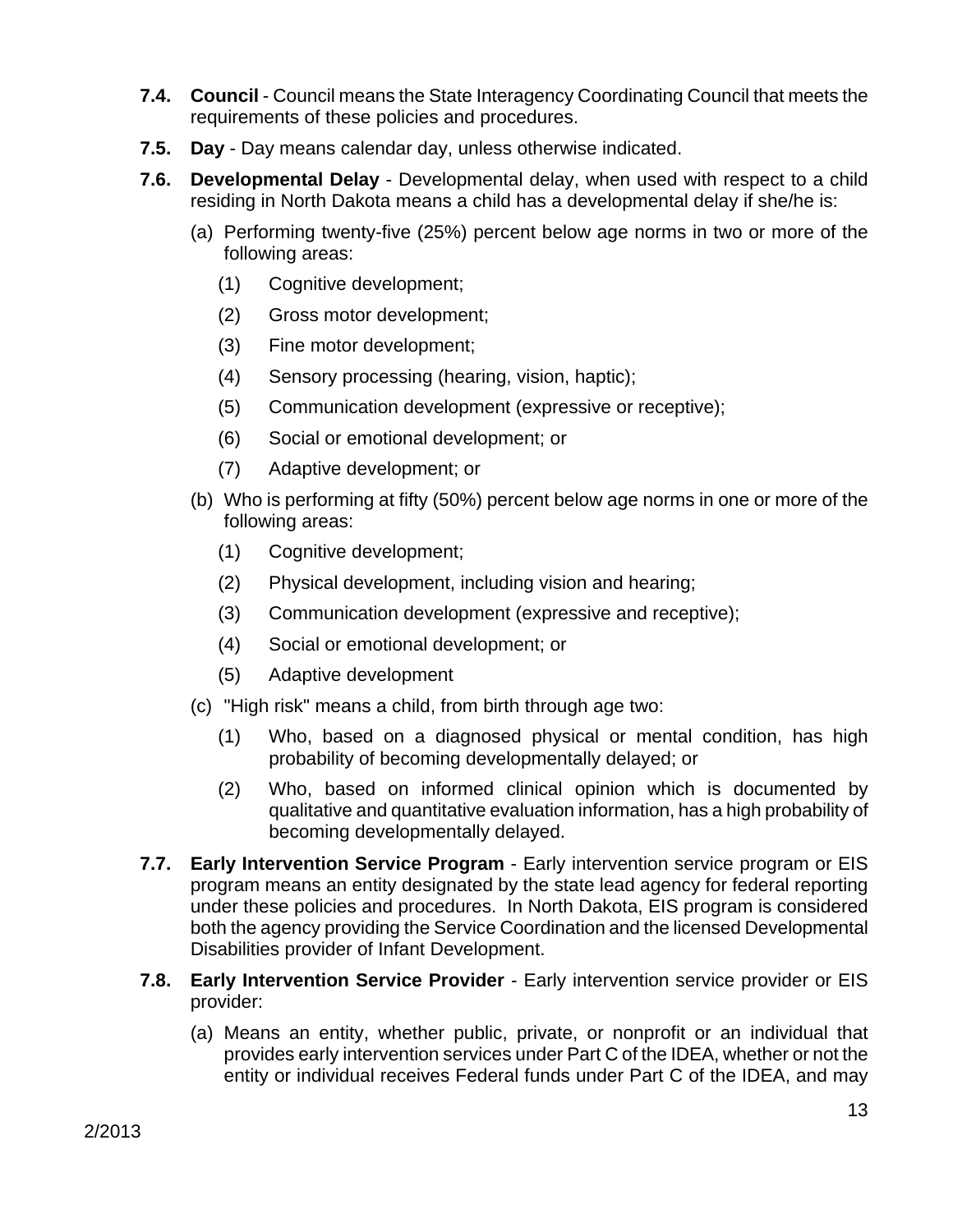**7.4. Council** - Council means the State Interagency Coordinating Council that meets the requirements of these policies and procedures.

**7.5. Day** - Day means calendar day, unless otherwise indicated.

**7.6. Developmental Delay** - Developmental delay, when used with respect to a child residing in North Dakota means a child has a developmental delay if she/he is:

(a) Performing twenty-five (25%) percent below age norms in two or more of the following areas:

   (1) Cognitive development;

   (2) Gross motor development;

   (3) Fine motor development;

   (4) Sensory processing (hearing, vision, haptic);

   (5) Communication development (expressive or receptive);

   (6) Social or emotional development; or

   (7) Adaptive development; or

(b) Who is performing at fifty (50%) percent below age norms in one or more of the following areas:

   (1) Cognitive development;

   (2) Physical development, including vision and hearing;

   (3) Communication development (expressive and receptive);

   (4) Social or emotional development; or

   (5) Adaptive development

(c) "High risk" means a child, from birth through age two:

   (1) Who, based on a diagnosed physical or mental condition, has high probability of becoming developmentally delayed; or

   (2) Who, based on informed clinical opinion which is documented by qualitative and quantitative evaluation information, has a high probability of becoming developmentally delayed.

**7.7. Early Intervention Service Program** - Early intervention service program or EIS program means an entity designated by the state lead agency for federal reporting under these policies and procedures. In North Dakota, EIS program is considered both the agency providing the Service Coordination and the licensed Developmental Disabilities provider of Infant Development.

**7.8. Early Intervention Service Provider** - Early intervention service provider or EIS provider:

(a) Means an entity, whether public, private, or nonprofit or an individual that provides early intervention services under Part C of the IDEA, whether or not the entity or individual receives Federal funds under Part C of the IDEA, and may

2/2013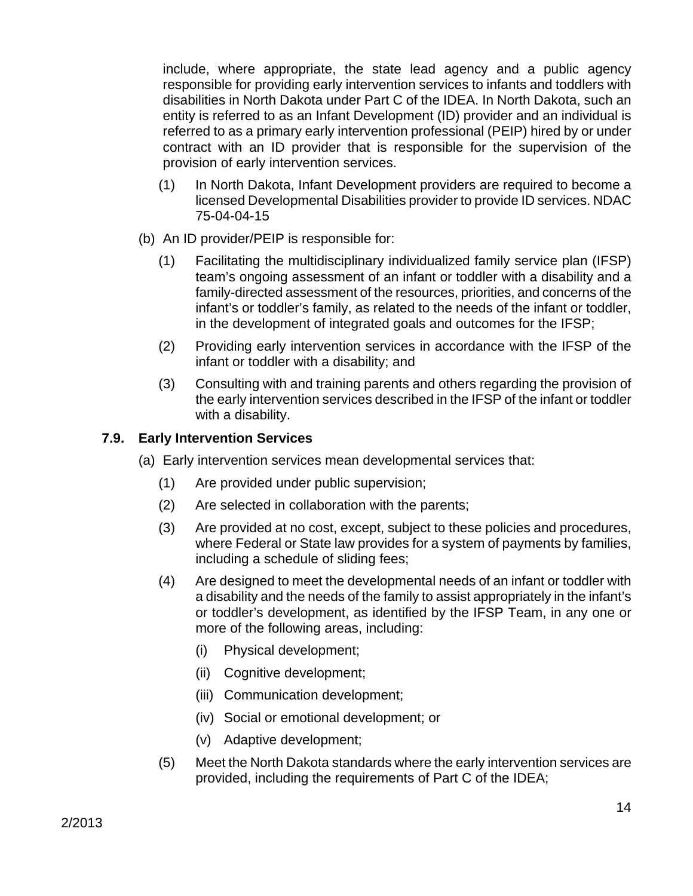include, where appropriate, the state lead agency and a public agency responsible for providing early intervention services to infants and toddlers with disabilities in North Dakota under Part C of the IDEA. In North Dakota, such an entity is referred to as an Infant Development (ID) provider and an individual is referred to as a primary early intervention professional (PEIP) hired by or under contract with an ID provider that is responsible for the supervision of the provision of early intervention services.

(1) In North Dakota, Infant Development providers are required to become a licensed Developmental Disabilities provider to provide ID services. NDAC 75-04-04-15

(b) An ID provider/PEIP is responsible for:

(1) Facilitating the multidisciplinary individualized family service plan (IFSP) team's ongoing assessment of an infant or toddler with a disability and a family-directed assessment of the resources, priorities, and concerns of the infant's or toddler's family, as related to the needs of the infant or toddler, in the development of integrated goals and outcomes for the IFSP;

(2) Providing early intervention services in accordance with the IFSP of the infant or toddler with a disability; and

(3) Consulting with and training parents and others regarding the provision of the early intervention services described in the IFSP of the infant or toddler with a disability.

### 7.9. Early Intervention Services

(a) Early intervention services mean developmental services that:

(1) Are provided under public supervision;

(2) Are selected in collaboration with the parents;

(3) Are provided at no cost, except, subject to these policies and procedures, where Federal or State law provides for a system of payments by families, including a schedule of sliding fees;

(4) Are designed to meet the developmental needs of an infant or toddler with a disability and the needs of the family to assist appropriately in the infant's or toddler's development, as identified by the IFSP Team, in any one or more of the following areas, including:

(i) Physical development;

(ii) Cognitive development;

(iii) Communication development;

(iv) Social or emotional development; or

(v) Adaptive development;

(5) Meet the North Dakota standards where the early intervention services are provided, including the requirements of Part C of the IDEA;

2/2013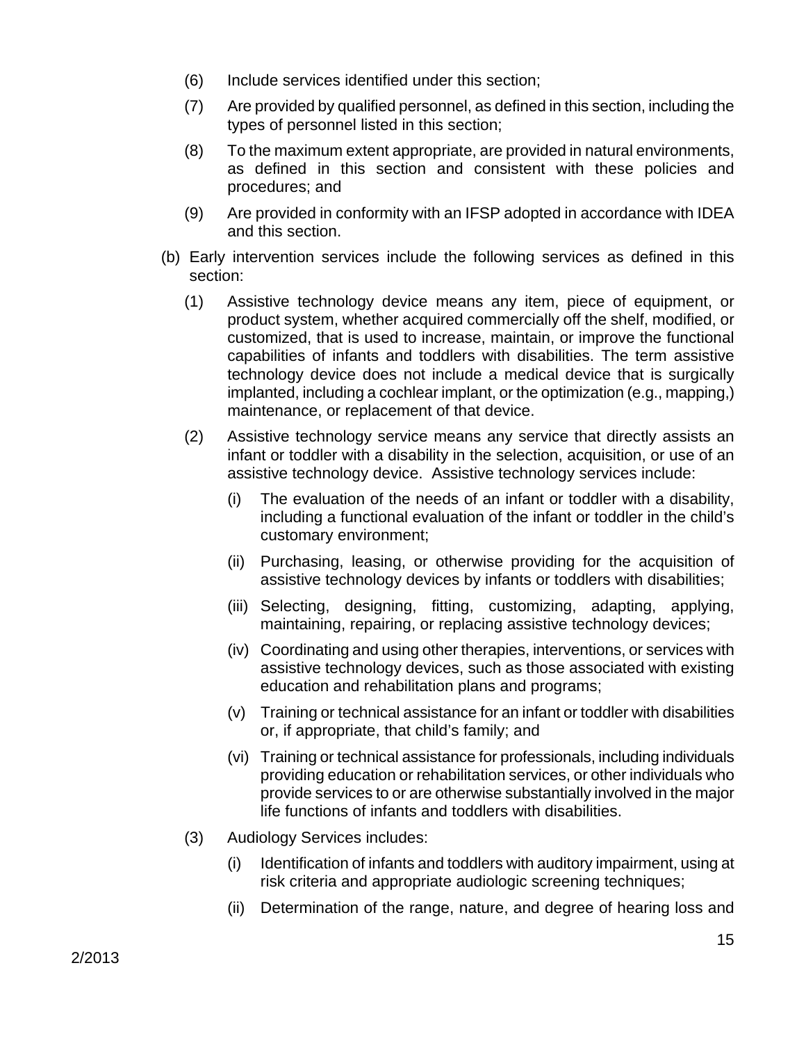(6) Include services identified under this section;

(7) Are provided by qualified personnel, as defined in this section, including the types of personnel listed in this section;

(8) To the maximum extent appropriate, are provided in natural environments, as defined in this section and consistent with these policies and procedures; and

(9) Are provided in conformity with an IFSP adopted in accordance with IDEA and this section.

(b) Early intervention services include the following services as defined in this section:

(1) Assistive technology device means any item, piece of equipment, or product system, whether acquired commercially off the shelf, modified, or customized, that is used to increase, maintain, or improve the functional capabilities of infants and toddlers with disabilities. The term assistive technology device does not include a medical device that is surgically implanted, including a cochlear implant, or the optimization (e.g., mapping,) maintenance, or replacement of that device.

(2) Assistive technology service means any service that directly assists an infant or toddler with a disability in the selection, acquisition, or use of an assistive technology device. Assistive technology services include:

(i) The evaluation of the needs of an infant or toddler with a disability, including a functional evaluation of the infant or toddler in the child's customary environment;

(ii) Purchasing, leasing, or otherwise providing for the acquisition of assistive technology devices by infants or toddlers with disabilities;

(iii) Selecting, designing, fitting, customizing, adapting, applying, maintaining, repairing, or replacing assistive technology devices;

(iv) Coordinating and using other therapies, interventions, or services with assistive technology devices, such as those associated with existing education and rehabilitation plans and programs;

(v) Training or technical assistance for an infant or toddler with disabilities or, if appropriate, that child's family; and

(vi) Training or technical assistance for professionals, including individuals providing education or rehabilitation services, or other individuals who provide services to or are otherwise substantially involved in the major life functions of infants and toddlers with disabilities.

(3) Audiology Services includes:

(i) Identification of infants and toddlers with auditory impairment, using at risk criteria and appropriate audiologic screening techniques;

(ii) Determination of the range, nature, and degree of hearing loss and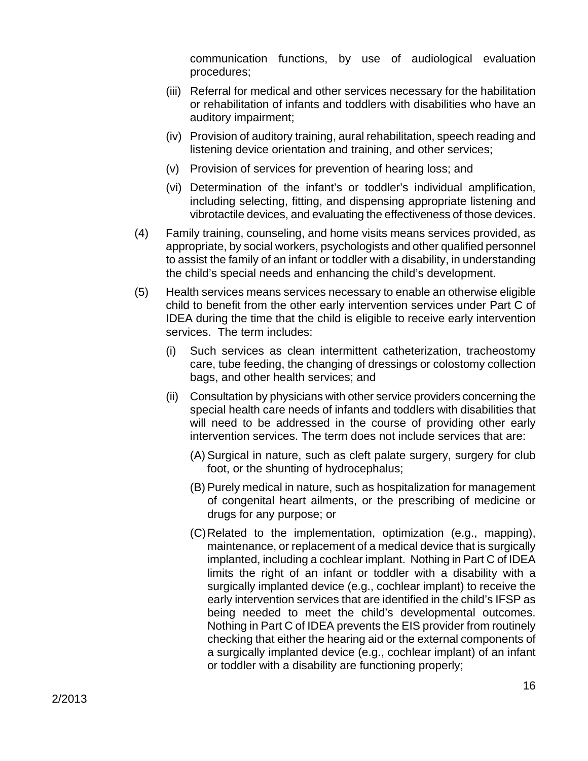communication functions, by use of audiological evaluation procedures;

(iii) Referral for medical and other services necessary for the habilitation or rehabilitation of infants and toddlers with disabilities who have an auditory impairment;

(iv) Provision of auditory training, aural rehabilitation, speech reading and listening device orientation and training, and other services;

(v) Provision of services for prevention of hearing loss; and

(vi) Determination of the infant's or toddler's individual amplification, including selecting, fitting, and dispensing appropriate listening and vibrotactile devices, and evaluating the effectiveness of those devices.

(4) Family training, counseling, and home visits means services provided, as appropriate, by social workers, psychologists and other qualified personnel to assist the family of an infant or toddler with a disability, in understanding the child's special needs and enhancing the child's development.

(5) Health services means services necessary to enable an otherwise eligible child to benefit from the other early intervention services under Part C of IDEA during the time that the child is eligible to receive early intervention services. The term includes:

(i) Such services as clean intermittent catheterization, tracheostomy care, tube feeding, the changing of dressings or colostomy collection bags, and other health services; and

(ii) Consultation by physicians with other service providers concerning the special health care needs of infants and toddlers with disabilities that will need to be addressed in the course of providing other early intervention services. The term does not include services that are:

(A) Surgical in nature, such as cleft palate surgery, surgery for club foot, or the shunting of hydrocephalus;

(B) Purely medical in nature, such as hospitalization for management of congenital heart ailments, or the prescribing of medicine or drugs for any purpose; or

(C) Related to the implementation, optimization (e.g., mapping), maintenance, or replacement of a medical device that is surgically implanted, including a cochlear implant. Nothing in Part C of IDEA limits the right of an infant or toddler with a disability with a surgically implanted device (e.g., cochlear implant) to receive the early intervention services that are identified in the child's IFSP as being needed to meet the child's developmental outcomes. Nothing in Part C of IDEA prevents the EIS provider from routinely checking that either the hearing aid or the external components of a surgically implanted device (e.g., cochlear implant) of an infant or toddler with a disability are functioning properly;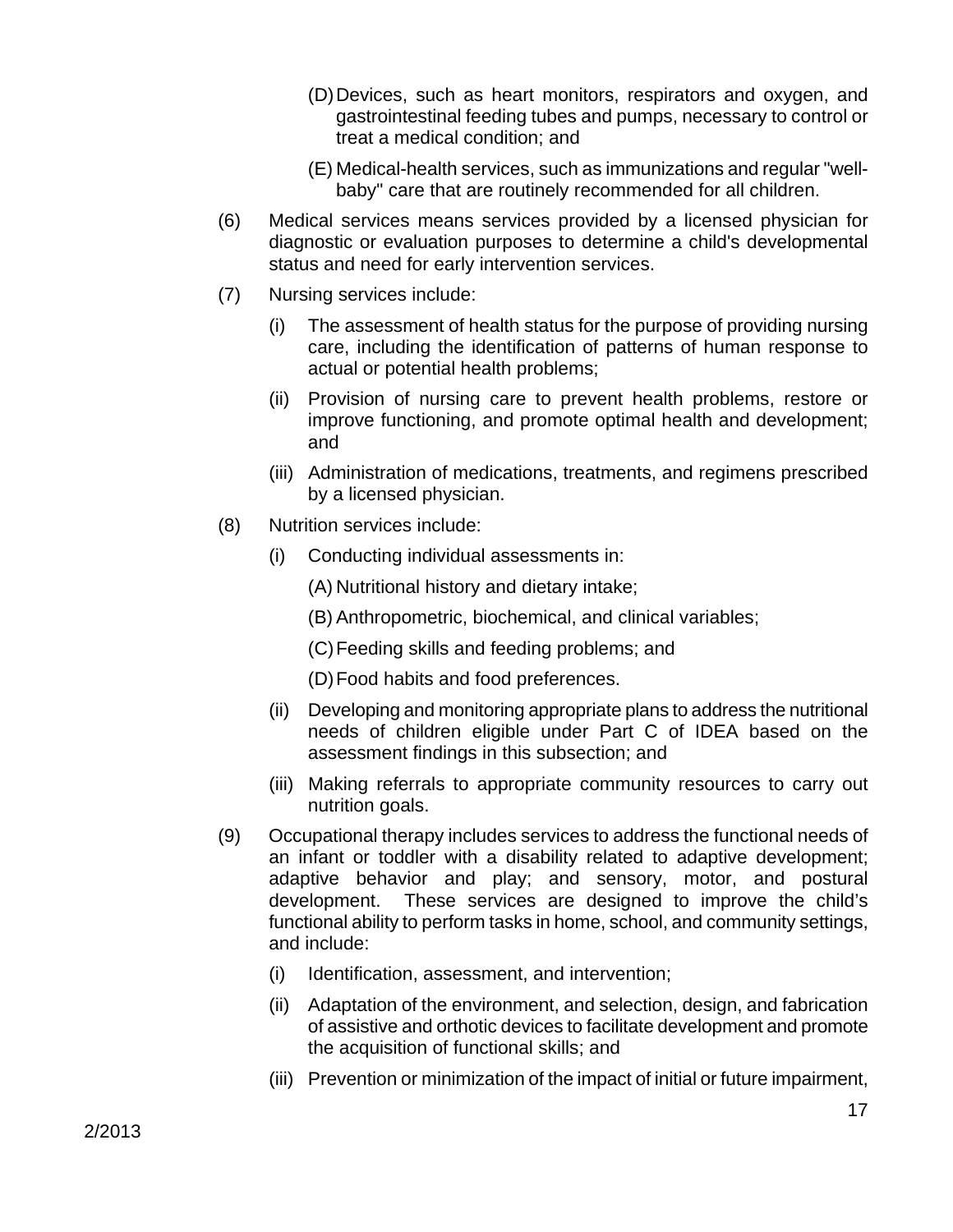(D) Devices, such as heart monitors, respirators and oxygen, and gastrointestinal feeding tubes and pumps, necessary to control or treat a medical condition; and

(E) Medical-health services, such as immunizations and regular "well-baby" care that are routinely recommended for all children.

(6) Medical services means services provided by a licensed physician for diagnostic or evaluation purposes to determine a child's developmental status and need for early intervention services.

(7) Nursing services include:

(i) The assessment of health status for the purpose of providing nursing care, including the identification of patterns of human response to actual or potential health problems;

(ii) Provision of nursing care to prevent health problems, restore or improve functioning, and promote optimal health and development; and

(iii) Administration of medications, treatments, and regimens prescribed by a licensed physician.

(8) Nutrition services include:

(i) Conducting individual assessments in:

(A) Nutritional history and dietary intake;

(B) Anthropometric, biochemical, and clinical variables;

(C) Feeding skills and feeding problems; and

(D) Food habits and food preferences.

(ii) Developing and monitoring appropriate plans to address the nutritional needs of children eligible under Part C of IDEA based on the assessment findings in this subsection; and

(iii) Making referrals to appropriate community resources to carry out nutrition goals.

(9) Occupational therapy includes services to address the functional needs of an infant or toddler with a disability related to adaptive development; adaptive behavior and play; and sensory, motor, and postural development. These services are designed to improve the child's functional ability to perform tasks in home, school, and community settings, and include:

(i) Identification, assessment, and intervention;

(ii) Adaptation of the environment, and selection, design, and fabrication of assistive and orthotic devices to facilitate development and promote the acquisition of functional skills; and

(iii) Prevention or minimization of the impact of initial or future impairment,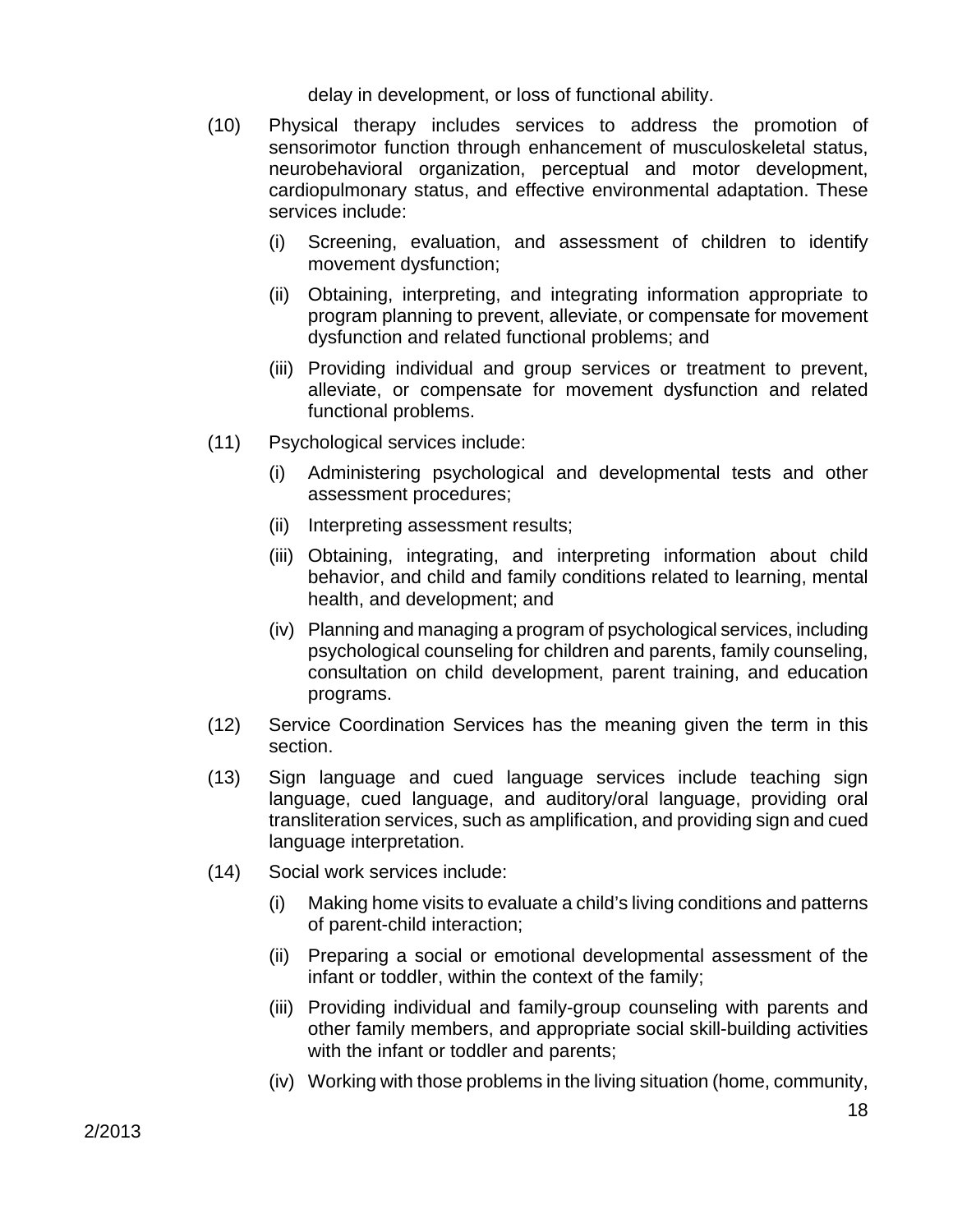delay in development, or loss of functional ability.

(10) Physical therapy includes services to address the promotion of sensorimotor function through enhancement of musculoskeletal status, neurobehavioral organization, perceptual and motor development, cardiopulmonary status, and effective environmental adaptation. These services include:

 (i) Screening, evaluation, and assessment of children to identify movement dysfunction;

 (ii) Obtaining, interpreting, and integrating information appropriate to program planning to prevent, alleviate, or compensate for movement dysfunction and related functional problems; and

 (iii) Providing individual and group services or treatment to prevent, alleviate, or compensate for movement dysfunction and related functional problems.

(11) Psychological services include:

 (i) Administering psychological and developmental tests and other assessment procedures;

 (ii) Interpreting assessment results;

 (iii) Obtaining, integrating, and interpreting information about child behavior, and child and family conditions related to learning, mental health, and development; and

 (iv) Planning and managing a program of psychological services, including psychological counseling for children and parents, family counseling, consultation on child development, parent training, and education programs.

(12) Service Coordination Services has the meaning given the term in this section.

(13) Sign language and cued language services include teaching sign language, cued language, and auditory/oral language, providing oral transliteration services, such as amplification, and providing sign and cued language interpretation.

(14) Social work services include:

 (i) Making home visits to evaluate a child's living conditions and patterns of parent-child interaction;

 (ii) Preparing a social or emotional developmental assessment of the infant or toddler, within the context of the family;

 (iii) Providing individual and family-group counseling with parents and other family members, and appropriate social skill-building activities with the infant or toddler and parents;

 (iv) Working with those problems in the living situation (home, community,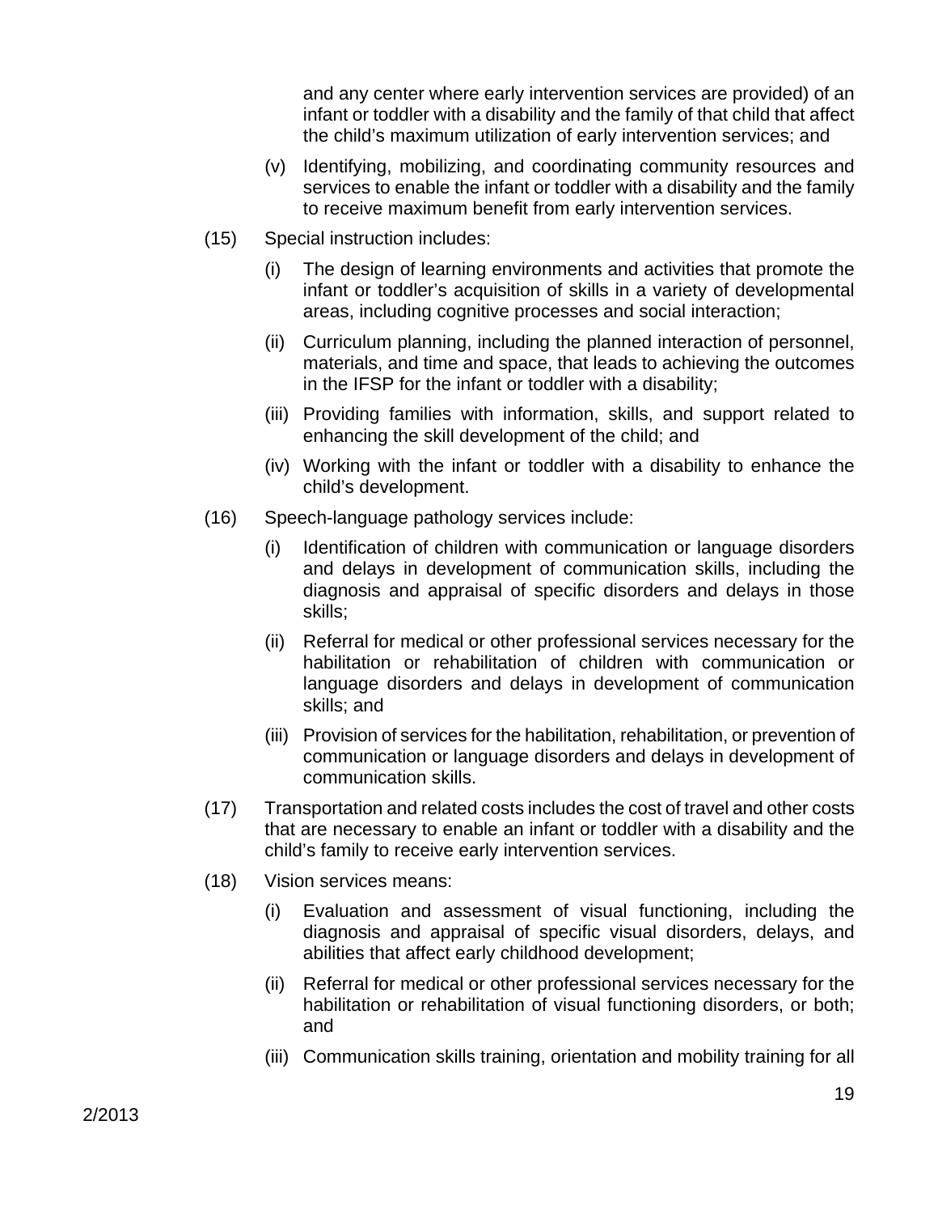and any center where early intervention services are provided) of an infant or toddler with a disability and the family of that child that affect the child's maximum utilization of early intervention services; and

(v) Identifying, mobilizing, and coordinating community resources and services to enable the infant or toddler with a disability and the family to receive maximum benefit from early intervention services.

(15) Special instruction includes:

(i) The design of learning environments and activities that promote the infant or toddler's acquisition of skills in a variety of developmental areas, including cognitive processes and social interaction;

(ii) Curriculum planning, including the planned interaction of personnel, materials, and time and space, that leads to achieving the outcomes in the IFSP for the infant or toddler with a disability;

(iii) Providing families with information, skills, and support related to enhancing the skill development of the child; and

(iv) Working with the infant or toddler with a disability to enhance the child's development.

(16) Speech-language pathology services include:

(i) Identification of children with communication or language disorders and delays in development of communication skills, including the diagnosis and appraisal of specific disorders and delays in those skills;

(ii) Referral for medical or other professional services necessary for the habilitation or rehabilitation of children with communication or language disorders and delays in development of communication skills; and

(iii) Provision of services for the habilitation, rehabilitation, or prevention of communication or language disorders and delays in development of communication skills.

(17) Transportation and related costs includes the cost of travel and other costs that are necessary to enable an infant or toddler with a disability and the child's family to receive early intervention services.

(18) Vision services means:

(i) Evaluation and assessment of visual functioning, including the diagnosis and appraisal of specific visual disorders, delays, and abilities that affect early childhood development;

(ii) Referral for medical or other professional services necessary for the habilitation or rehabilitation of visual functioning disorders, or both; and

(iii) Communication skills training, orientation and mobility training for all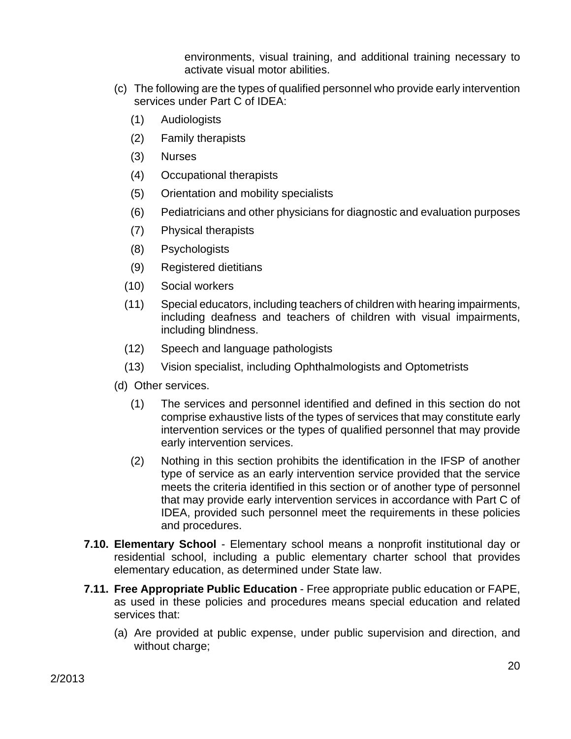environments, visual training, and additional training necessary to activate visual motor abilities.

(c) The following are the types of qualified personnel who provide early intervention services under Part C of IDEA:

  (1) Audiologists

  (2) Family therapists

  (3) Nurses

  (4) Occupational therapists

  (5) Orientation and mobility specialists

  (6) Pediatricians and other physicians for diagnostic and evaluation purposes

  (7) Physical therapists

  (8) Psychologists

  (9) Registered dietitians

  (10) Social workers

  (11) Special educators, including teachers of children with hearing impairments, including deafness and teachers of children with visual impairments, including blindness.

  (12) Speech and language pathologists

  (13) Vision specialist, including Ophthalmologists and Optometrists

(d) Other services.

  (1) The services and personnel identified and defined in this section do not comprise exhaustive lists of the types of services that may constitute early intervention services or the types of qualified personnel that may provide early intervention services.

  (2) Nothing in this section prohibits the identification in the IFSP of another type of service as an early intervention service provided that the service meets the criteria identified in this section or of another type of personnel that may provide early intervention services in accordance with Part C of IDEA, provided such personnel meet the requirements in these policies and procedures.

**7.10. Elementary School** - Elementary school means a nonprofit institutional day or residential school, including a public elementary charter school that provides elementary education, as determined under State law.

**7.11. Free Appropriate Public Education** - Free appropriate public education or FAPE, as used in these policies and procedures means special education and related services that:

(a) Are provided at public expense, under public supervision and direction, and without charge;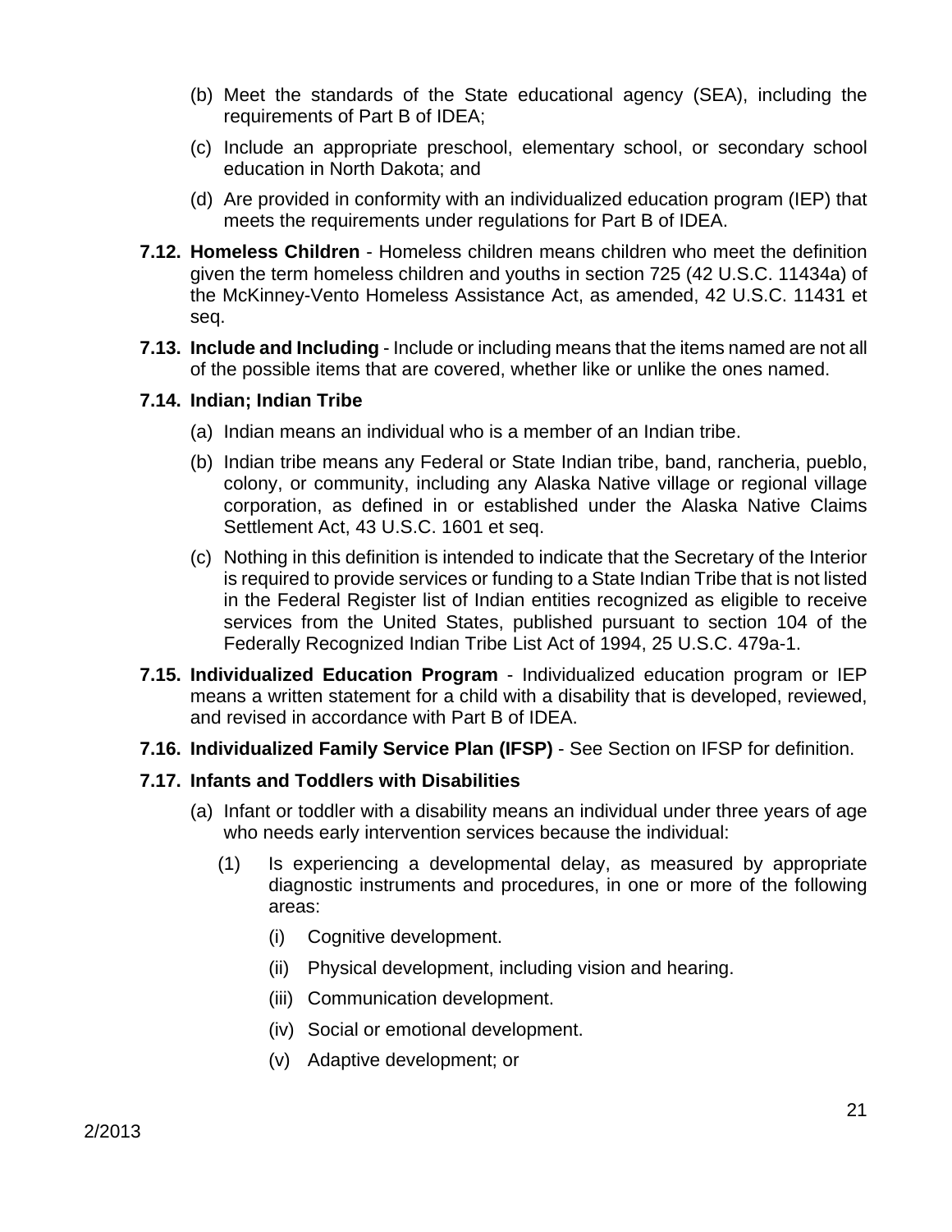(b) Meet the standards of the State educational agency (SEA), including the requirements of Part B of IDEA;

(c) Include an appropriate preschool, elementary school, or secondary school education in North Dakota; and

(d) Are provided in conformity with an individualized education program (IEP) that meets the requirements under regulations for Part B of IDEA.

**7.12. Homeless Children** - Homeless children means children who meet the definition given the term homeless children and youths in section 725 (42 U.S.C. 11434a) of the McKinney-Vento Homeless Assistance Act, as amended, 42 U.S.C. 11431 et seq.

**7.13. Include and Including** - Include or including means that the items named are not all of the possible items that are covered, whether like or unlike the ones named.

**7.14. Indian; Indian Tribe**

(a) Indian means an individual who is a member of an Indian tribe.

(b) Indian tribe means any Federal or State Indian tribe, band, rancheria, pueblo, colony, or community, including any Alaska Native village or regional village corporation, as defined in or established under the Alaska Native Claims Settlement Act, 43 U.S.C. 1601 et seq.

(c) Nothing in this definition is intended to indicate that the Secretary of the Interior is required to provide services or funding to a State Indian Tribe that is not listed in the Federal Register list of Indian entities recognized as eligible to receive services from the United States, published pursuant to section 104 of the Federally Recognized Indian Tribe List Act of 1994, 25 U.S.C. 479a-1.

**7.15. Individualized Education Program** - Individualized education program or IEP means a written statement for a child with a disability that is developed, reviewed, and revised in accordance with Part B of IDEA.

**7.16. Individualized Family Service Plan (IFSP)** - See Section on IFSP for definition.

**7.17. Infants and Toddlers with Disabilities**

(a) Infant or toddler with a disability means an individual under three years of age who needs early intervention services because the individual:

(1) Is experiencing a developmental delay, as measured by appropriate diagnostic instruments and procedures, in one or more of the following areas:

(i) Cognitive development.

(ii) Physical development, including vision and hearing.

(iii) Communication development.

(iv) Social or emotional development.

(v) Adaptive development; or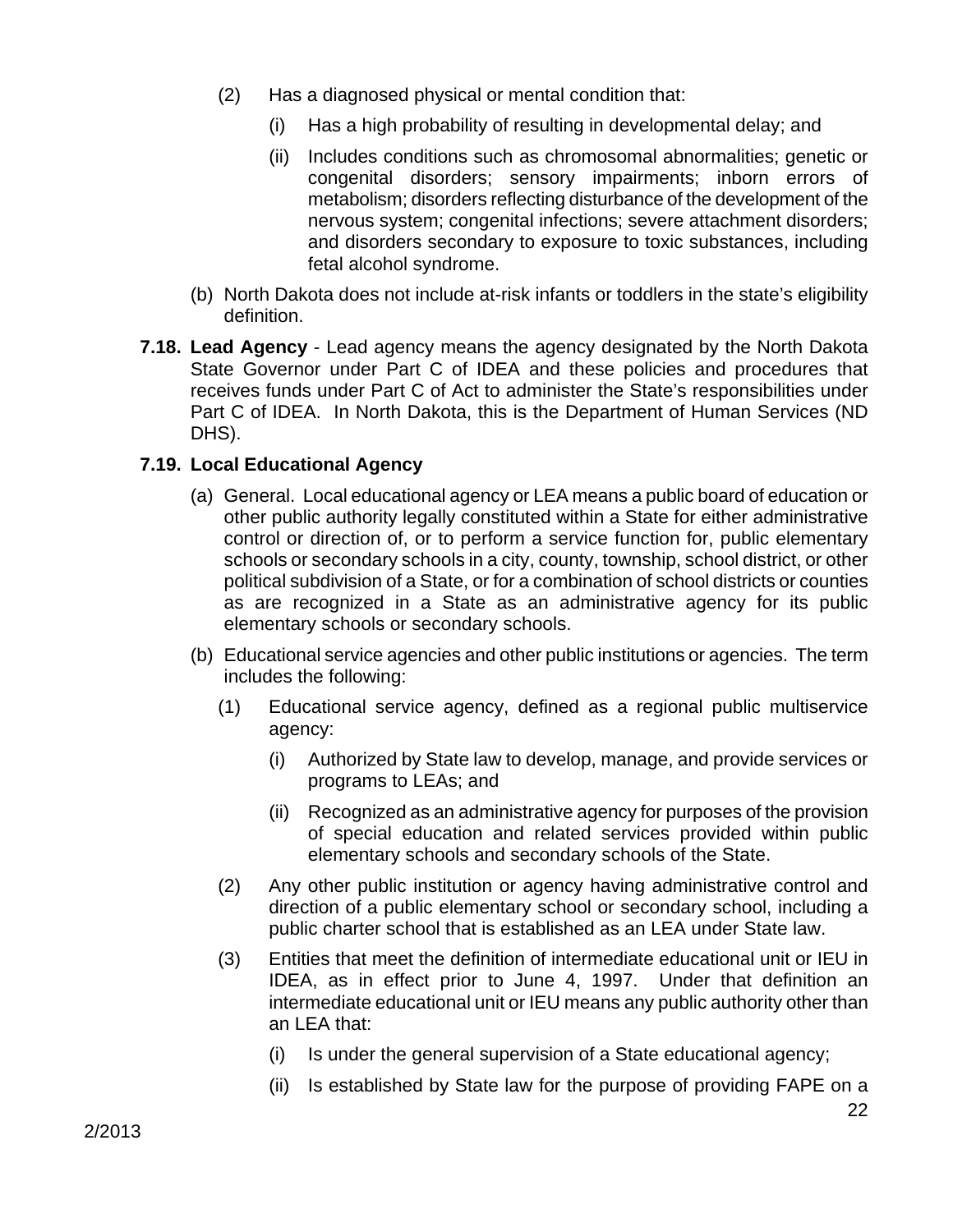(2) Has a diagnosed physical or mental condition that:

(i) Has a high probability of resulting in developmental delay; and

(ii) Includes conditions such as chromosomal abnormalities; genetic or congenital disorders; sensory impairments; inborn errors of metabolism; disorders reflecting disturbance of the development of the nervous system; congenital infections; severe attachment disorders; and disorders secondary to exposure to toxic substances, including fetal alcohol syndrome.

(b) North Dakota does not include at-risk infants or toddlers in the state's eligibility definition.

**7.18. Lead Agency** - Lead agency means the agency designated by the North Dakota State Governor under Part C of IDEA and these policies and procedures that receives funds under Part C of Act to administer the State's responsibilities under Part C of IDEA. In North Dakota, this is the Department of Human Services (ND DHS).

**7.19. Local Educational Agency**

(a) General. Local educational agency or LEA means a public board of education or other public authority legally constituted within a State for either administrative control or direction of, or to perform a service function for, public elementary schools or secondary schools in a city, county, township, school district, or other political subdivision of a State, or for a combination of school districts or counties as are recognized in a State as an administrative agency for its public elementary schools or secondary schools.

(b) Educational service agencies and other public institutions or agencies. The term includes the following:

(1) Educational service agency, defined as a regional public multiservice agency:

(i) Authorized by State law to develop, manage, and provide services or programs to LEAs; and

(ii) Recognized as an administrative agency for purposes of the provision of special education and related services provided within public elementary schools and secondary schools of the State.

(2) Any other public institution or agency having administrative control and direction of a public elementary school or secondary school, including a public charter school that is established as an LEA under State law.

(3) Entities that meet the definition of intermediate educational unit or IEU in IDEA, as in effect prior to June 4, 1997. Under that definition an intermediate educational unit or IEU means any public authority other than an LEA that:

(i) Is under the general supervision of a State educational agency;

(ii) Is established by State law for the purpose of providing FAPE on a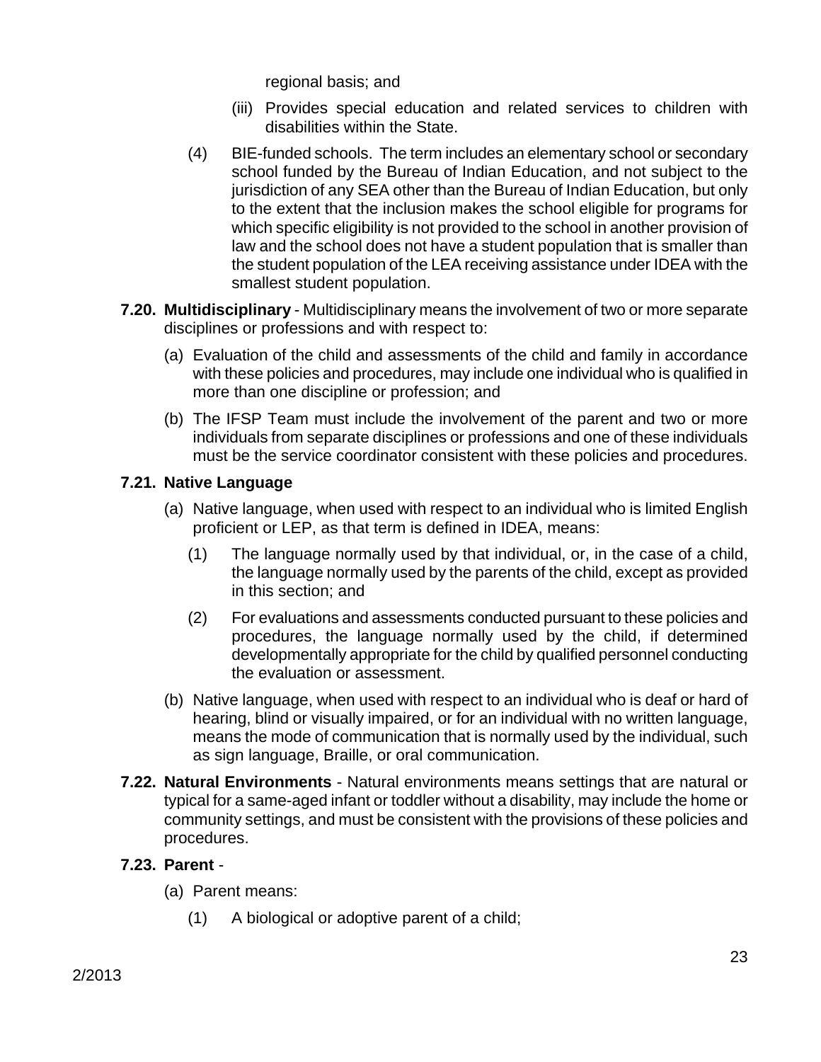regional basis; and

(iii) Provides special education and related services to children with disabilities within the State.

(4) BIE-funded schools. The term includes an elementary school or secondary school funded by the Bureau of Indian Education, and not subject to the jurisdiction of any SEA other than the Bureau of Indian Education, but only to the extent that the inclusion makes the school eligible for programs for which specific eligibility is not provided to the school in another provision of law and the school does not have a student population that is smaller than the student population of the LEA receiving assistance under IDEA with the smallest student population.

**7.20. Multidisciplinary** - Multidisciplinary means the involvement of two or more separate disciplines or professions and with respect to:

(a) Evaluation of the child and assessments of the child and family in accordance with these policies and procedures, may include one individual who is qualified in more than one discipline or profession; and

(b) The IFSP Team must include the involvement of the parent and two or more individuals from separate disciplines or professions and one of these individuals must be the service coordinator consistent with these policies and procedures.

**7.21. Native Language**

(a) Native language, when used with respect to an individual who is limited English proficient or LEP, as that term is defined in IDEA, means:

(1) The language normally used by that individual, or, in the case of a child, the language normally used by the parents of the child, except as provided in this section; and

(2) For evaluations and assessments conducted pursuant to these policies and procedures, the language normally used by the child, if determined developmentally appropriate for the child by qualified personnel conducting the evaluation or assessment.

(b) Native language, when used with respect to an individual who is deaf or hard of hearing, blind or visually impaired, or for an individual with no written language, means the mode of communication that is normally used by the individual, such as sign language, Braille, or oral communication.

**7.22. Natural Environments** - Natural environments means settings that are natural or typical for a same-aged infant or toddler without a disability, may include the home or community settings, and must be consistent with the provisions of these policies and procedures.

**7.23. Parent** -

(a) Parent means:

(1) A biological or adoptive parent of a child;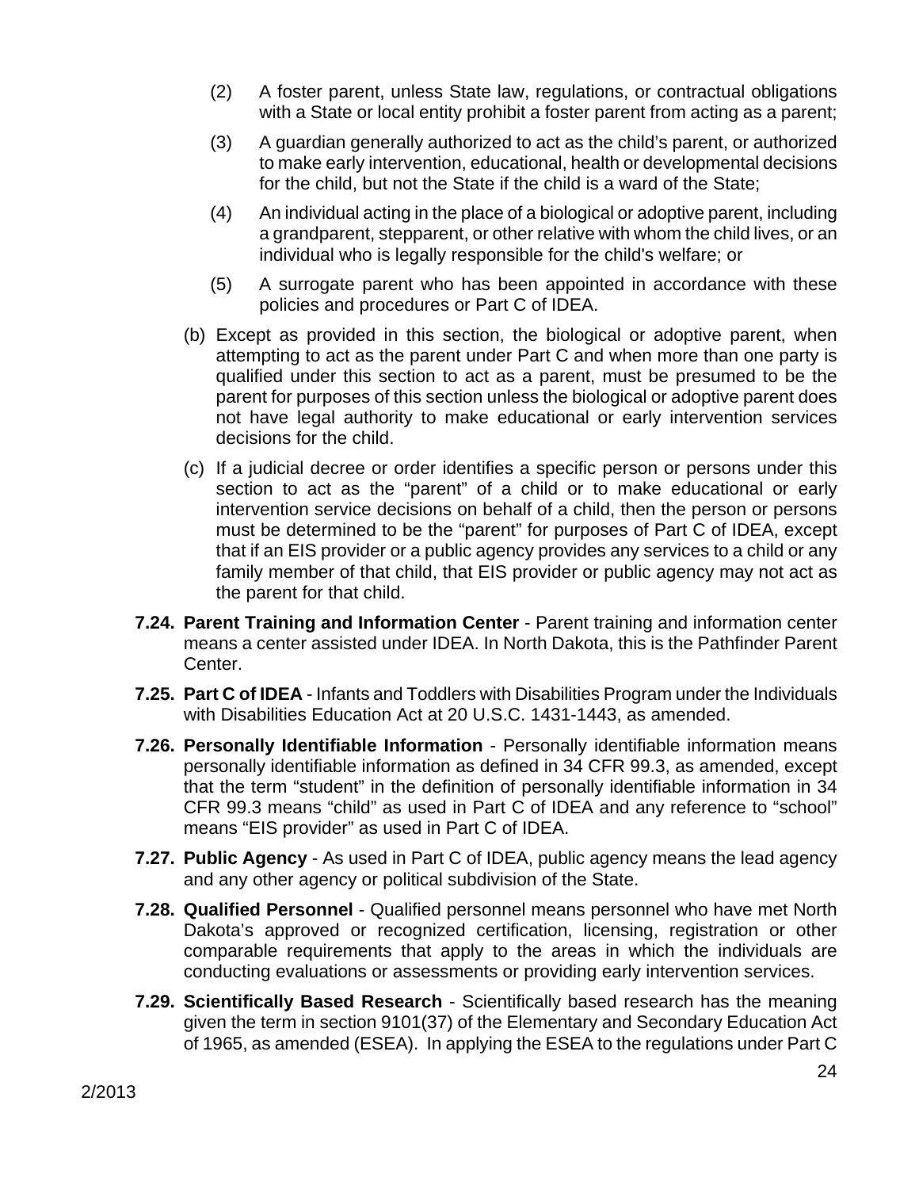(2) A foster parent, unless State law, regulations, or contractual obligations with a State or local entity prohibit a foster parent from acting as a parent;

(3) A guardian generally authorized to act as the child's parent, or authorized to make early intervention, educational, health or developmental decisions for the child, but not the State if the child is a ward of the State;

(4) An individual acting in the place of a biological or adoptive parent, including a grandparent, stepparent, or other relative with whom the child lives, or an individual who is legally responsible for the child's welfare; or

(5) A surrogate parent who has been appointed in accordance with these policies and procedures or Part C of IDEA.

(b) Except as provided in this section, the biological or adoptive parent, when attempting to act as the parent under Part C and when more than one party is qualified under this section to act as a parent, must be presumed to be the parent for purposes of this section unless the biological or adoptive parent does not have legal authority to make educational or early intervention services decisions for the child.

(c) If a judicial decree or order identifies a specific person or persons under this section to act as the "parent" of a child or to make educational or early intervention service decisions on behalf of a child, then the person or persons must be determined to be the "parent" for purposes of Part C of IDEA, except that if an EIS provider or a public agency provides any services to a child or any family member of that child, that EIS provider or public agency may not act as the parent for that child.

**7.24. Parent Training and Information Center** - Parent training and information center means a center assisted under IDEA. In North Dakota, this is the Pathfinder Parent Center.

**7.25. Part C of IDEA** - Infants and Toddlers with Disabilities Program under the Individuals with Disabilities Education Act at 20 U.S.C. 1431-1443, as amended.

**7.26. Personally Identifiable Information** - Personally identifiable information means personally identifiable information as defined in 34 CFR 99.3, as amended, except that the term "student" in the definition of personally identifiable information in 34 CFR 99.3 means "child" as used in Part C of IDEA and any reference to "school" means "EIS provider" as used in Part C of IDEA.

**7.27. Public Agency** - As used in Part C of IDEA, public agency means the lead agency and any other agency or political subdivision of the State.

**7.28. Qualified Personnel** - Qualified personnel means personnel who have met North Dakota's approved or recognized certification, licensing, registration or other comparable requirements that apply to the areas in which the individuals are conducting evaluations or assessments or providing early intervention services.

**7.29. Scientifically Based Research** - Scientifically based research has the meaning given the term in section 9101(37) of the Elementary and Secondary Education Act of 1965, as amended (ESEA). In applying the ESEA to the regulations under Part C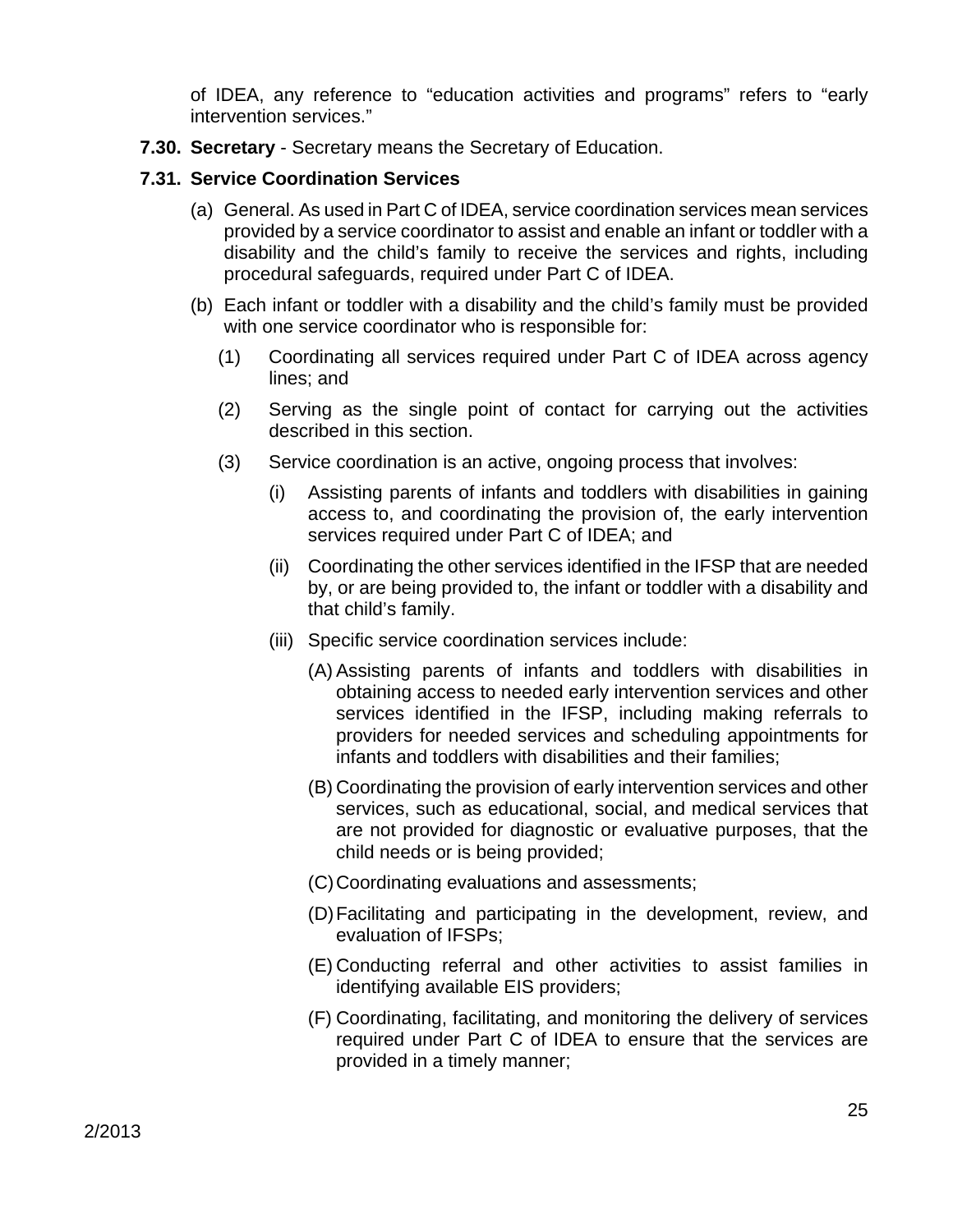of IDEA, any reference to "education activities and programs" refers to "early intervention services."

**7.30. Secretary** - Secretary means the Secretary of Education.

**7.31. Service Coordination Services**

(a) General. As used in Part C of IDEA, service coordination services mean services provided by a service coordinator to assist and enable an infant or toddler with a disability and the child's family to receive the services and rights, including procedural safeguards, required under Part C of IDEA.

(b) Each infant or toddler with a disability and the child's family must be provided with one service coordinator who is responsible for:

- (1) Coordinating all services required under Part C of IDEA across agency lines; and
- (2) Serving as the single point of contact for carrying out the activities described in this section.
- (3) Service coordination is an active, ongoing process that involves:
  - (i) Assisting parents of infants and toddlers with disabilities in gaining access to, and coordinating the provision of, the early intervention services required under Part C of IDEA; and
  - (ii) Coordinating the other services identified in the IFSP that are needed by, or are being provided to, the infant or toddler with a disability and that child's family.
  - (iii) Specific service coordination services include:
    - (A) Assisting parents of infants and toddlers with disabilities in obtaining access to needed early intervention services and other services identified in the IFSP, including making referrals to providers for needed services and scheduling appointments for infants and toddlers with disabilities and their families;
    - (B) Coordinating the provision of early intervention services and other services, such as educational, social, and medical services that are not provided for diagnostic or evaluative purposes, that the child needs or is being provided;
    - (C) Coordinating evaluations and assessments;
    - (D) Facilitating and participating in the development, review, and evaluation of IFSPs;
    - (E) Conducting referral and other activities to assist families in identifying available EIS providers;
    - (F) Coordinating, facilitating, and monitoring the delivery of services required under Part C of IDEA to ensure that the services are provided in a timely manner;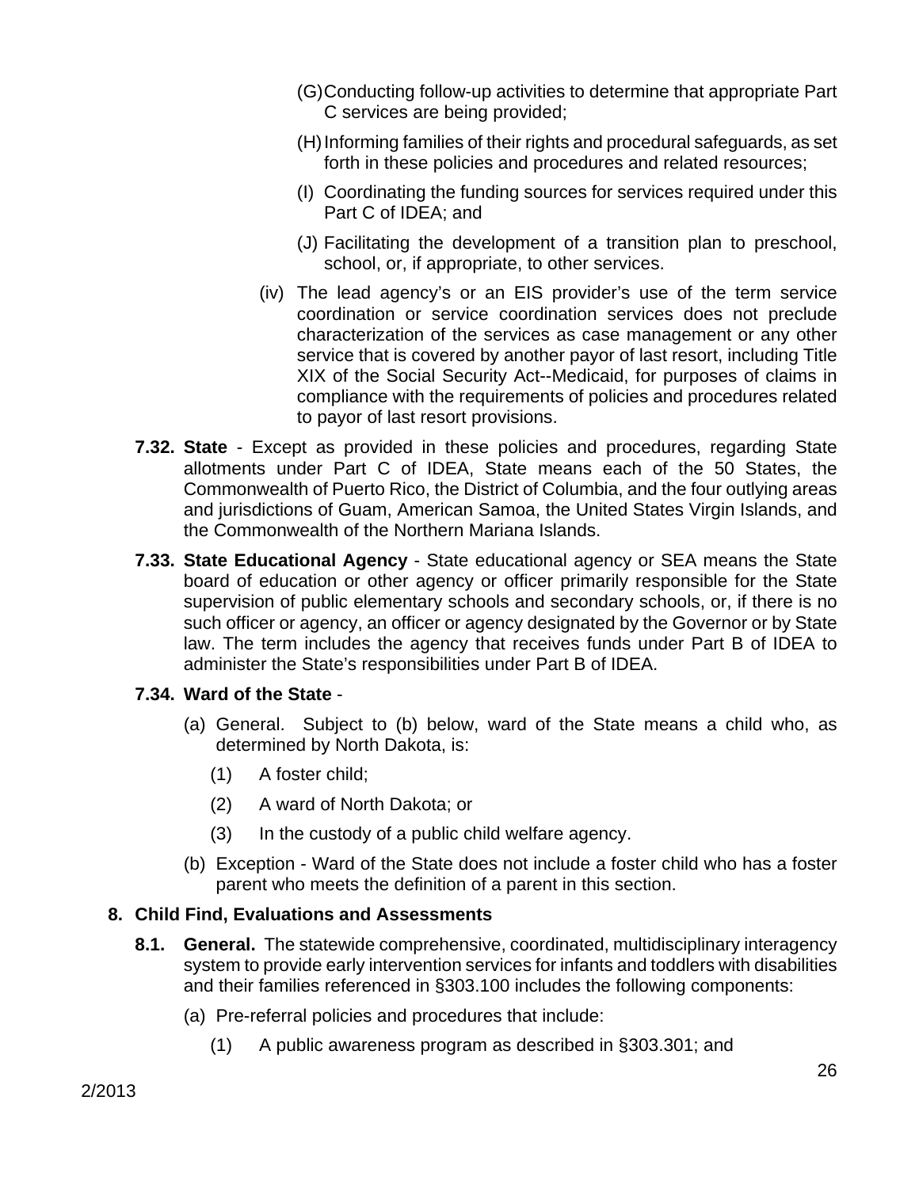(G) Conducting follow-up activities to determine that appropriate Part C services are being provided;

(H) Informing families of their rights and procedural safeguards, as set forth in these policies and procedures and related resources;

(I) Coordinating the funding sources for services required under this Part C of IDEA; and

(J) Facilitating the development of a transition plan to preschool, school, or, if appropriate, to other services.

(iv) The lead agency's or an EIS provider's use of the term service coordination or service coordination services does not preclude characterization of the services as case management or any other service that is covered by another payor of last resort, including Title XIX of the Social Security Act--Medicaid, for purposes of claims in compliance with the requirements of policies and procedures related to payor of last resort provisions.

**7.32. State** - Except as provided in these policies and procedures, regarding State allotments under Part C of IDEA, State means each of the 50 States, the Commonwealth of Puerto Rico, the District of Columbia, and the four outlying areas and jurisdictions of Guam, American Samoa, the United States Virgin Islands, and the Commonwealth of the Northern Mariana Islands.

**7.33. State Educational Agency** - State educational agency or SEA means the State board of education or other agency or officer primarily responsible for the State supervision of public elementary schools and secondary schools, or, if there is no such officer or agency, an officer or agency designated by the Governor or by State law. The term includes the agency that receives funds under Part B of IDEA to administer the State's responsibilities under Part B of IDEA.

**7.34. Ward of the State** -

(a) General. Subject to (b) below, ward of the State means a child who, as determined by North Dakota, is:

(1) A foster child;

(2) A ward of North Dakota; or

(3) In the custody of a public child welfare agency.

(b) Exception - Ward of the State does not include a foster child who has a foster parent who meets the definition of a parent in this section.

## 8. Child Find, Evaluations and Assessments

**8.1. General.** The statewide comprehensive, coordinated, multidisciplinary interagency system to provide early intervention services for infants and toddlers with disabilities and their families referenced in §303.100 includes the following components:

(a) Pre-referral policies and procedures that include:

(1) A public awareness program as described in §303.301; and

2/2013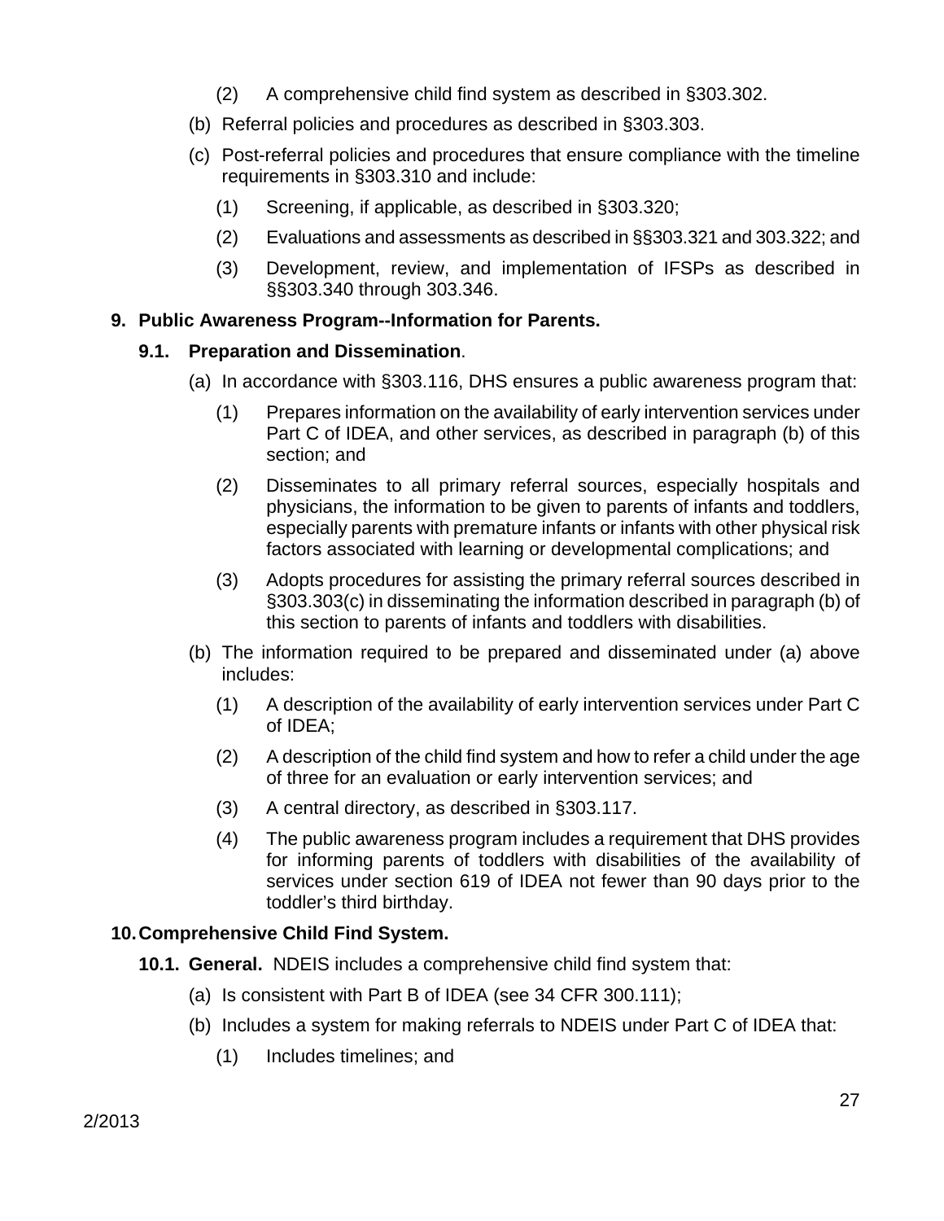(2) A comprehensive child find system as described in §303.302.

(b) Referral policies and procedures as described in §303.303.

(c) Post-referral policies and procedures that ensure compliance with the timeline requirements in §303.310 and include:

(1) Screening, if applicable, as described in §303.320;

(2) Evaluations and assessments as described in §§303.321 and 303.322; and

(3) Development, review, and implementation of IFSPs as described in §§303.340 through 303.346.

## 9. Public Awareness Program--Information for Parents.

### 9.1. Preparation and Dissemination.

(a) In accordance with §303.116, DHS ensures a public awareness program that:

(1) Prepares information on the availability of early intervention services under Part C of IDEA, and other services, as described in paragraph (b) of this section; and

(2) Disseminates to all primary referral sources, especially hospitals and physicians, the information to be given to parents of infants and toddlers, especially parents with premature infants or infants with other physical risk factors associated with learning or developmental complications; and

(3) Adopts procedures for assisting the primary referral sources described in §303.303(c) in disseminating the information described in paragraph (b) of this section to parents of infants and toddlers with disabilities.

(b) The information required to be prepared and disseminated under (a) above includes:

(1) A description of the availability of early intervention services under Part C of IDEA;

(2) A description of the child find system and how to refer a child under the age of three for an evaluation or early intervention services; and

(3) A central directory, as described in §303.117.

(4) The public awareness program includes a requirement that DHS provides for informing parents of toddlers with disabilities of the availability of services under section 619 of IDEA not fewer than 90 days prior to the toddler's third birthday.

## 10. Comprehensive Child Find System.

**10.1. General.** NDEIS includes a comprehensive child find system that:

(a) Is consistent with Part B of IDEA (see 34 CFR 300.111);

(b) Includes a system for making referrals to NDEIS under Part C of IDEA that:

(1) Includes timelines; and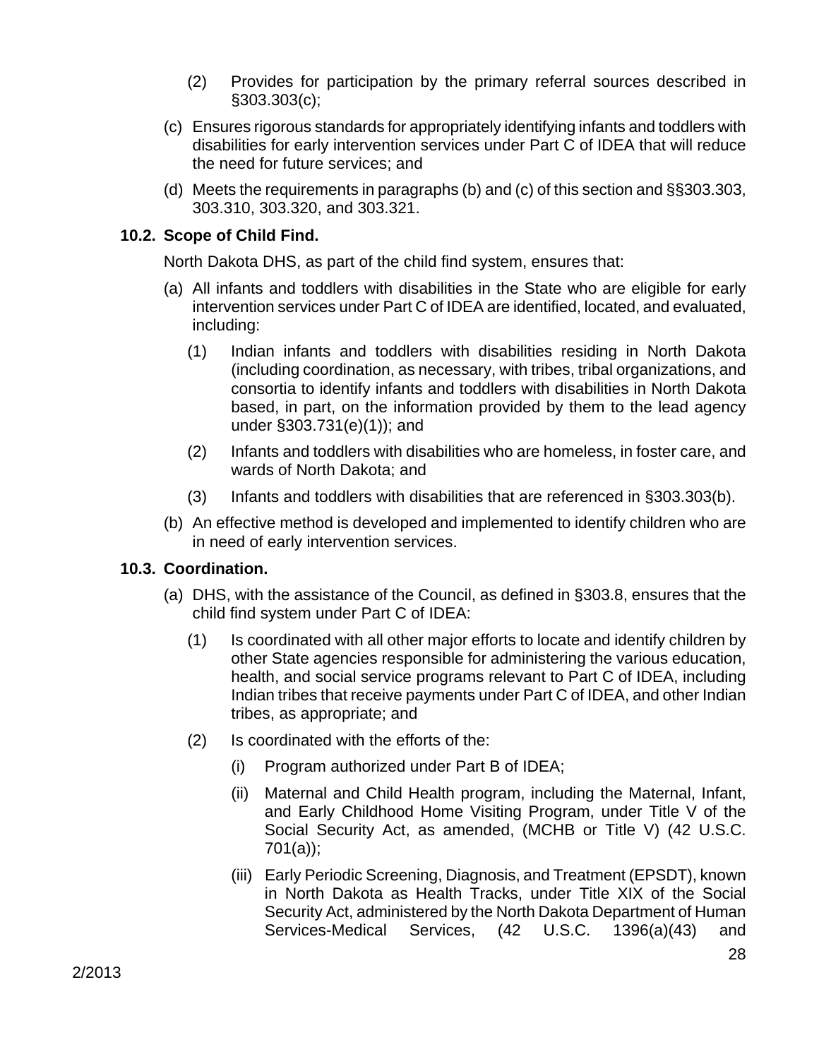(2) Provides for participation by the primary referral sources described in §303.303(c);

(c) Ensures rigorous standards for appropriately identifying infants and toddlers with disabilities for early intervention services under Part C of IDEA that will reduce the need for future services; and

(d) Meets the requirements in paragraphs (b) and (c) of this section and §§303.303, 303.310, 303.320, and 303.321.

### 10.2. Scope of Child Find.

North Dakota DHS, as part of the child find system, ensures that:

(a) All infants and toddlers with disabilities in the State who are eligible for early intervention services under Part C of IDEA are identified, located, and evaluated, including:

(1) Indian infants and toddlers with disabilities residing in North Dakota (including coordination, as necessary, with tribes, tribal organizations, and consortia to identify infants and toddlers with disabilities in North Dakota based, in part, on the information provided by them to the lead agency under §303.731(e)(1)); and

(2) Infants and toddlers with disabilities who are homeless, in foster care, and wards of North Dakota; and

(3) Infants and toddlers with disabilities that are referenced in §303.303(b).

(b) An effective method is developed and implemented to identify children who are in need of early intervention services.

### 10.3. Coordination.

(a) DHS, with the assistance of the Council, as defined in §303.8, ensures that the child find system under Part C of IDEA:

(1) Is coordinated with all other major efforts to locate and identify children by other State agencies responsible for administering the various education, health, and social service programs relevant to Part C of IDEA, including Indian tribes that receive payments under Part C of IDEA, and other Indian tribes, as appropriate; and

(2) Is coordinated with the efforts of the:

(i) Program authorized under Part B of IDEA;

(ii) Maternal and Child Health program, including the Maternal, Infant, and Early Childhood Home Visiting Program, under Title V of the Social Security Act, as amended, (MCHB or Title V) (42 U.S.C. 701(a));

(iii) Early Periodic Screening, Diagnosis, and Treatment (EPSDT), known in North Dakota as Health Tracks, under Title XIX of the Social Security Act, administered by the North Dakota Department of Human Services-Medical Services, (42 U.S.C. 1396(a)(43) and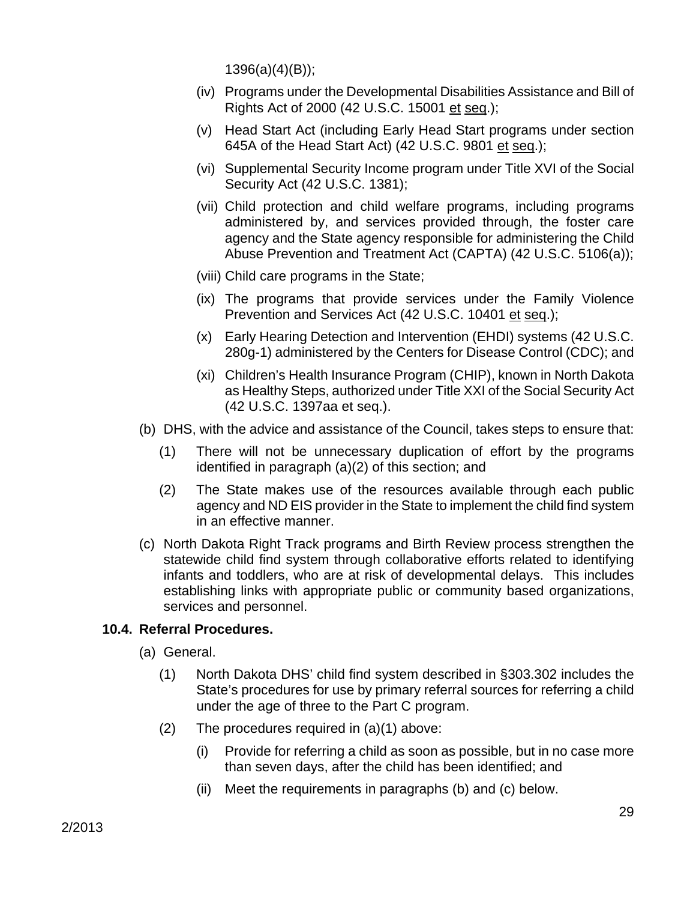1396(a)(4)(B));

(iv) Programs under the Developmental Disabilities Assistance and Bill of Rights Act of 2000 (42 U.S.C. 15001 et seq.);

(v) Head Start Act (including Early Head Start programs under section 645A of the Head Start Act) (42 U.S.C. 9801 et seq.);

(vi) Supplemental Security Income program under Title XVI of the Social Security Act (42 U.S.C. 1381);

(vii) Child protection and child welfare programs, including programs administered by, and services provided through, the foster care agency and the State agency responsible for administering the Child Abuse Prevention and Treatment Act (CAPTA) (42 U.S.C. 5106(a));

(viii) Child care programs in the State;

(ix) The programs that provide services under the Family Violence Prevention and Services Act (42 U.S.C. 10401 et seq.);

(x) Early Hearing Detection and Intervention (EHDI) systems (42 U.S.C. 280g-1) administered by the Centers for Disease Control (CDC); and

(xi) Children's Health Insurance Program (CHIP), known in North Dakota as Healthy Steps, authorized under Title XXI of the Social Security Act (42 U.S.C. 1397aa et seq.).

(b) DHS, with the advice and assistance of the Council, takes steps to ensure that:

(1) There will not be unnecessary duplication of effort by the programs identified in paragraph (a)(2) of this section; and

(2) The State makes use of the resources available through each public agency and ND EIS provider in the State to implement the child find system in an effective manner.

(c) North Dakota Right Track programs and Birth Review process strengthen the statewide child find system through collaborative efforts related to identifying infants and toddlers, who are at risk of developmental delays. This includes establishing links with appropriate public or community based organizations, services and personnel.

### 10.4. Referral Procedures.

(a) General.

(1) North Dakota DHS' child find system described in §303.302 includes the State's procedures for use by primary referral sources for referring a child under the age of three to the Part C program.

(2) The procedures required in (a)(1) above:

(i) Provide for referring a child as soon as possible, but in no case more than seven days, after the child has been identified; and

(ii) Meet the requirements in paragraphs (b) and (c) below.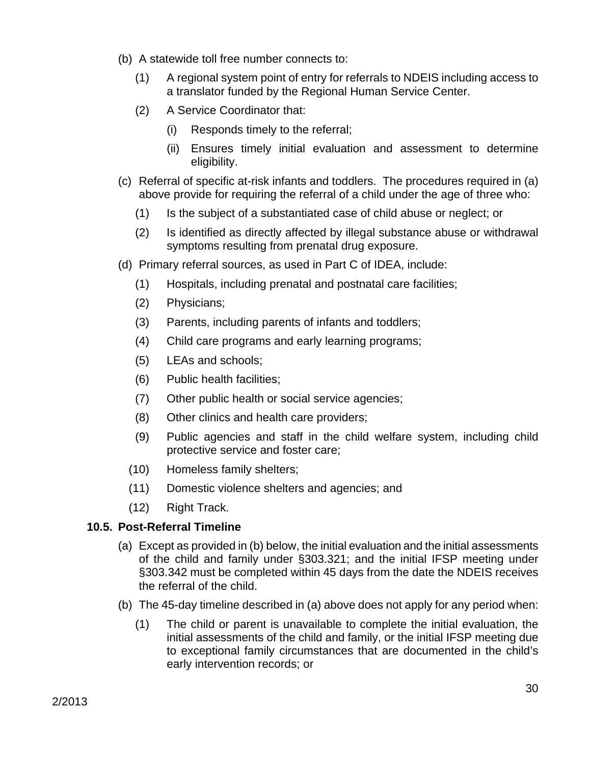(b) A statewide toll free number connects to:

(1) A regional system point of entry for referrals to NDEIS including access to a translator funded by the Regional Human Service Center.

(2) A Service Coordinator that:

(i) Responds timely to the referral;

(ii) Ensures timely initial evaluation and assessment to determine eligibility.

(c) Referral of specific at-risk infants and toddlers. The procedures required in (a) above provide for requiring the referral of a child under the age of three who:

(1) Is the subject of a substantiated case of child abuse or neglect; or

(2) Is identified as directly affected by illegal substance abuse or withdrawal symptoms resulting from prenatal drug exposure.

(d) Primary referral sources, as used in Part C of IDEA, include:

(1) Hospitals, including prenatal and postnatal care facilities;

(2) Physicians;

(3) Parents, including parents of infants and toddlers;

(4) Child care programs and early learning programs;

(5) LEAs and schools;

(6) Public health facilities;

(7) Other public health or social service agencies;

(8) Other clinics and health care providers;

(9) Public agencies and staff in the child welfare system, including child protective service and foster care;

(10) Homeless family shelters;

(11) Domestic violence shelters and agencies; and

(12) Right Track.

**10.5. Post-Referral Timeline**

(a) Except as provided in (b) below, the initial evaluation and the initial assessments of the child and family under §303.321; and the initial IFSP meeting under §303.342 must be completed within 45 days from the date the NDEIS receives the referral of the child.

(b) The 45-day timeline described in (a) above does not apply for any period when:

(1) The child or parent is unavailable to complete the initial evaluation, the initial assessments of the child and family, or the initial IFSP meeting due to exceptional family circumstances that are documented in the child's early intervention records; or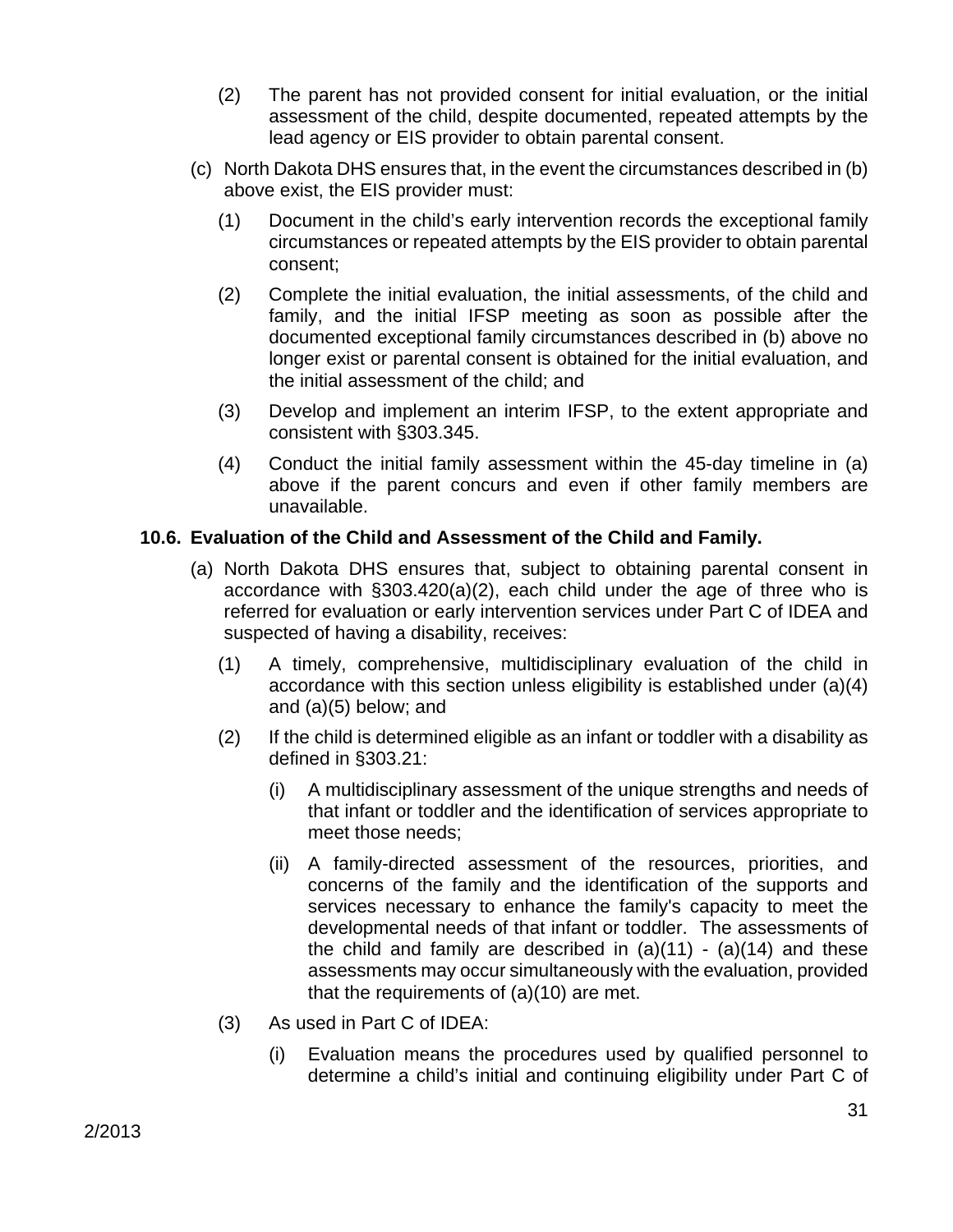(2) The parent has not provided consent for initial evaluation, or the initial assessment of the child, despite documented, repeated attempts by the lead agency or EIS provider to obtain parental consent.

(c) North Dakota DHS ensures that, in the event the circumstances described in (b) above exist, the EIS provider must:

(1) Document in the child's early intervention records the exceptional family circumstances or repeated attempts by the EIS provider to obtain parental consent;

(2) Complete the initial evaluation, the initial assessments, of the child and family, and the initial IFSP meeting as soon as possible after the documented exceptional family circumstances described in (b) above no longer exist or parental consent is obtained for the initial evaluation, and the initial assessment of the child; and

(3) Develop and implement an interim IFSP, to the extent appropriate and consistent with §303.345.

(4) Conduct the initial family assessment within the 45-day timeline in (a) above if the parent concurs and even if other family members are unavailable.

**10.6. Evaluation of the Child and Assessment of the Child and Family.**

(a) North Dakota DHS ensures that, subject to obtaining parental consent in accordance with §303.420(a)(2), each child under the age of three who is referred for evaluation or early intervention services under Part C of IDEA and suspected of having a disability, receives:

(1) A timely, comprehensive, multidisciplinary evaluation of the child in accordance with this section unless eligibility is established under (a)(4) and (a)(5) below; and

(2) If the child is determined eligible as an infant or toddler with a disability as defined in §303.21:

(i) A multidisciplinary assessment of the unique strengths and needs of that infant or toddler and the identification of services appropriate to meet those needs;

(ii) A family-directed assessment of the resources, priorities, and concerns of the family and the identification of the supports and services necessary to enhance the family's capacity to meet the developmental needs of that infant or toddler. The assessments of the child and family are described in (a)(11) - (a)(14) and these assessments may occur simultaneously with the evaluation, provided that the requirements of (a)(10) are met.

(3) As used in Part C of IDEA:

(i) Evaluation means the procedures used by qualified personnel to determine a child's initial and continuing eligibility under Part C of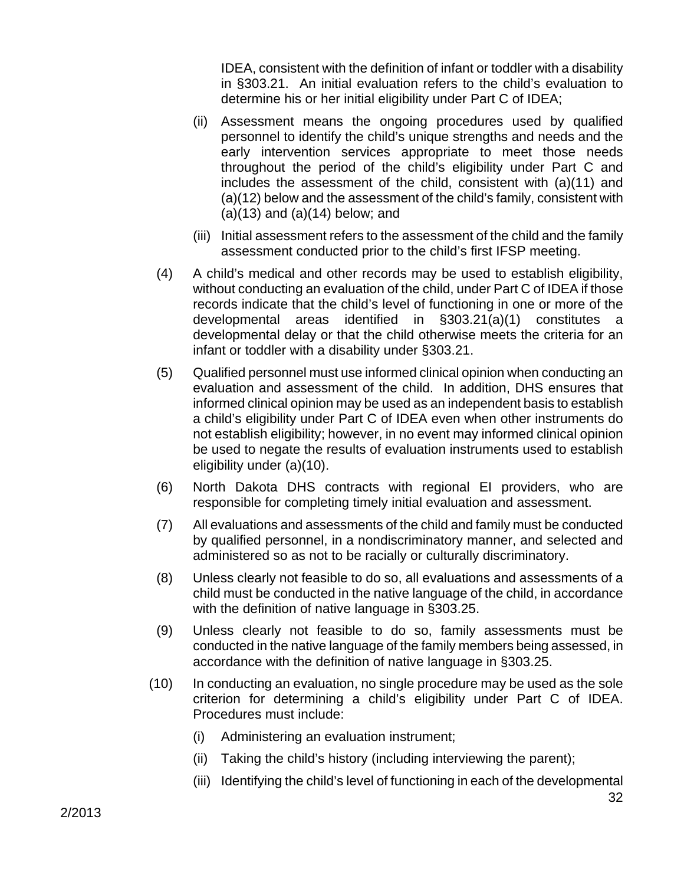IDEA, consistent with the definition of infant or toddler with a disability in §303.21. An initial evaluation refers to the child's evaluation to determine his or her initial eligibility under Part C of IDEA;

(ii) Assessment means the ongoing procedures used by qualified personnel to identify the child's unique strengths and needs and the early intervention services appropriate to meet those needs throughout the period of the child's eligibility under Part C and includes the assessment of the child, consistent with (a)(11) and (a)(12) below and the assessment of the child's family, consistent with (a)(13) and (a)(14) below; and

(iii) Initial assessment refers to the assessment of the child and the family assessment conducted prior to the child's first IFSP meeting.

(4) A child's medical and other records may be used to establish eligibility, without conducting an evaluation of the child, under Part C of IDEA if those records indicate that the child's level of functioning in one or more of the developmental areas identified in §303.21(a)(1) constitutes a developmental delay or that the child otherwise meets the criteria for an infant or toddler with a disability under §303.21.

(5) Qualified personnel must use informed clinical opinion when conducting an evaluation and assessment of the child. In addition, DHS ensures that informed clinical opinion may be used as an independent basis to establish a child's eligibility under Part C of IDEA even when other instruments do not establish eligibility; however, in no event may informed clinical opinion be used to negate the results of evaluation instruments used to establish eligibility under (a)(10).

(6) North Dakota DHS contracts with regional EI providers, who are responsible for completing timely initial evaluation and assessment.

(7) All evaluations and assessments of the child and family must be conducted by qualified personnel, in a nondiscriminatory manner, and selected and administered so as not to be racially or culturally discriminatory.

(8) Unless clearly not feasible to do so, all evaluations and assessments of a child must be conducted in the native language of the child, in accordance with the definition of native language in §303.25.

(9) Unless clearly not feasible to do so, family assessments must be conducted in the native language of the family members being assessed, in accordance with the definition of native language in §303.25.

(10) In conducting an evaluation, no single procedure may be used as the sole criterion for determining a child's eligibility under Part C of IDEA. Procedures must include:

(i) Administering an evaluation instrument;

(ii) Taking the child's history (including interviewing the parent);

(iii) Identifying the child's level of functioning in each of the developmental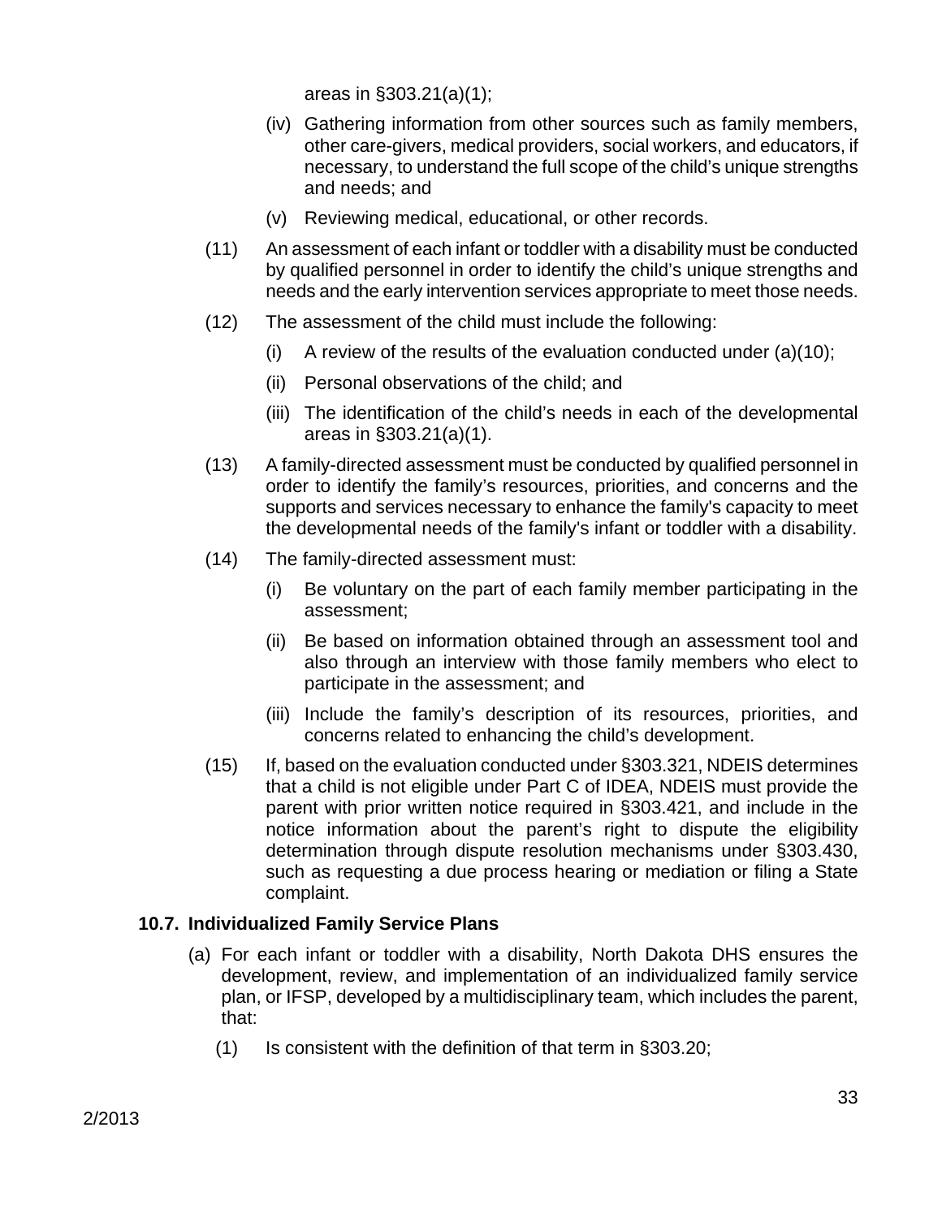areas in §303.21(a)(1);

(iv) Gathering information from other sources such as family members, other care-givers, medical providers, social workers, and educators, if necessary, to understand the full scope of the child's unique strengths and needs; and

(v) Reviewing medical, educational, or other records.

(11) An assessment of each infant or toddler with a disability must be conducted by qualified personnel in order to identify the child's unique strengths and needs and the early intervention services appropriate to meet those needs.

(12) The assessment of the child must include the following:

(i) A review of the results of the evaluation conducted under (a)(10);

(ii) Personal observations of the child; and

(iii) The identification of the child's needs in each of the developmental areas in §303.21(a)(1).

(13) A family-directed assessment must be conducted by qualified personnel in order to identify the family's resources, priorities, and concerns and the supports and services necessary to enhance the family's capacity to meet the developmental needs of the family's infant or toddler with a disability.

(14) The family-directed assessment must:

(i) Be voluntary on the part of each family member participating in the assessment;

(ii) Be based on information obtained through an assessment tool and also through an interview with those family members who elect to participate in the assessment; and

(iii) Include the family's description of its resources, priorities, and concerns related to enhancing the child's development.

(15) If, based on the evaluation conducted under §303.321, NDEIS determines that a child is not eligible under Part C of IDEA, NDEIS must provide the parent with prior written notice required in §303.421, and include in the notice information about the parent's right to dispute the eligibility determination through dispute resolution mechanisms under §303.430, such as requesting a due process hearing or mediation or filing a State complaint.

### 10.7. Individualized Family Service Plans

(a) For each infant or toddler with a disability, North Dakota DHS ensures the development, review, and implementation of an individualized family service plan, or IFSP, developed by a multidisciplinary team, which includes the parent, that:

(1) Is consistent with the definition of that term in §303.20;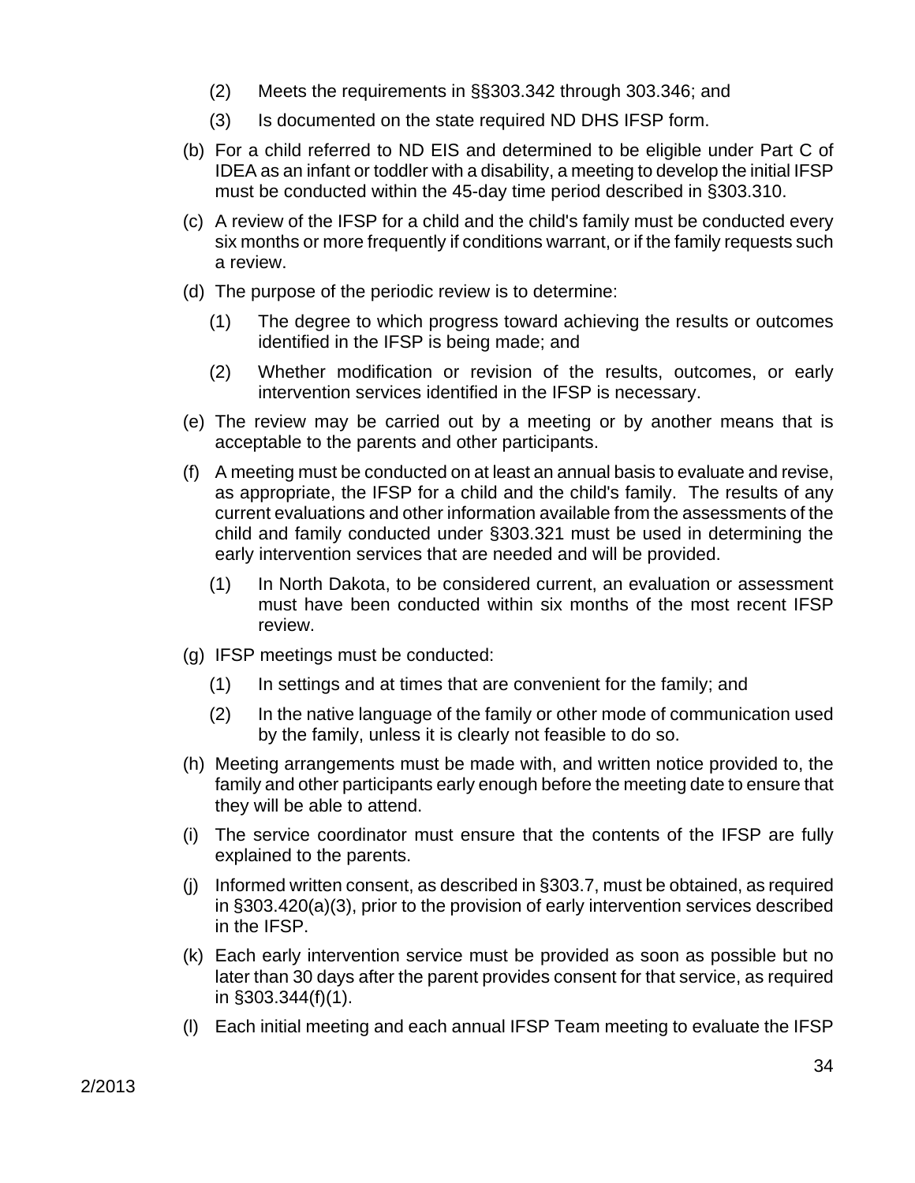(2) Meets the requirements in §§303.342 through 303.346; and

(3) Is documented on the state required ND DHS IFSP form.

(b) For a child referred to ND EIS and determined to be eligible under Part C of IDEA as an infant or toddler with a disability, a meeting to develop the initial IFSP must be conducted within the 45-day time period described in §303.310.

(c) A review of the IFSP for a child and the child's family must be conducted every six months or more frequently if conditions warrant, or if the family requests such a review.

(d) The purpose of the periodic review is to determine:

  (1) The degree to which progress toward achieving the results or outcomes identified in the IFSP is being made; and

  (2) Whether modification or revision of the results, outcomes, or early intervention services identified in the IFSP is necessary.

(e) The review may be carried out by a meeting or by another means that is acceptable to the parents and other participants.

(f) A meeting must be conducted on at least an annual basis to evaluate and revise, as appropriate, the IFSP for a child and the child's family. The results of any current evaluations and other information available from the assessments of the child and family conducted under §303.321 must be used in determining the early intervention services that are needed and will be provided.

  (1) In North Dakota, to be considered current, an evaluation or assessment must have been conducted within six months of the most recent IFSP review.

(g) IFSP meetings must be conducted:

  (1) In settings and at times that are convenient for the family; and

  (2) In the native language of the family or other mode of communication used by the family, unless it is clearly not feasible to do so.

(h) Meeting arrangements must be made with, and written notice provided to, the family and other participants early enough before the meeting date to ensure that they will be able to attend.

(i) The service coordinator must ensure that the contents of the IFSP are fully explained to the parents.

(j) Informed written consent, as described in §303.7, must be obtained, as required in §303.420(a)(3), prior to the provision of early intervention services described in the IFSP.

(k) Each early intervention service must be provided as soon as possible but no later than 30 days after the parent provides consent for that service, as required in §303.344(f)(1).

(l) Each initial meeting and each annual IFSP Team meeting to evaluate the IFSP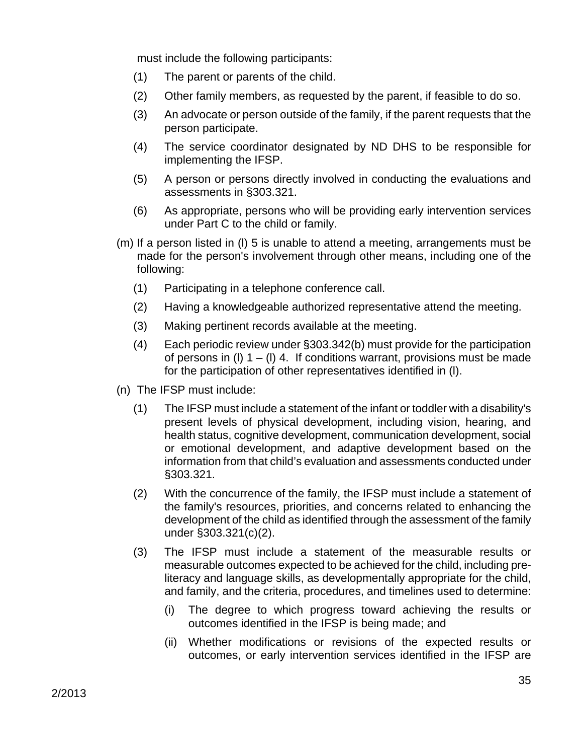must include the following participants:

(1) The parent or parents of the child.

(2) Other family members, as requested by the parent, if feasible to do so.

(3) An advocate or person outside of the family, if the parent requests that the person participate.

(4) The service coordinator designated by ND DHS to be responsible for implementing the IFSP.

(5) A person or persons directly involved in conducting the evaluations and assessments in §303.321.

(6) As appropriate, persons who will be providing early intervention services under Part C to the child or family.

(m) If a person listed in (l) 5 is unable to attend a meeting, arrangements must be made for the person's involvement through other means, including one of the following:

(1) Participating in a telephone conference call.

(2) Having a knowledgeable authorized representative attend the meeting.

(3) Making pertinent records available at the meeting.

(4) Each periodic review under §303.342(b) must provide for the participation of persons in (l) 1 – (l) 4. If conditions warrant, provisions must be made for the participation of other representatives identified in (l).

(n) The IFSP must include:

(1) The IFSP must include a statement of the infant or toddler with a disability's present levels of physical development, including vision, hearing, and health status, cognitive development, communication development, social or emotional development, and adaptive development based on the information from that child's evaluation and assessments conducted under §303.321.

(2) With the concurrence of the family, the IFSP must include a statement of the family's resources, priorities, and concerns related to enhancing the development of the child as identified through the assessment of the family under §303.321(c)(2).

(3) The IFSP must include a statement of the measurable results or measurable outcomes expected to be achieved for the child, including pre-literacy and language skills, as developmentally appropriate for the child, and family, and the criteria, procedures, and timelines used to determine:

(i) The degree to which progress toward achieving the results or outcomes identified in the IFSP is being made; and

(ii) Whether modifications or revisions of the expected results or outcomes, or early intervention services identified in the IFSP are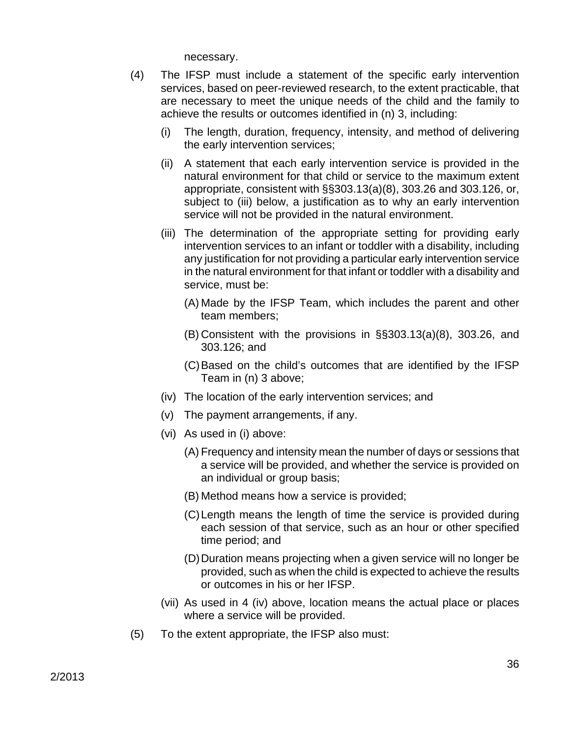necessary.

(4) The IFSP must include a statement of the specific early intervention services, based on peer-reviewed research, to the extent practicable, that are necessary to meet the unique needs of the child and the family to achieve the results or outcomes identified in (n) 3, including:

   (i) The length, duration, frequency, intensity, and method of delivering the early intervention services;

   (ii) A statement that each early intervention service is provided in the natural environment for that child or service to the maximum extent appropriate, consistent with §§303.13(a)(8), 303.26 and 303.126, or, subject to (iii) below, a justification as to why an early intervention service will not be provided in the natural environment.

   (iii) The determination of the appropriate setting for providing early intervention services to an infant or toddler with a disability, including any justification for not providing a particular early intervention service in the natural environment for that infant or toddler with a disability and service, must be:

      (A) Made by the IFSP Team, which includes the parent and other team members;

      (B) Consistent with the provisions in §§303.13(a)(8), 303.26, and 303.126; and

      (C) Based on the child's outcomes that are identified by the IFSP Team in (n) 3 above;

   (iv) The location of the early intervention services; and

   (v) The payment arrangements, if any.

   (vi) As used in (i) above:

      (A) Frequency and intensity mean the number of days or sessions that a service will be provided, and whether the service is provided on an individual or group basis;

      (B) Method means how a service is provided;

      (C) Length means the length of time the service is provided during each session of that service, such as an hour or other specified time period; and

      (D) Duration means projecting when a given service will no longer be provided, such as when the child is expected to achieve the results or outcomes in his or her IFSP.

   (vii) As used in 4 (iv) above, location means the actual place or places where a service will be provided.

(5) To the extent appropriate, the IFSP also must: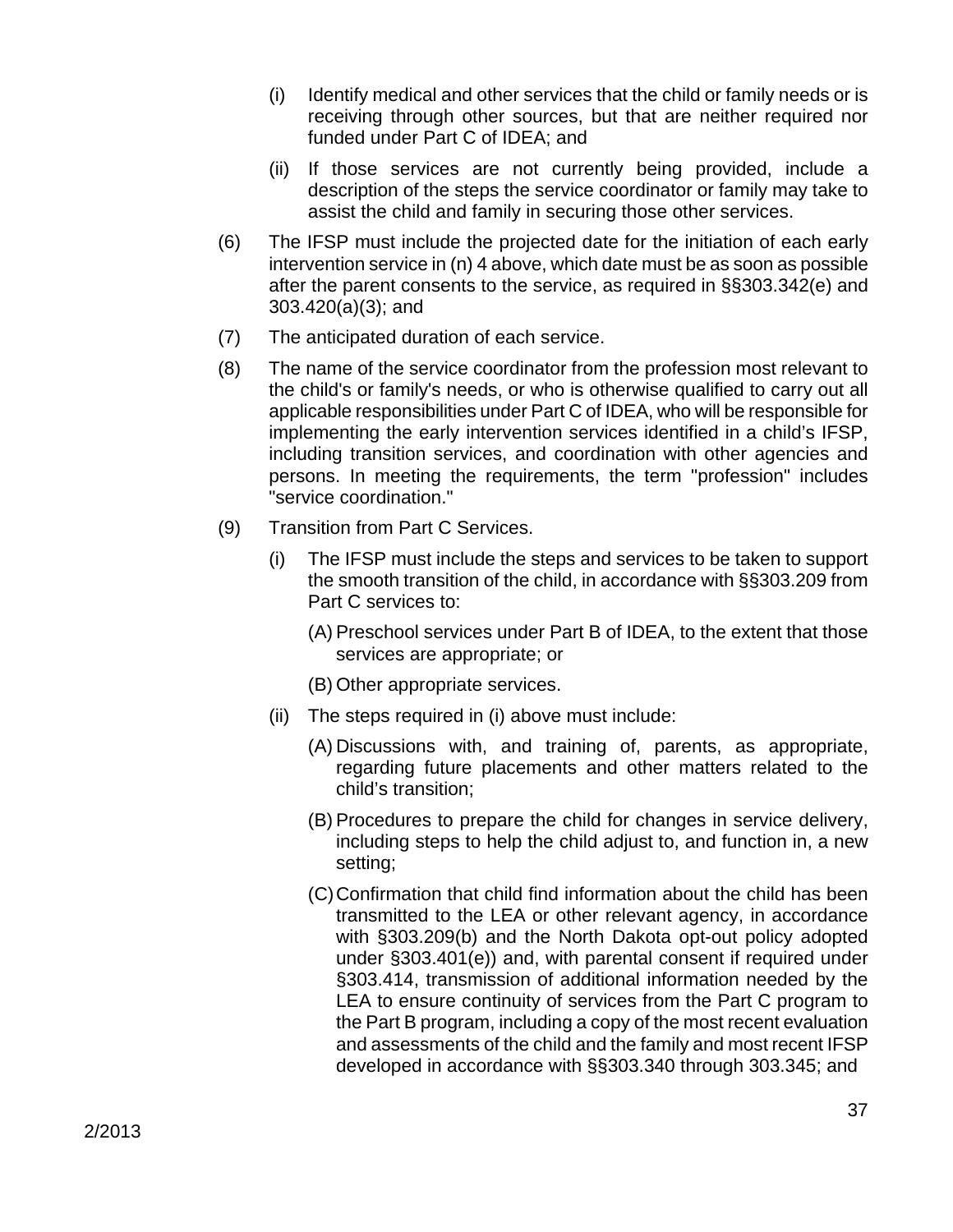(i) Identify medical and other services that the child or family needs or is receiving through other sources, but that are neither required nor funded under Part C of IDEA; and

(ii) If those services are not currently being provided, include a description of the steps the service coordinator or family may take to assist the child and family in securing those other services.

(6) The IFSP must include the projected date for the initiation of each early intervention service in (n) 4 above, which date must be as soon as possible after the parent consents to the service, as required in §§303.342(e) and 303.420(a)(3); and

(7) The anticipated duration of each service.

(8) The name of the service coordinator from the profession most relevant to the child's or family's needs, or who is otherwise qualified to carry out all applicable responsibilities under Part C of IDEA, who will be responsible for implementing the early intervention services identified in a child's IFSP, including transition services, and coordination with other agencies and persons. In meeting the requirements, the term "profession" includes "service coordination."

(9) Transition from Part C Services.

(i) The IFSP must include the steps and services to be taken to support the smooth transition of the child, in accordance with §§303.209 from Part C services to:

(A) Preschool services under Part B of IDEA, to the extent that those services are appropriate; or

(B) Other appropriate services.

(ii) The steps required in (i) above must include:

(A) Discussions with, and training of, parents, as appropriate, regarding future placements and other matters related to the child's transition;

(B) Procedures to prepare the child for changes in service delivery, including steps to help the child adjust to, and function in, a new setting;

(C) Confirmation that child find information about the child has been transmitted to the LEA or other relevant agency, in accordance with §303.209(b) and the North Dakota opt-out policy adopted under §303.401(e)) and, with parental consent if required under §303.414, transmission of additional information needed by the LEA to ensure continuity of services from the Part C program to the Part B program, including a copy of the most recent evaluation and assessments of the child and the family and most recent IFSP developed in accordance with §§303.340 through 303.345; and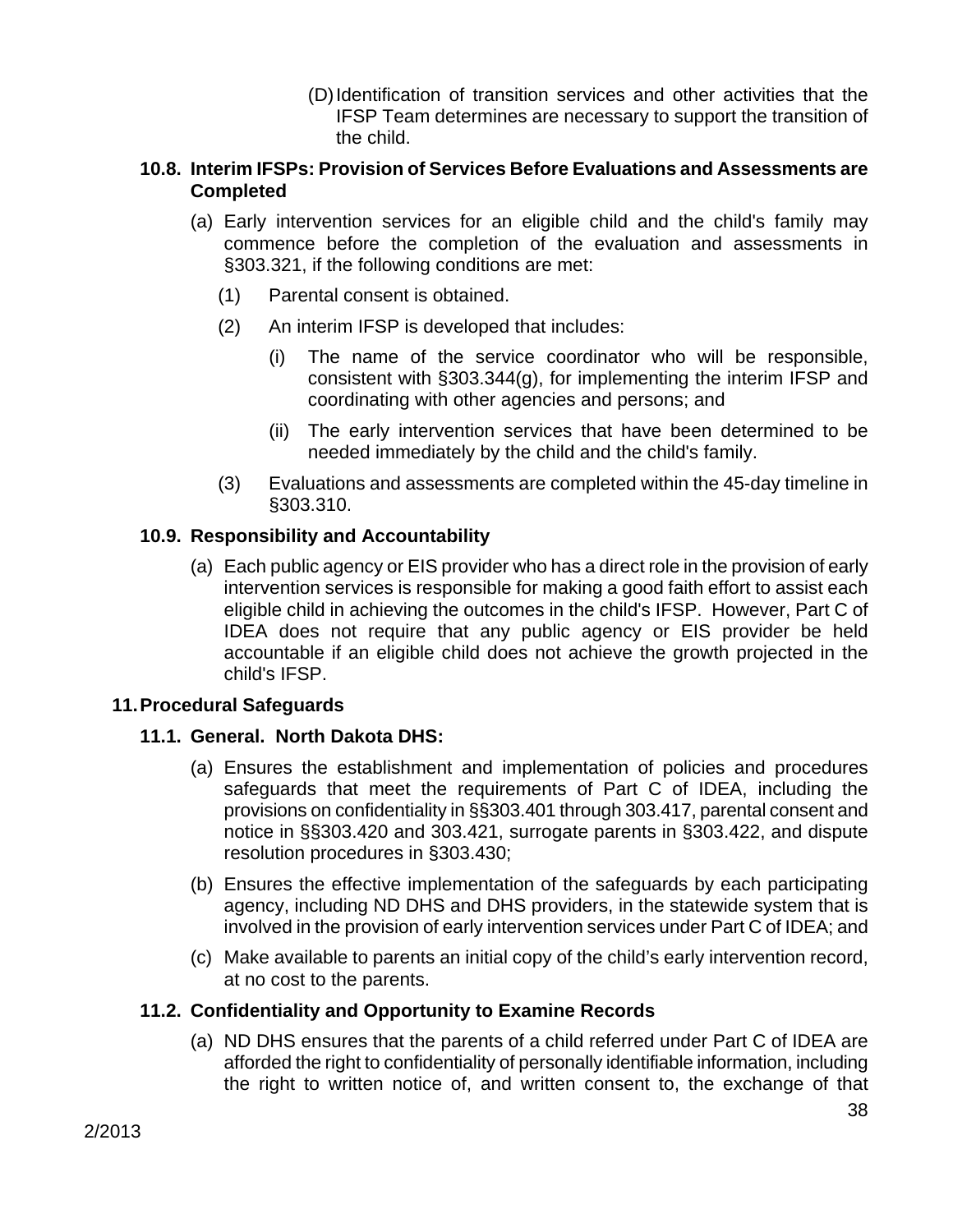(D) Identification of transition services and other activities that the IFSP Team determines are necessary to support the transition of the child.

### 10.8. Interim IFSPs: Provision of Services Before Evaluations and Assessments are Completed

(a) Early intervention services for an eligible child and the child's family may commence before the completion of the evaluation and assessments in §303.321, if the following conditions are met:

(1) Parental consent is obtained.

(2) An interim IFSP is developed that includes:

(i) The name of the service coordinator who will be responsible, consistent with §303.344(g), for implementing the interim IFSP and coordinating with other agencies and persons; and

(ii) The early intervention services that have been determined to be needed immediately by the child and the child's family.

(3) Evaluations and assessments are completed within the 45-day timeline in §303.310.

### 10.9. Responsibility and Accountability

(a) Each public agency or EIS provider who has a direct role in the provision of early intervention services is responsible for making a good faith effort to assist each eligible child in achieving the outcomes in the child's IFSP. However, Part C of IDEA does not require that any public agency or EIS provider be held accountable if an eligible child does not achieve the growth projected in the child's IFSP.

## 11. Procedural Safeguards

### 11.1. General. North Dakota DHS:

(a) Ensures the establishment and implementation of policies and procedures safeguards that meet the requirements of Part C of IDEA, including the provisions on confidentiality in §§303.401 through 303.417, parental consent and notice in §§303.420 and 303.421, surrogate parents in §303.422, and dispute resolution procedures in §303.430;

(b) Ensures the effective implementation of the safeguards by each participating agency, including ND DHS and DHS providers, in the statewide system that is involved in the provision of early intervention services under Part C of IDEA; and

(c) Make available to parents an initial copy of the child's early intervention record, at no cost to the parents.

### 11.2. Confidentiality and Opportunity to Examine Records

(a) ND DHS ensures that the parents of a child referred under Part C of IDEA are afforded the right to confidentiality of personally identifiable information, including the right to written notice of, and written consent to, the exchange of that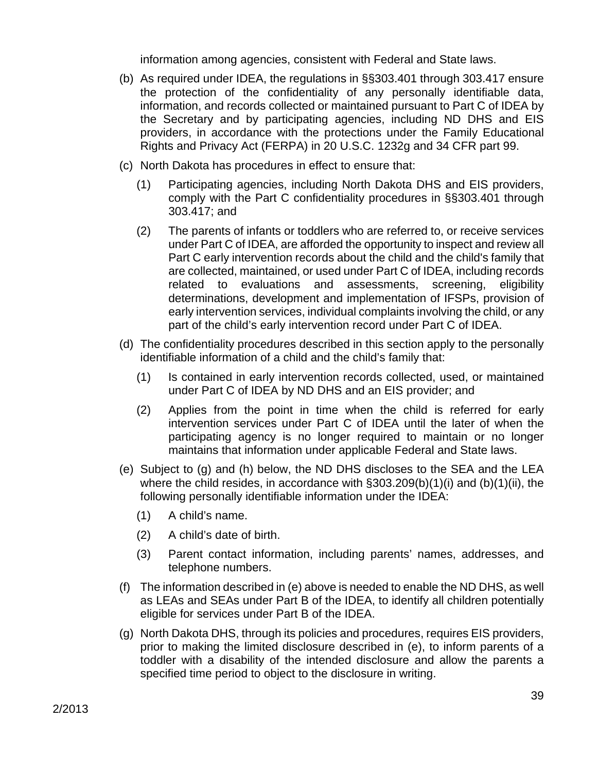information among agencies, consistent with Federal and State laws.

(b) As required under IDEA, the regulations in §§303.401 through 303.417 ensure the protection of the confidentiality of any personally identifiable data, information, and records collected or maintained pursuant to Part C of IDEA by the Secretary and by participating agencies, including ND DHS and EIS providers, in accordance with the protections under the Family Educational Rights and Privacy Act (FERPA) in 20 U.S.C. 1232g and 34 CFR part 99.

(c) North Dakota has procedures in effect to ensure that:

   (1) Participating agencies, including North Dakota DHS and EIS providers, comply with the Part C confidentiality procedures in §§303.401 through 303.417; and

   (2) The parents of infants or toddlers who are referred to, or receive services under Part C of IDEA, are afforded the opportunity to inspect and review all Part C early intervention records about the child and the child's family that are collected, maintained, or used under Part C of IDEA, including records related to evaluations and assessments, screening, eligibility determinations, development and implementation of IFSPs, provision of early intervention services, individual complaints involving the child, or any part of the child's early intervention record under Part C of IDEA.

(d) The confidentiality procedures described in this section apply to the personally identifiable information of a child and the child's family that:

   (1) Is contained in early intervention records collected, used, or maintained under Part C of IDEA by ND DHS and an EIS provider; and

   (2) Applies from the point in time when the child is referred for early intervention services under Part C of IDEA until the later of when the participating agency is no longer required to maintain or no longer maintains that information under applicable Federal and State laws.

(e) Subject to (g) and (h) below, the ND DHS discloses to the SEA and the LEA where the child resides, in accordance with §303.209(b)(1)(i) and (b)(1)(ii), the following personally identifiable information under the IDEA:

   (1) A child's name.

   (2) A child's date of birth.

   (3) Parent contact information, including parents' names, addresses, and telephone numbers.

(f) The information described in (e) above is needed to enable the ND DHS, as well as LEAs and SEAs under Part B of the IDEA, to identify all children potentially eligible for services under Part B of the IDEA.

(g) North Dakota DHS, through its policies and procedures, requires EIS providers, prior to making the limited disclosure described in (e), to inform parents of a toddler with a disability of the intended disclosure and allow the parents a specified time period to object to the disclosure in writing.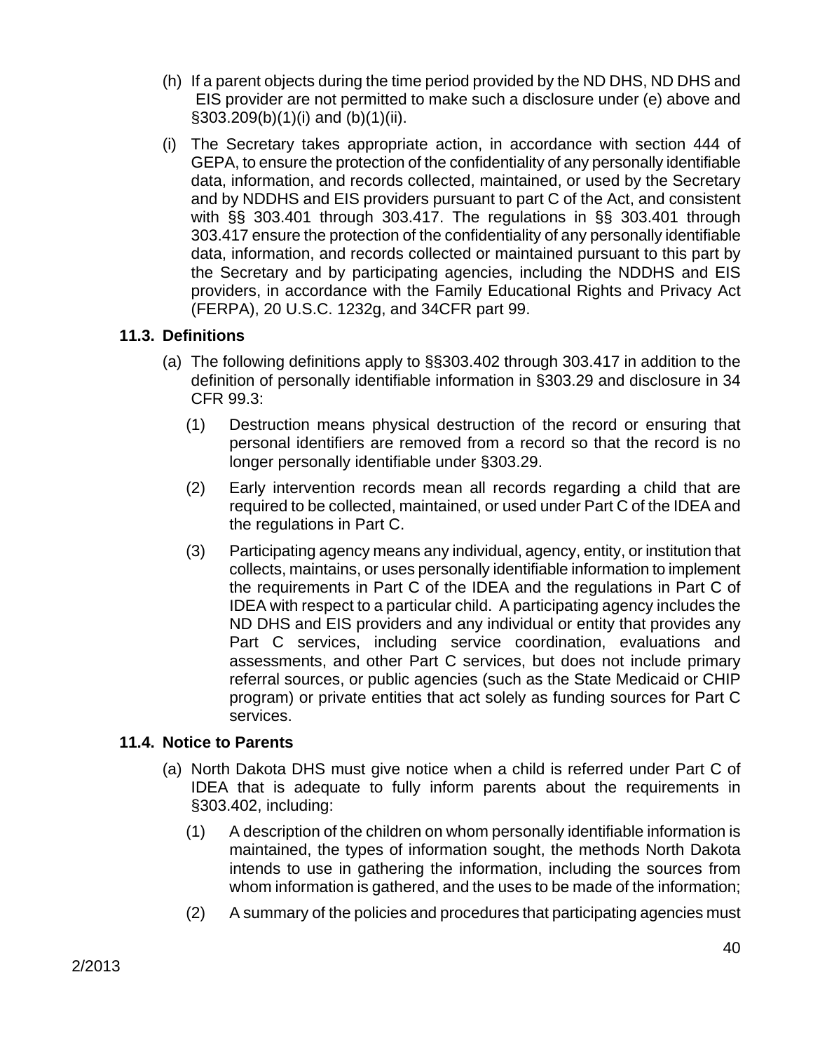(h) If a parent objects during the time period provided by the ND DHS, ND DHS and EIS provider are not permitted to make such a disclosure under (e) above and §303.209(b)(1)(i) and (b)(1)(ii).

(i) The Secretary takes appropriate action, in accordance with section 444 of GEPA, to ensure the protection of the confidentiality of any personally identifiable data, information, and records collected, maintained, or used by the Secretary and by NDDHS and EIS providers pursuant to part C of the Act, and consistent with §§ 303.401 through 303.417. The regulations in §§ 303.401 through 303.417 ensure the protection of the confidentiality of any personally identifiable data, information, and records collected or maintained pursuant to this part by the Secretary and by participating agencies, including the NDDHS and EIS providers, in accordance with the Family Educational Rights and Privacy Act (FERPA), 20 U.S.C. 1232g, and 34CFR part 99.

### 11.3. Definitions

(a) The following definitions apply to §§303.402 through 303.417 in addition to the definition of personally identifiable information in §303.29 and disclosure in 34 CFR 99.3:

(1) Destruction means physical destruction of the record or ensuring that personal identifiers are removed from a record so that the record is no longer personally identifiable under §303.29.

(2) Early intervention records mean all records regarding a child that are required to be collected, maintained, or used under Part C of the IDEA and the regulations in Part C.

(3) Participating agency means any individual, agency, entity, or institution that collects, maintains, or uses personally identifiable information to implement the requirements in Part C of the IDEA and the regulations in Part C of IDEA with respect to a particular child. A participating agency includes the ND DHS and EIS providers and any individual or entity that provides any Part C services, including service coordination, evaluations and assessments, and other Part C services, but does not include primary referral sources, or public agencies (such as the State Medicaid or CHIP program) or private entities that act solely as funding sources for Part C services.

### 11.4. Notice to Parents

(a) North Dakota DHS must give notice when a child is referred under Part C of IDEA that is adequate to fully inform parents about the requirements in §303.402, including:

(1) A description of the children on whom personally identifiable information is maintained, the types of information sought, the methods North Dakota intends to use in gathering the information, including the sources from whom information is gathered, and the uses to be made of the information;

(2) A summary of the policies and procedures that participating agencies must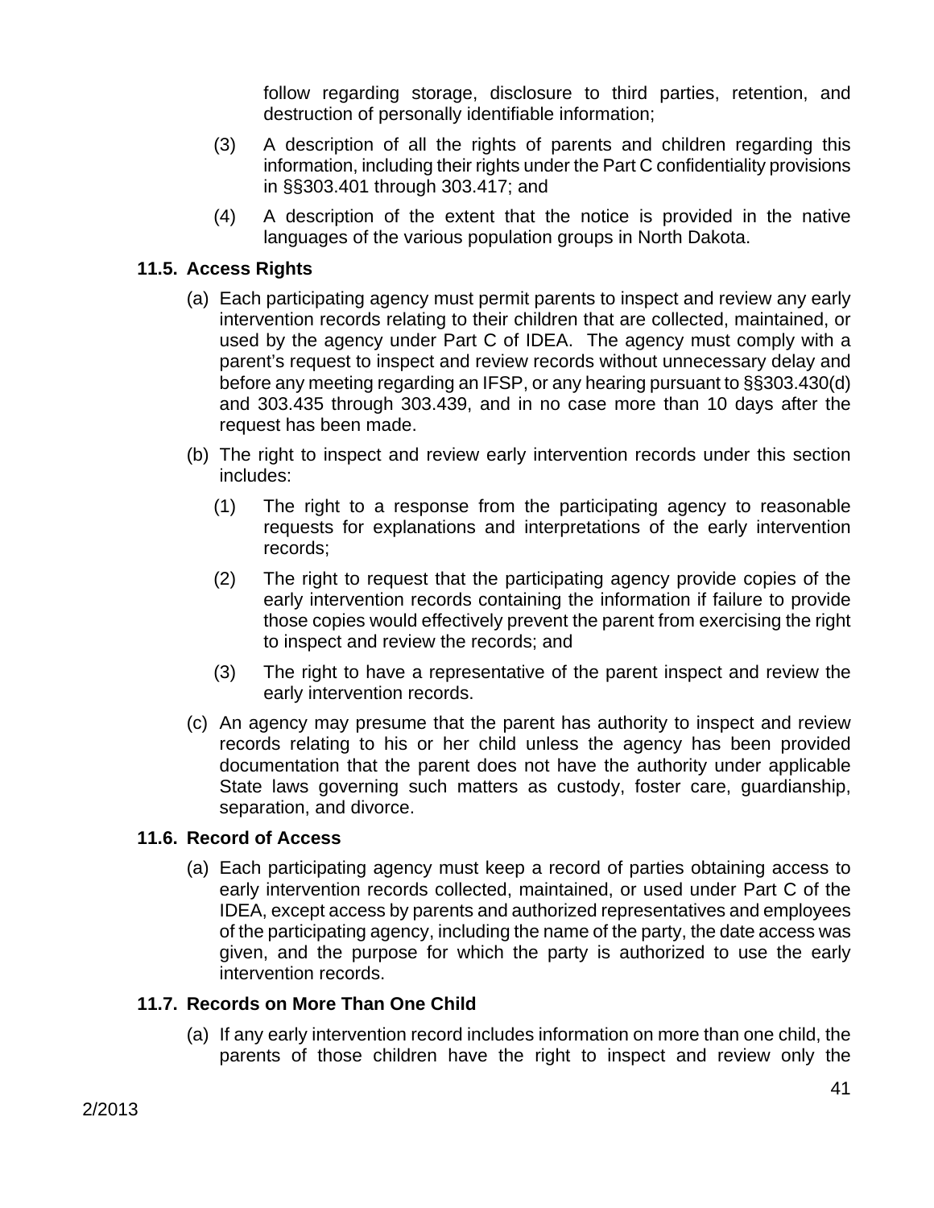follow regarding storage, disclosure to third parties, retention, and destruction of personally identifiable information;

(3) A description of all the rights of parents and children regarding this information, including their rights under the Part C confidentiality provisions in §§303.401 through 303.417; and

(4) A description of the extent that the notice is provided in the native languages of the various population groups in North Dakota.

### 11.5. Access Rights

(a) Each participating agency must permit parents to inspect and review any early intervention records relating to their children that are collected, maintained, or used by the agency under Part C of IDEA. The agency must comply with a parent's request to inspect and review records without unnecessary delay and before any meeting regarding an IFSP, or any hearing pursuant to §§303.430(d) and 303.435 through 303.439, and in no case more than 10 days after the request has been made.

(b) The right to inspect and review early intervention records under this section includes:

(1) The right to a response from the participating agency to reasonable requests for explanations and interpretations of the early intervention records;

(2) The right to request that the participating agency provide copies of the early intervention records containing the information if failure to provide those copies would effectively prevent the parent from exercising the right to inspect and review the records; and

(3) The right to have a representative of the parent inspect and review the early intervention records.

(c) An agency may presume that the parent has authority to inspect and review records relating to his or her child unless the agency has been provided documentation that the parent does not have the authority under applicable State laws governing such matters as custody, foster care, guardianship, separation, and divorce.

### 11.6. Record of Access

(a) Each participating agency must keep a record of parties obtaining access to early intervention records collected, maintained, or used under Part C of the IDEA, except access by parents and authorized representatives and employees of the participating agency, including the name of the party, the date access was given, and the purpose for which the party is authorized to use the early intervention records.

### 11.7. Records on More Than One Child

(a) If any early intervention record includes information on more than one child, the parents of those children have the right to inspect and review only the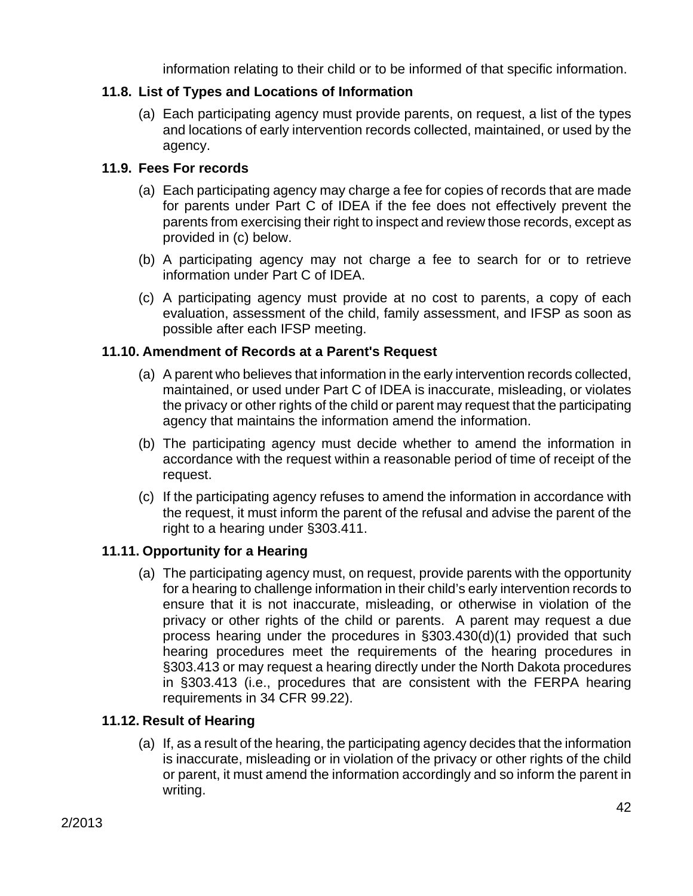information relating to their child or to be informed of that specific information.

### 11.8. List of Types and Locations of Information

(a) Each participating agency must provide parents, on request, a list of the types and locations of early intervention records collected, maintained, or used by the agency.

### 11.9. Fees For records

(a) Each participating agency may charge a fee for copies of records that are made for parents under Part C of IDEA if the fee does not effectively prevent the parents from exercising their right to inspect and review those records, except as provided in (c) below.

(b) A participating agency may not charge a fee to search for or to retrieve information under Part C of IDEA.

(c) A participating agency must provide at no cost to parents, a copy of each evaluation, assessment of the child, family assessment, and IFSP as soon as possible after each IFSP meeting.

### 11.10. Amendment of Records at a Parent's Request

(a) A parent who believes that information in the early intervention records collected, maintained, or used under Part C of IDEA is inaccurate, misleading, or violates the privacy or other rights of the child or parent may request that the participating agency that maintains the information amend the information.

(b) The participating agency must decide whether to amend the information in accordance with the request within a reasonable period of time of receipt of the request.

(c) If the participating agency refuses to amend the information in accordance with the request, it must inform the parent of the refusal and advise the parent of the right to a hearing under §303.411.

### 11.11. Opportunity for a Hearing

(a) The participating agency must, on request, provide parents with the opportunity for a hearing to challenge information in their child's early intervention records to ensure that it is not inaccurate, misleading, or otherwise in violation of the privacy or other rights of the child or parents. A parent may request a due process hearing under the procedures in §303.430(d)(1) provided that such hearing procedures meet the requirements of the hearing procedures in §303.413 or may request a hearing directly under the North Dakota procedures in §303.413 (i.e., procedures that are consistent with the FERPA hearing requirements in 34 CFR 99.22).

### 11.12. Result of Hearing

(a) If, as a result of the hearing, the participating agency decides that the information is inaccurate, misleading or in violation of the privacy or other rights of the child or parent, it must amend the information accordingly and so inform the parent in writing.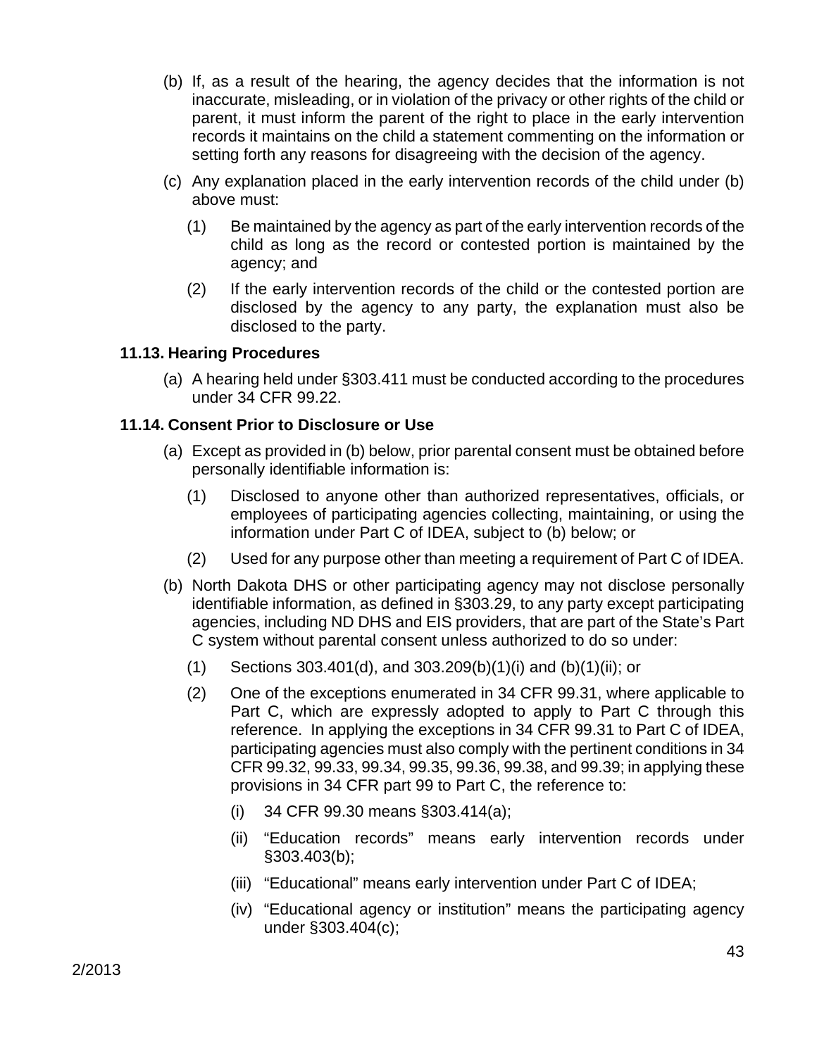(b) If, as a result of the hearing, the agency decides that the information is not inaccurate, misleading, or in violation of the privacy or other rights of the child or parent, it must inform the parent of the right to place in the early intervention records it maintains on the child a statement commenting on the information or setting forth any reasons for disagreeing with the decision of the agency.

(c) Any explanation placed in the early intervention records of the child under (b) above must:

(1) Be maintained by the agency as part of the early intervention records of the child as long as the record or contested portion is maintained by the agency; and

(2) If the early intervention records of the child or the contested portion are disclosed by the agency to any party, the explanation must also be disclosed to the party.

### 11.13. Hearing Procedures

(a) A hearing held under §303.411 must be conducted according to the procedures under 34 CFR 99.22.

### 11.14. Consent Prior to Disclosure or Use

(a) Except as provided in (b) below, prior parental consent must be obtained before personally identifiable information is:

(1) Disclosed to anyone other than authorized representatives, officials, or employees of participating agencies collecting, maintaining, or using the information under Part C of IDEA, subject to (b) below; or

(2) Used for any purpose other than meeting a requirement of Part C of IDEA.

(b) North Dakota DHS or other participating agency may not disclose personally identifiable information, as defined in §303.29, to any party except participating agencies, including ND DHS and EIS providers, that are part of the State's Part C system without parental consent unless authorized to do so under:

(1) Sections 303.401(d), and 303.209(b)(1)(i) and (b)(1)(ii); or

(2) One of the exceptions enumerated in 34 CFR 99.31, where applicable to Part C, which are expressly adopted to apply to Part C through this reference. In applying the exceptions in 34 CFR 99.31 to Part C of IDEA, participating agencies must also comply with the pertinent conditions in 34 CFR 99.32, 99.33, 99.34, 99.35, 99.36, 99.38, and 99.39; in applying these provisions in 34 CFR part 99 to Part C, the reference to:

(i) 34 CFR 99.30 means §303.414(a);

(ii) "Education records" means early intervention records under §303.403(b);

(iii) "Educational" means early intervention under Part C of IDEA;

(iv) "Educational agency or institution" means the participating agency under §303.404(c);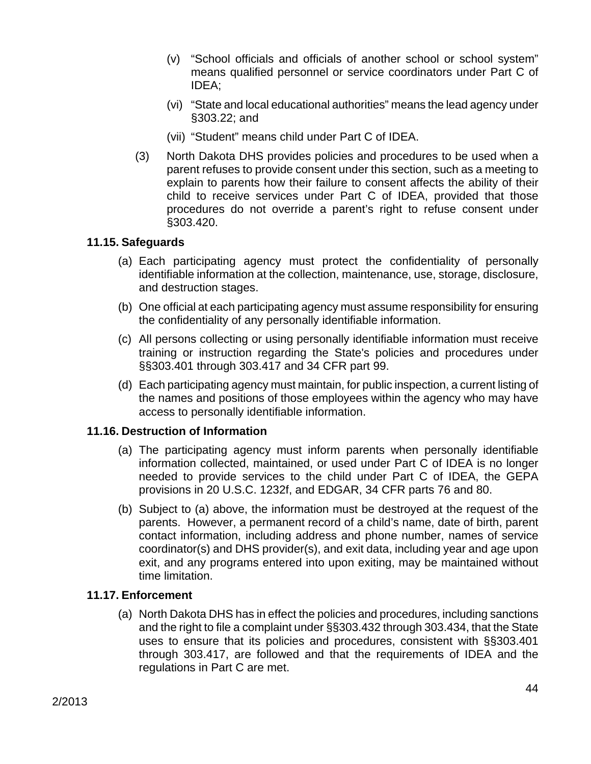(v) "School officials and officials of another school or school system" means qualified personnel or service coordinators under Part C of IDEA;

(vi) "State and local educational authorities" means the lead agency under §303.22; and

(vii) "Student" means child under Part C of IDEA.

(3) North Dakota DHS provides policies and procedures to be used when a parent refuses to provide consent under this section, such as a meeting to explain to parents how their failure to consent affects the ability of their child to receive services under Part C of IDEA, provided that those procedures do not override a parent's right to refuse consent under §303.420.

### 11.15. Safeguards

(a) Each participating agency must protect the confidentiality of personally identifiable information at the collection, maintenance, use, storage, disclosure, and destruction stages.

(b) One official at each participating agency must assume responsibility for ensuring the confidentiality of any personally identifiable information.

(c) All persons collecting or using personally identifiable information must receive training or instruction regarding the State's policies and procedures under §§303.401 through 303.417 and 34 CFR part 99.

(d) Each participating agency must maintain, for public inspection, a current listing of the names and positions of those employees within the agency who may have access to personally identifiable information.

### 11.16. Destruction of Information

(a) The participating agency must inform parents when personally identifiable information collected, maintained, or used under Part C of IDEA is no longer needed to provide services to the child under Part C of IDEA, the GEPA provisions in 20 U.S.C. 1232f, and EDGAR, 34 CFR parts 76 and 80.

(b) Subject to (a) above, the information must be destroyed at the request of the parents. However, a permanent record of a child's name, date of birth, parent contact information, including address and phone number, names of service coordinator(s) and DHS provider(s), and exit data, including year and age upon exit, and any programs entered into upon exiting, may be maintained without time limitation.

### 11.17. Enforcement

(a) North Dakota DHS has in effect the policies and procedures, including sanctions and the right to file a complaint under §§303.432 through 303.434, that the State uses to ensure that its policies and procedures, consistent with §§303.401 through 303.417, are followed and that the requirements of IDEA and the regulations in Part C are met.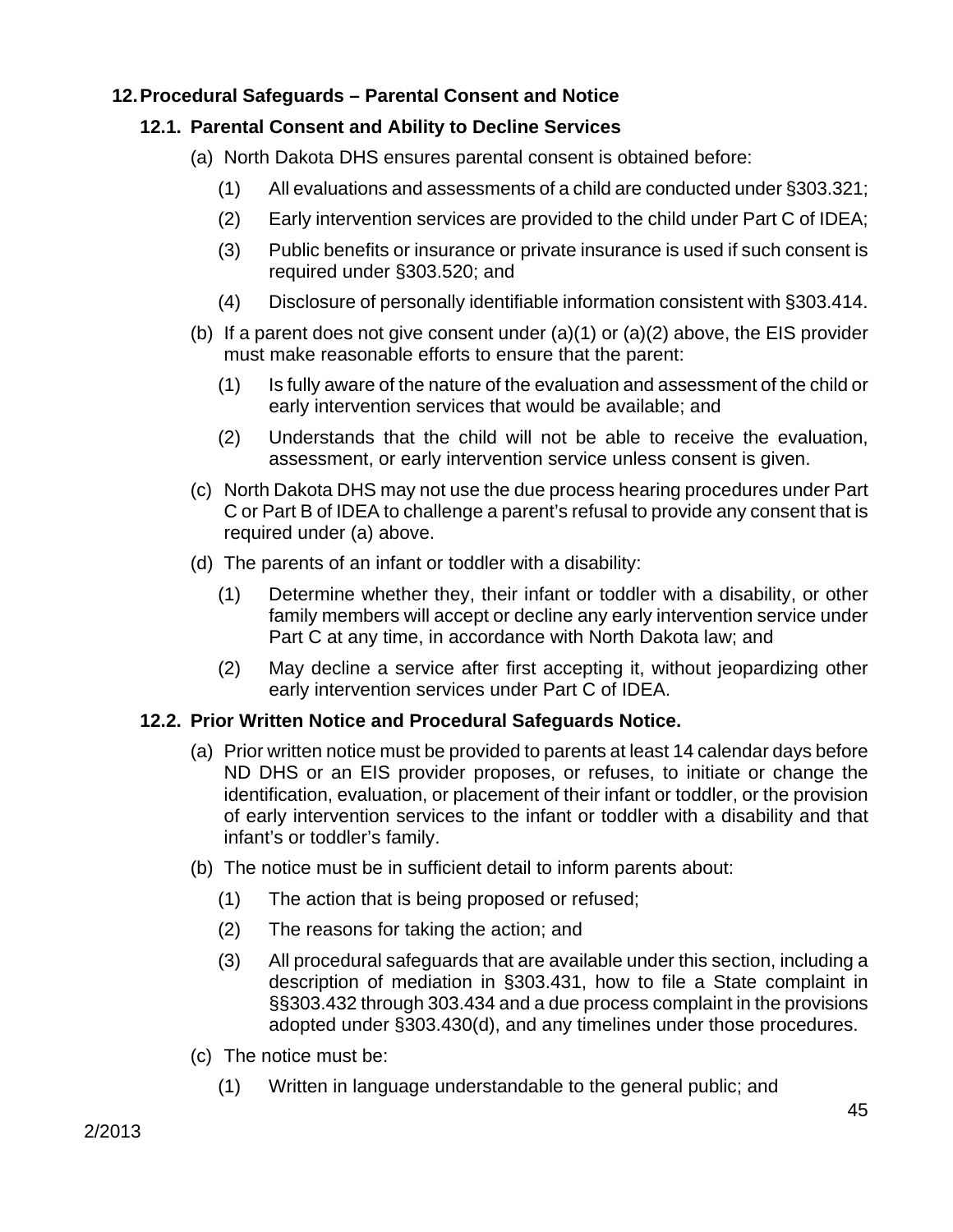## 12. Procedural Safeguards – Parental Consent and Notice

### 12.1. Parental Consent and Ability to Decline Services

(a) North Dakota DHS ensures parental consent is obtained before:

(1) All evaluations and assessments of a child are conducted under §303.321;

(2) Early intervention services are provided to the child under Part C of IDEA;

(3) Public benefits or insurance or private insurance is used if such consent is required under §303.520; and

(4) Disclosure of personally identifiable information consistent with §303.414.

(b) If a parent does not give consent under (a)(1) or (a)(2) above, the EIS provider must make reasonable efforts to ensure that the parent:

(1) Is fully aware of the nature of the evaluation and assessment of the child or early intervention services that would be available; and

(2) Understands that the child will not be able to receive the evaluation, assessment, or early intervention service unless consent is given.

(c) North Dakota DHS may not use the due process hearing procedures under Part C or Part B of IDEA to challenge a parent's refusal to provide any consent that is required under (a) above.

(d) The parents of an infant or toddler with a disability:

(1) Determine whether they, their infant or toddler with a disability, or other family members will accept or decline any early intervention service under Part C at any time, in accordance with North Dakota law; and

(2) May decline a service after first accepting it, without jeopardizing other early intervention services under Part C of IDEA.

### 12.2. Prior Written Notice and Procedural Safeguards Notice.

(a) Prior written notice must be provided to parents at least 14 calendar days before ND DHS or an EIS provider proposes, or refuses, to initiate or change the identification, evaluation, or placement of their infant or toddler, or the provision of early intervention services to the infant or toddler with a disability and that infant's or toddler's family.

(b) The notice must be in sufficient detail to inform parents about:

(1) The action that is being proposed or refused;

(2) The reasons for taking the action; and

(3) All procedural safeguards that are available under this section, including a description of mediation in §303.431, how to file a State complaint in §§303.432 through 303.434 and a due process complaint in the provisions adopted under §303.430(d), and any timelines under those procedures.

(c) The notice must be:

(1) Written in language understandable to the general public; and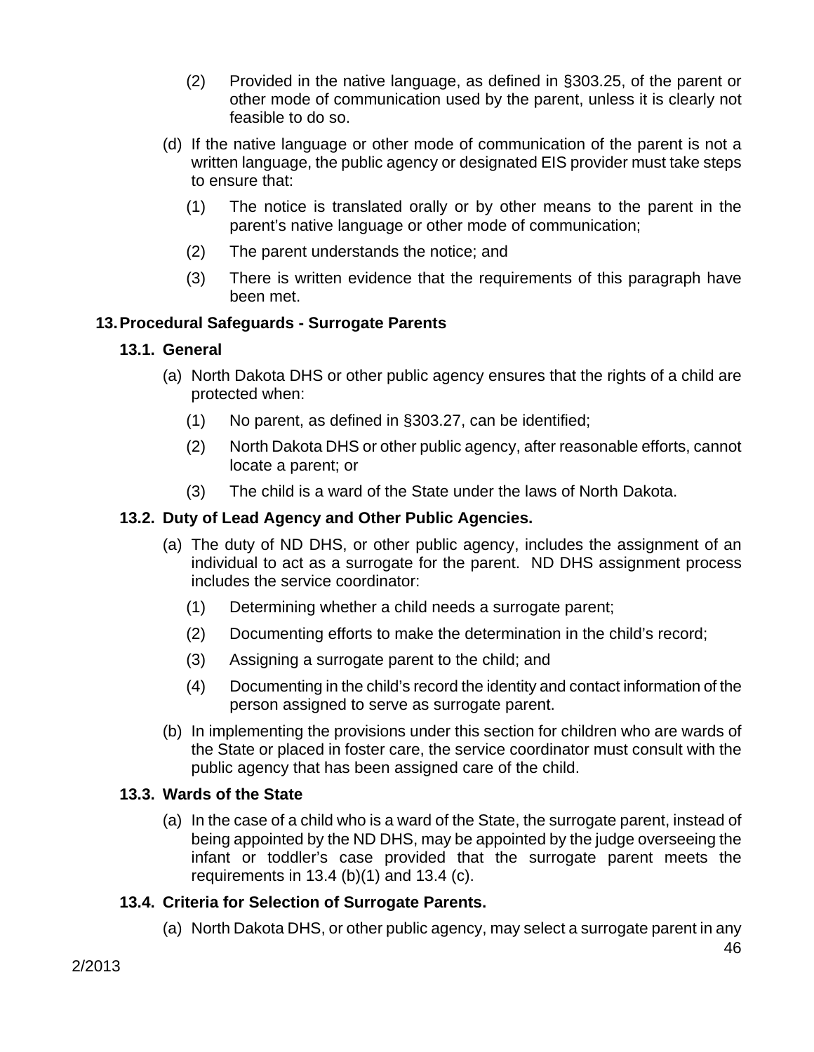(2) Provided in the native language, as defined in §303.25, of the parent or other mode of communication used by the parent, unless it is clearly not feasible to do so.

(d) If the native language or other mode of communication of the parent is not a written language, the public agency or designated EIS provider must take steps to ensure that:

(1) The notice is translated orally or by other means to the parent in the parent's native language or other mode of communication;

(2) The parent understands the notice; and

(3) There is written evidence that the requirements of this paragraph have been met.

## 13. Procedural Safeguards - Surrogate Parents

### 13.1. General

(a) North Dakota DHS or other public agency ensures that the rights of a child are protected when:

(1) No parent, as defined in §303.27, can be identified;

(2) North Dakota DHS or other public agency, after reasonable efforts, cannot locate a parent; or

(3) The child is a ward of the State under the laws of North Dakota.

### 13.2. Duty of Lead Agency and Other Public Agencies.

(a) The duty of ND DHS, or other public agency, includes the assignment of an individual to act as a surrogate for the parent. ND DHS assignment process includes the service coordinator:

(1) Determining whether a child needs a surrogate parent;

(2) Documenting efforts to make the determination in the child's record;

(3) Assigning a surrogate parent to the child; and

(4) Documenting in the child's record the identity and contact information of the person assigned to serve as surrogate parent.

(b) In implementing the provisions under this section for children who are wards of the State or placed in foster care, the service coordinator must consult with the public agency that has been assigned care of the child.

### 13.3. Wards of the State

(a) In the case of a child who is a ward of the State, the surrogate parent, instead of being appointed by the ND DHS, may be appointed by the judge overseeing the infant or toddler's case provided that the surrogate parent meets the requirements in 13.4 (b)(1) and 13.4 (c).

### 13.4. Criteria for Selection of Surrogate Parents.

(a) North Dakota DHS, or other public agency, may select a surrogate parent in any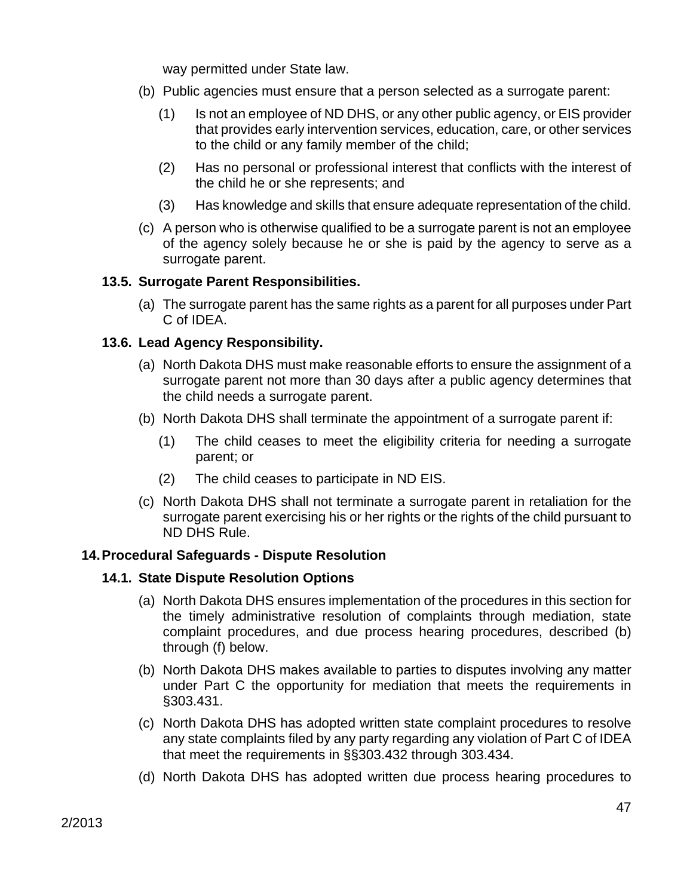way permitted under State law.

(b) Public agencies must ensure that a person selected as a surrogate parent:

(1) Is not an employee of ND DHS, or any other public agency, or EIS provider that provides early intervention services, education, care, or other services to the child or any family member of the child;

(2) Has no personal or professional interest that conflicts with the interest of the child he or she represents; and

(3) Has knowledge and skills that ensure adequate representation of the child.

(c) A person who is otherwise qualified to be a surrogate parent is not an employee of the agency solely because he or she is paid by the agency to serve as a surrogate parent.

### 13.5. Surrogate Parent Responsibilities.

(a) The surrogate parent has the same rights as a parent for all purposes under Part C of IDEA.

### 13.6. Lead Agency Responsibility.

(a) North Dakota DHS must make reasonable efforts to ensure the assignment of a surrogate parent not more than 30 days after a public agency determines that the child needs a surrogate parent.

(b) North Dakota DHS shall terminate the appointment of a surrogate parent if:

(1) The child ceases to meet the eligibility criteria for needing a surrogate parent; or

(2) The child ceases to participate in ND EIS.

(c) North Dakota DHS shall not terminate a surrogate parent in retaliation for the surrogate parent exercising his or her rights or the rights of the child pursuant to ND DHS Rule.

## 14. Procedural Safeguards - Dispute Resolution

### 14.1. State Dispute Resolution Options

(a) North Dakota DHS ensures implementation of the procedures in this section for the timely administrative resolution of complaints through mediation, state complaint procedures, and due process hearing procedures, described (b) through (f) below.

(b) North Dakota DHS makes available to parties to disputes involving any matter under Part C the opportunity for mediation that meets the requirements in §303.431.

(c) North Dakota DHS has adopted written state complaint procedures to resolve any state complaints filed by any party regarding any violation of Part C of IDEA that meet the requirements in §§303.432 through 303.434.

(d) North Dakota DHS has adopted written due process hearing procedures to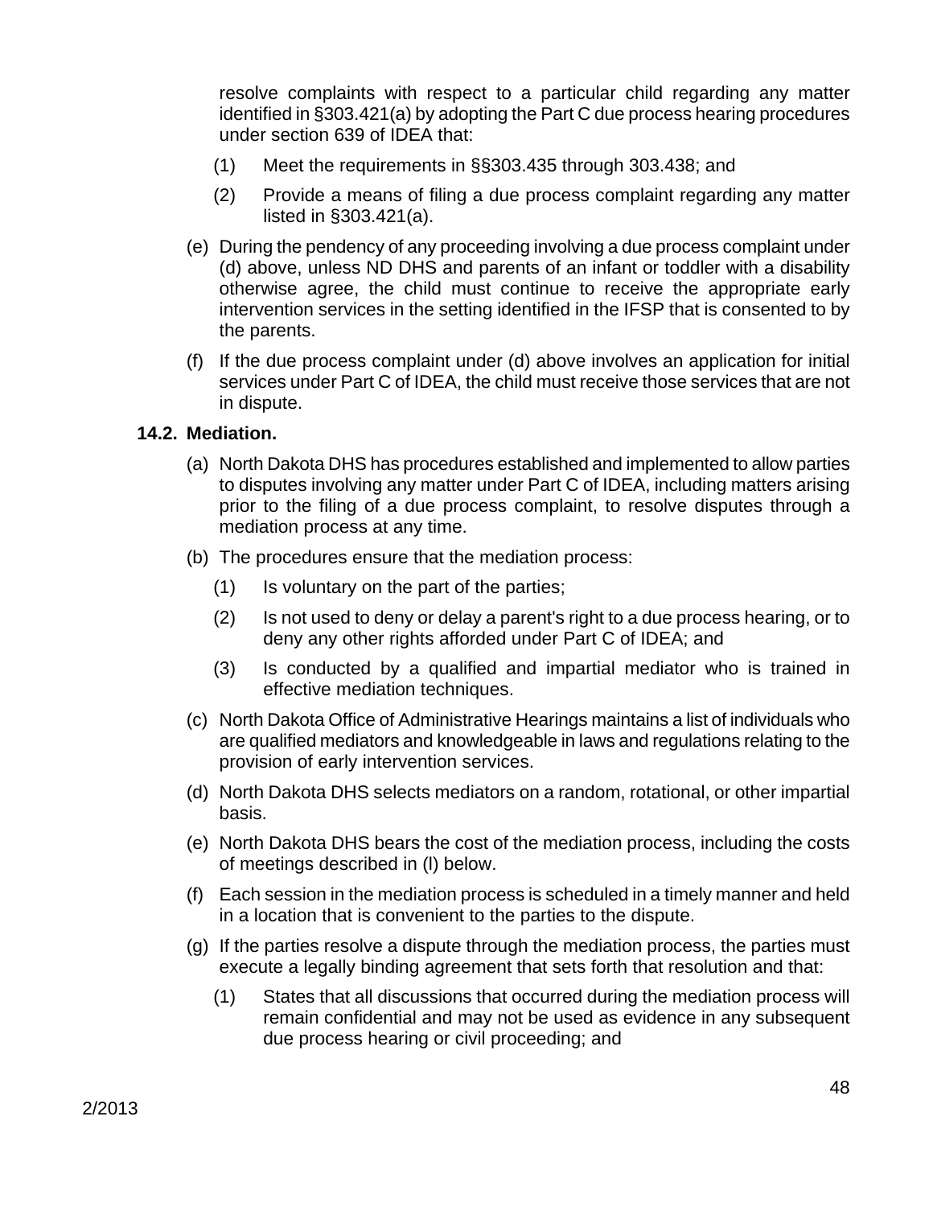resolve complaints with respect to a particular child regarding any matter identified in §303.421(a) by adopting the Part C due process hearing procedures under section 639 of IDEA that:

(1) Meet the requirements in §§303.435 through 303.438; and

(2) Provide a means of filing a due process complaint regarding any matter listed in §303.421(a).

(e) During the pendency of any proceeding involving a due process complaint under (d) above, unless ND DHS and parents of an infant or toddler with a disability otherwise agree, the child must continue to receive the appropriate early intervention services in the setting identified in the IFSP that is consented to by the parents.

(f) If the due process complaint under (d) above involves an application for initial services under Part C of IDEA, the child must receive those services that are not in dispute.

**14.2. Mediation.**

(a) North Dakota DHS has procedures established and implemented to allow parties to disputes involving any matter under Part C of IDEA, including matters arising prior to the filing of a due process complaint, to resolve disputes through a mediation process at any time.

(b) The procedures ensure that the mediation process:

(1) Is voluntary on the part of the parties;

(2) Is not used to deny or delay a parent's right to a due process hearing, or to deny any other rights afforded under Part C of IDEA; and

(3) Is conducted by a qualified and impartial mediator who is trained in effective mediation techniques.

(c) North Dakota Office of Administrative Hearings maintains a list of individuals who are qualified mediators and knowledgeable in laws and regulations relating to the provision of early intervention services.

(d) North Dakota DHS selects mediators on a random, rotational, or other impartial basis.

(e) North Dakota DHS bears the cost of the mediation process, including the costs of meetings described in (l) below.

(f) Each session in the mediation process is scheduled in a timely manner and held in a location that is convenient to the parties to the dispute.

(g) If the parties resolve a dispute through the mediation process, the parties must execute a legally binding agreement that sets forth that resolution and that:

(1) States that all discussions that occurred during the mediation process will remain confidential and may not be used as evidence in any subsequent due process hearing or civil proceeding; and

2/2013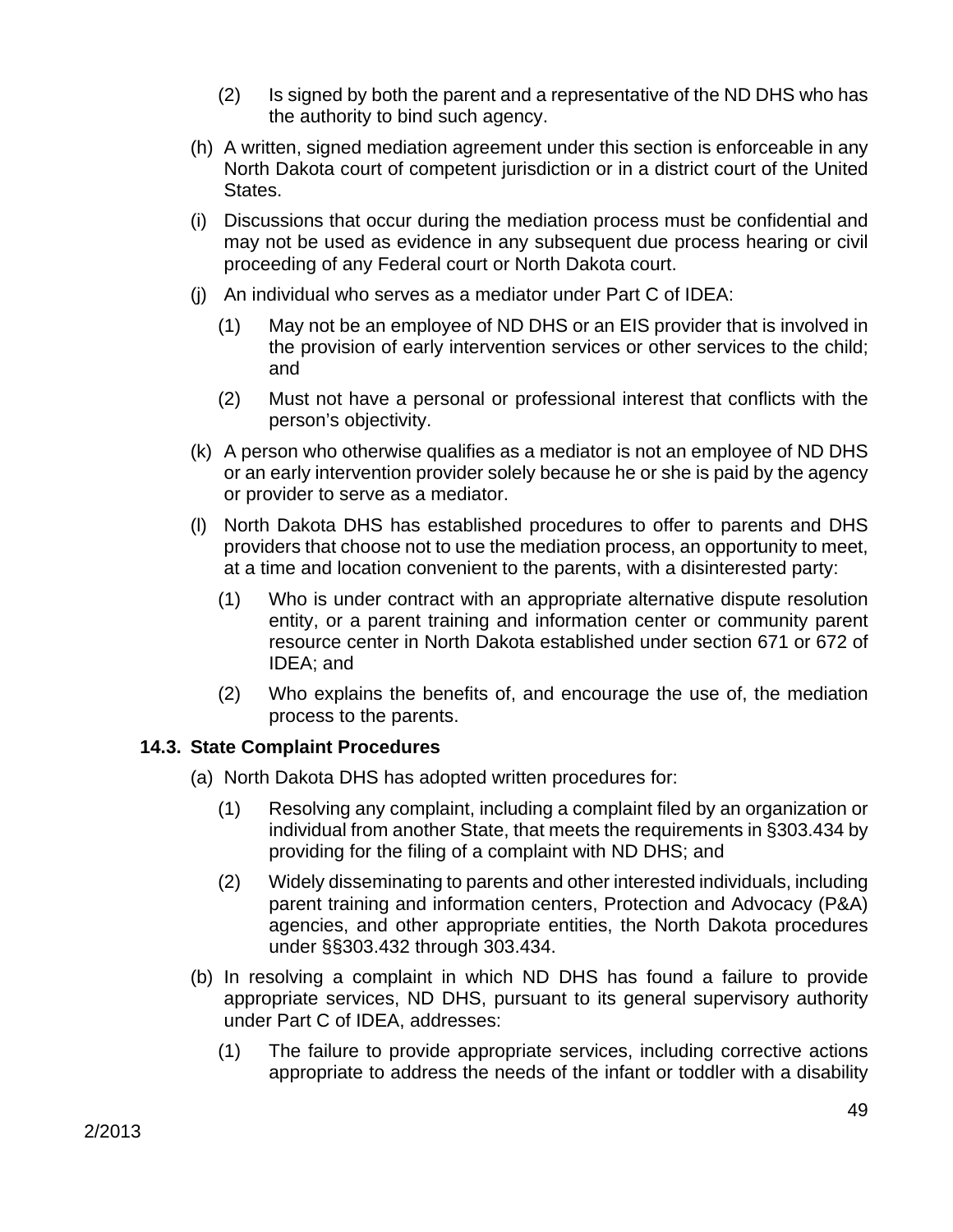(2) Is signed by both the parent and a representative of the ND DHS who has the authority to bind such agency.

(h) A written, signed mediation agreement under this section is enforceable in any North Dakota court of competent jurisdiction or in a district court of the United States.

(i) Discussions that occur during the mediation process must be confidential and may not be used as evidence in any subsequent due process hearing or civil proceeding of any Federal court or North Dakota court.

(j) An individual who serves as a mediator under Part C of IDEA:

(1) May not be an employee of ND DHS or an EIS provider that is involved in the provision of early intervention services or other services to the child; and

(2) Must not have a personal or professional interest that conflicts with the person's objectivity.

(k) A person who otherwise qualifies as a mediator is not an employee of ND DHS or an early intervention provider solely because he or she is paid by the agency or provider to serve as a mediator.

(l) North Dakota DHS has established procedures to offer to parents and DHS providers that choose not to use the mediation process, an opportunity to meet, at a time and location convenient to the parents, with a disinterested party:

(1) Who is under contract with an appropriate alternative dispute resolution entity, or a parent training and information center or community parent resource center in North Dakota established under section 671 or 672 of IDEA; and

(2) Who explains the benefits of, and encourage the use of, the mediation process to the parents.

### 14.3. State Complaint Procedures

(a) North Dakota DHS has adopted written procedures for:

(1) Resolving any complaint, including a complaint filed by an organization or individual from another State, that meets the requirements in §303.434 by providing for the filing of a complaint with ND DHS; and

(2) Widely disseminating to parents and other interested individuals, including parent training and information centers, Protection and Advocacy (P&A) agencies, and other appropriate entities, the North Dakota procedures under §§303.432 through 303.434.

(b) In resolving a complaint in which ND DHS has found a failure to provide appropriate services, ND DHS, pursuant to its general supervisory authority under Part C of IDEA, addresses:

(1) The failure to provide appropriate services, including corrective actions appropriate to address the needs of the infant or toddler with a disability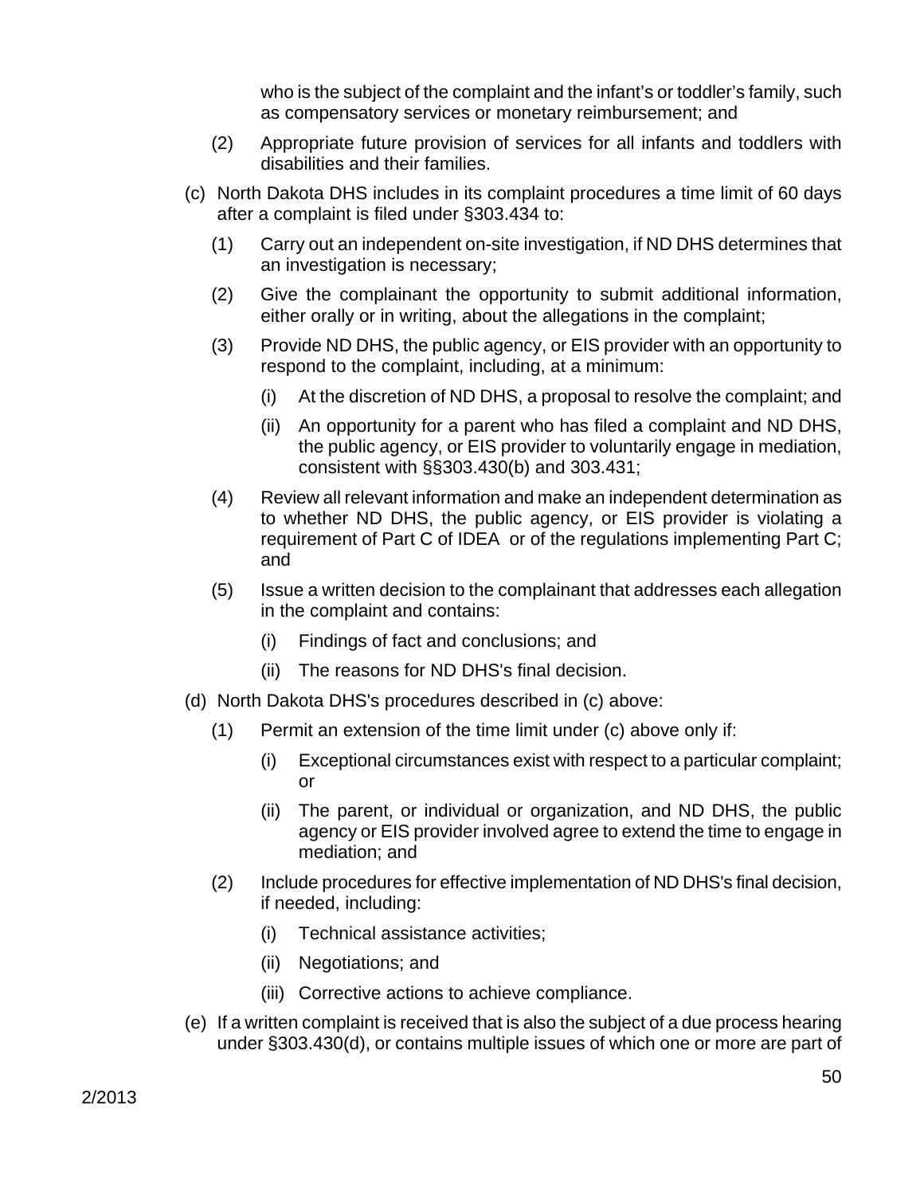who is the subject of the complaint and the infant's or toddler's family, such as compensatory services or monetary reimbursement; and

(2) Appropriate future provision of services for all infants and toddlers with disabilities and their families.

(c) North Dakota DHS includes in its complaint procedures a time limit of 60 days after a complaint is filed under §303.434 to:

(1) Carry out an independent on-site investigation, if ND DHS determines that an investigation is necessary;

(2) Give the complainant the opportunity to submit additional information, either orally or in writing, about the allegations in the complaint;

(3) Provide ND DHS, the public agency, or EIS provider with an opportunity to respond to the complaint, including, at a minimum:

(i) At the discretion of ND DHS, a proposal to resolve the complaint; and

(ii) An opportunity for a parent who has filed a complaint and ND DHS, the public agency, or EIS provider to voluntarily engage in mediation, consistent with §§303.430(b) and 303.431;

(4) Review all relevant information and make an independent determination as to whether ND DHS, the public agency, or EIS provider is violating a requirement of Part C of IDEA or of the regulations implementing Part C; and

(5) Issue a written decision to the complainant that addresses each allegation in the complaint and contains:

(i) Findings of fact and conclusions; and

(ii) The reasons for ND DHS's final decision.

(d) North Dakota DHS's procedures described in (c) above:

(1) Permit an extension of the time limit under (c) above only if:

(i) Exceptional circumstances exist with respect to a particular complaint; or

(ii) The parent, or individual or organization, and ND DHS, the public agency or EIS provider involved agree to extend the time to engage in mediation; and

(2) Include procedures for effective implementation of ND DHS's final decision, if needed, including:

(i) Technical assistance activities;

(ii) Negotiations; and

(iii) Corrective actions to achieve compliance.

(e) If a written complaint is received that is also the subject of a due process hearing under §303.430(d), or contains multiple issues of which one or more are part of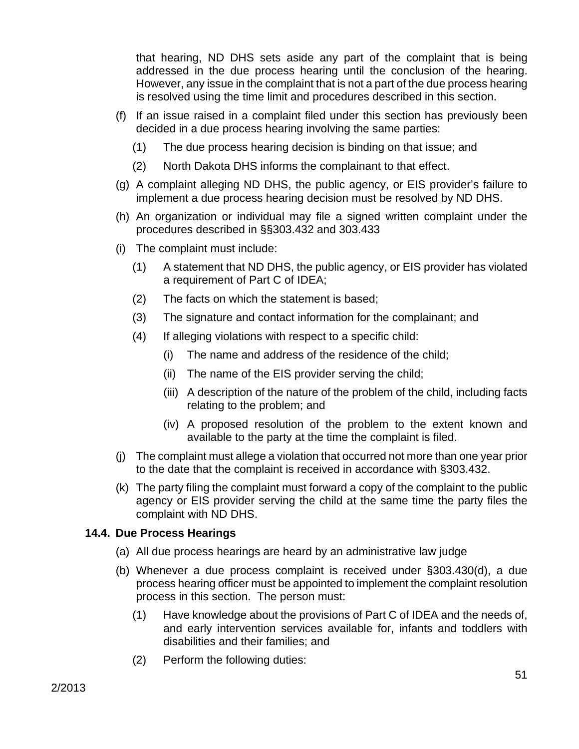that hearing, ND DHS sets aside any part of the complaint that is being addressed in the due process hearing until the conclusion of the hearing. However, any issue in the complaint that is not a part of the due process hearing is resolved using the time limit and procedures described in this section.

(f) If an issue raised in a complaint filed under this section has previously been decided in a due process hearing involving the same parties:

  (1) The due process hearing decision is binding on that issue; and

  (2) North Dakota DHS informs the complainant to that effect.

(g) A complaint alleging ND DHS, the public agency, or EIS provider's failure to implement a due process hearing decision must be resolved by ND DHS.

(h) An organization or individual may file a signed written complaint under the procedures described in §§303.432 and 303.433

(i) The complaint must include:

  (1) A statement that ND DHS, the public agency, or EIS provider has violated a requirement of Part C of IDEA;

  (2) The facts on which the statement is based;

  (3) The signature and contact information for the complainant; and

  (4) If alleging violations with respect to a specific child:

    (i) The name and address of the residence of the child;

    (ii) The name of the EIS provider serving the child;

    (iii) A description of the nature of the problem of the child, including facts relating to the problem; and

    (iv) A proposed resolution of the problem to the extent known and available to the party at the time the complaint is filed.

(j) The complaint must allege a violation that occurred not more than one year prior to the date that the complaint is received in accordance with §303.432.

(k) The party filing the complaint must forward a copy of the complaint to the public agency or EIS provider serving the child at the same time the party files the complaint with ND DHS.

### 14.4. Due Process Hearings

(a) All due process hearings are heard by an administrative law judge

(b) Whenever a due process complaint is received under §303.430(d), a due process hearing officer must be appointed to implement the complaint resolution process in this section. The person must:

  (1) Have knowledge about the provisions of Part C of IDEA and the needs of, and early intervention services available for, infants and toddlers with disabilities and their families; and

  (2) Perform the following duties: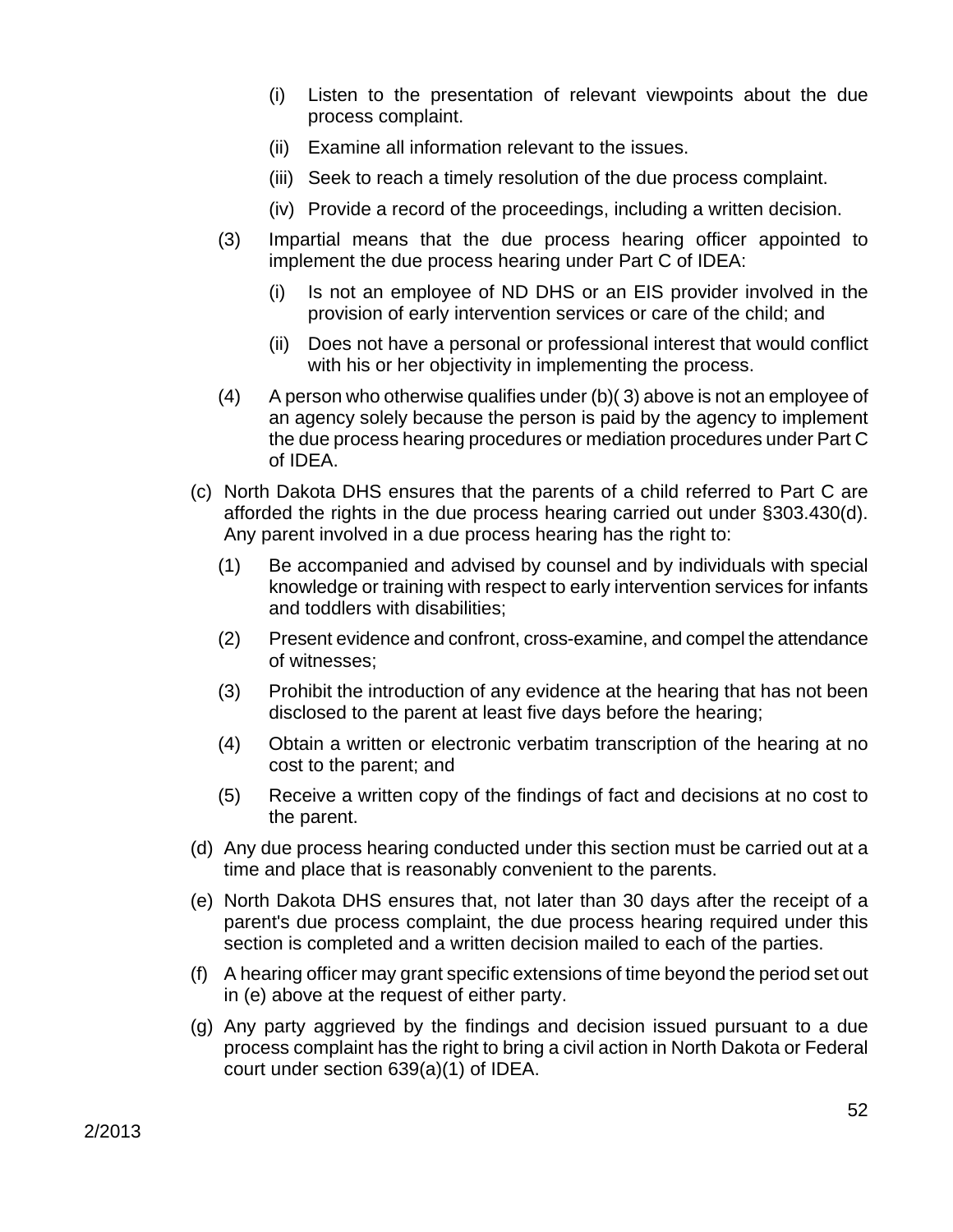(i) Listen to the presentation of relevant viewpoints about the due process complaint.

(ii) Examine all information relevant to the issues.

(iii) Seek to reach a timely resolution of the due process complaint.

(iv) Provide a record of the proceedings, including a written decision.

(3) Impartial means that the due process hearing officer appointed to implement the due process hearing under Part C of IDEA:

(i) Is not an employee of ND DHS or an EIS provider involved in the provision of early intervention services or care of the child; and

(ii) Does not have a personal or professional interest that would conflict with his or her objectivity in implementing the process.

(4) A person who otherwise qualifies under (b)( 3) above is not an employee of an agency solely because the person is paid by the agency to implement the due process hearing procedures or mediation procedures under Part C of IDEA.

(c) North Dakota DHS ensures that the parents of a child referred to Part C are afforded the rights in the due process hearing carried out under §303.430(d). Any parent involved in a due process hearing has the right to:

(1) Be accompanied and advised by counsel and by individuals with special knowledge or training with respect to early intervention services for infants and toddlers with disabilities;

(2) Present evidence and confront, cross-examine, and compel the attendance of witnesses;

(3) Prohibit the introduction of any evidence at the hearing that has not been disclosed to the parent at least five days before the hearing;

(4) Obtain a written or electronic verbatim transcription of the hearing at no cost to the parent; and

(5) Receive a written copy of the findings of fact and decisions at no cost to the parent.

(d) Any due process hearing conducted under this section must be carried out at a time and place that is reasonably convenient to the parents.

(e) North Dakota DHS ensures that, not later than 30 days after the receipt of a parent's due process complaint, the due process hearing required under this section is completed and a written decision mailed to each of the parties.

(f) A hearing officer may grant specific extensions of time beyond the period set out in (e) above at the request of either party.

(g) Any party aggrieved by the findings and decision issued pursuant to a due process complaint has the right to bring a civil action in North Dakota or Federal court under section 639(a)(1) of IDEA.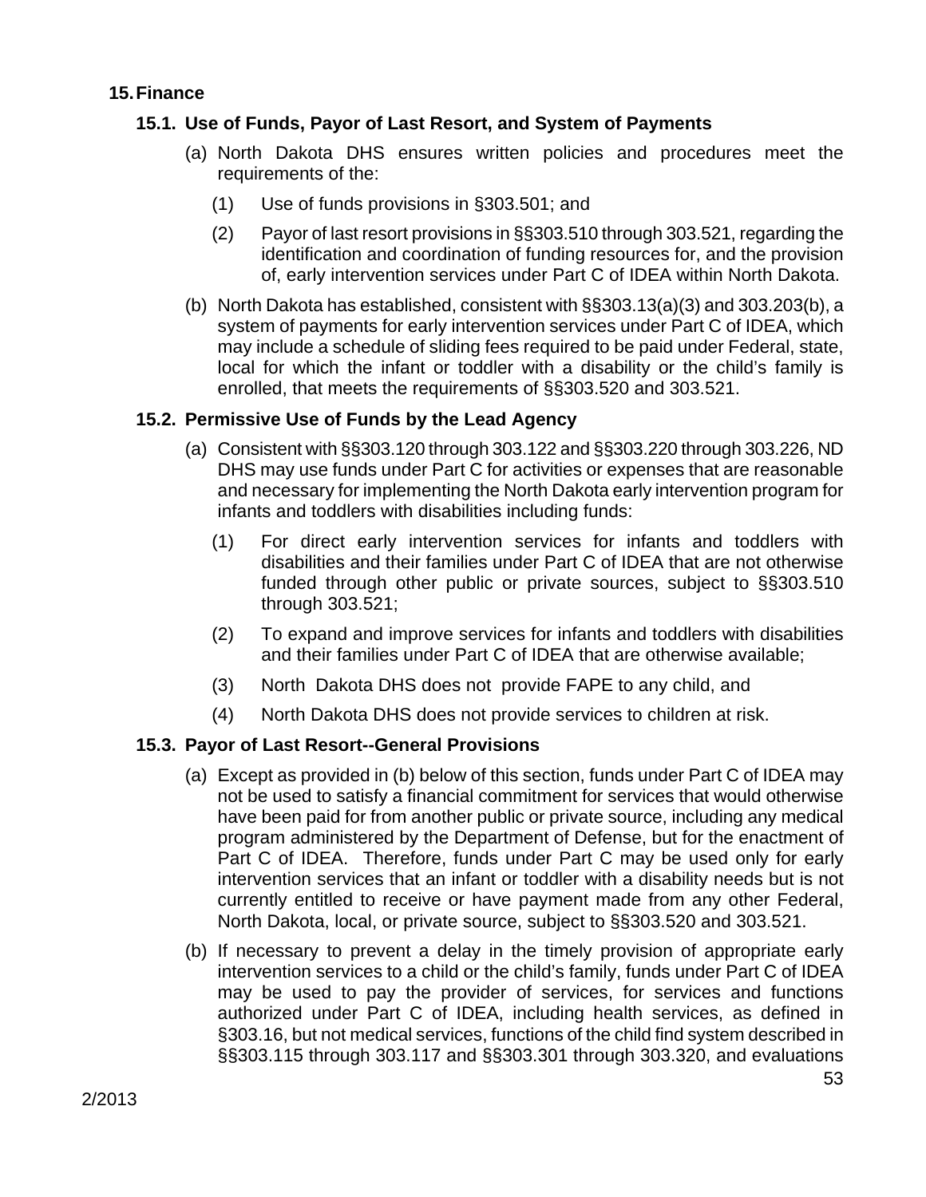## 15. Finance

### 15.1. Use of Funds, Payor of Last Resort, and System of Payments

(a) North Dakota DHS ensures written policies and procedures meet the requirements of the:

(1) Use of funds provisions in §303.501; and

(2) Payor of last resort provisions in §§303.510 through 303.521, regarding the identification and coordination of funding resources for, and the provision of, early intervention services under Part C of IDEA within North Dakota.

(b) North Dakota has established, consistent with §§303.13(a)(3) and 303.203(b), a system of payments for early intervention services under Part C of IDEA, which may include a schedule of sliding fees required to be paid under Federal, state, local for which the infant or toddler with a disability or the child's family is enrolled, that meets the requirements of §§303.520 and 303.521.

### 15.2. Permissive Use of Funds by the Lead Agency

(a) Consistent with §§303.120 through 303.122 and §§303.220 through 303.226, ND DHS may use funds under Part C for activities or expenses that are reasonable and necessary for implementing the North Dakota early intervention program for infants and toddlers with disabilities including funds:

(1) For direct early intervention services for infants and toddlers with disabilities and their families under Part C of IDEA that are not otherwise funded through other public or private sources, subject to §§303.510 through 303.521;

(2) To expand and improve services for infants and toddlers with disabilities and their families under Part C of IDEA that are otherwise available;

(3) North Dakota DHS does not provide FAPE to any child, and

(4) North Dakota DHS does not provide services to children at risk.

### 15.3. Payor of Last Resort--General Provisions

(a) Except as provided in (b) below of this section, funds under Part C of IDEA may not be used to satisfy a financial commitment for services that would otherwise have been paid for from another public or private source, including any medical program administered by the Department of Defense, but for the enactment of Part C of IDEA. Therefore, funds under Part C may be used only for early intervention services that an infant or toddler with a disability needs but is not currently entitled to receive or have payment made from any other Federal, North Dakota, local, or private source, subject to §§303.520 and 303.521.

(b) If necessary to prevent a delay in the timely provision of appropriate early intervention services to a child or the child's family, funds under Part C of IDEA may be used to pay the provider of services, for services and functions authorized under Part C of IDEA, including health services, as defined in §303.16, but not medical services, functions of the child find system described in §§303.115 through 303.117 and §§303.301 through 303.320, and evaluations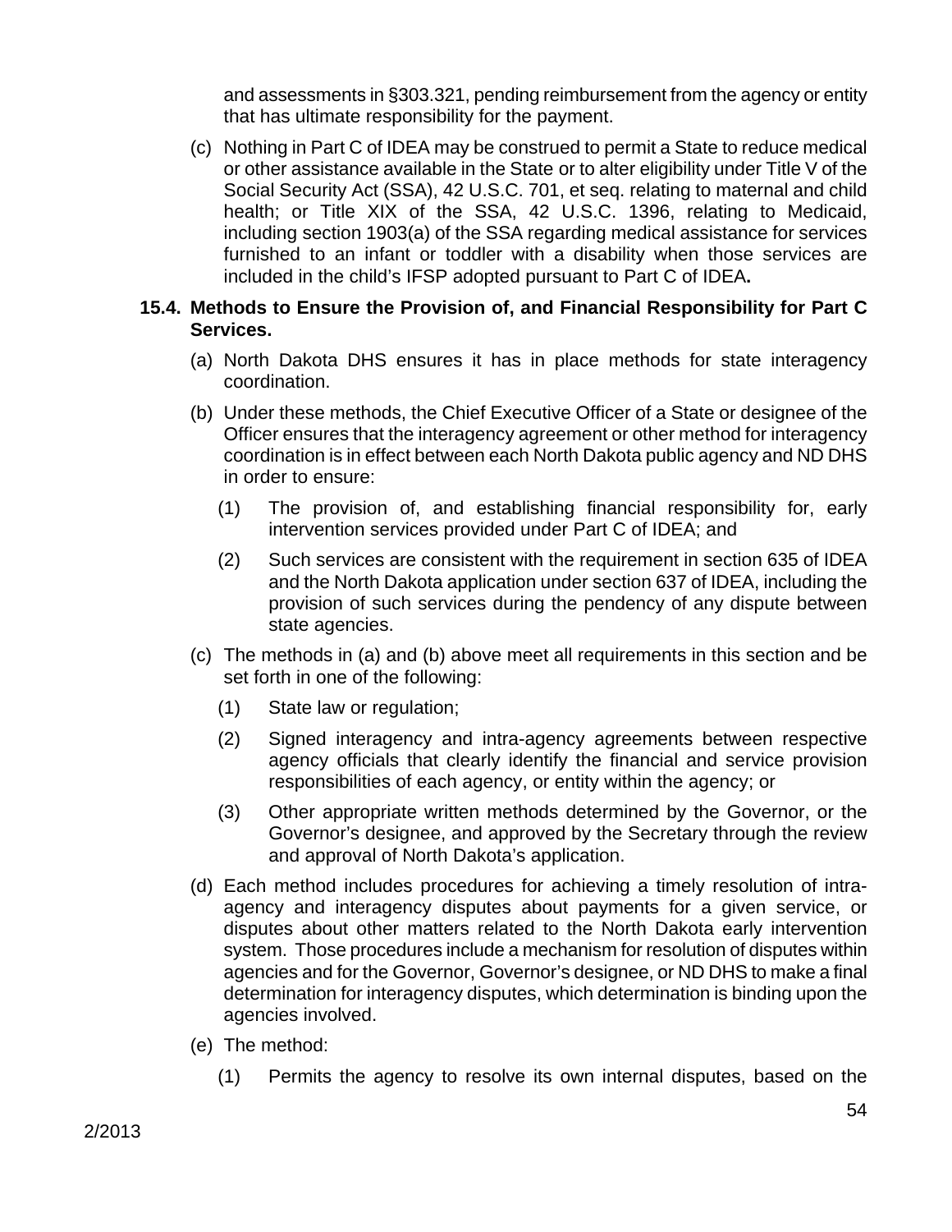and assessments in §303.321, pending reimbursement from the agency or entity that has ultimate responsibility for the payment.

(c) Nothing in Part C of IDEA may be construed to permit a State to reduce medical or other assistance available in the State or to alter eligibility under Title V of the Social Security Act (SSA), 42 U.S.C. 701, et seq. relating to maternal and child health; or Title XIX of the SSA, 42 U.S.C. 1396, relating to Medicaid, including section 1903(a) of the SSA regarding medical assistance for services furnished to an infant or toddler with a disability when those services are included in the child's IFSP adopted pursuant to Part C of IDEA**.**

### 15.4. Methods to Ensure the Provision of, and Financial Responsibility for Part C Services.

(a) North Dakota DHS ensures it has in place methods for state interagency coordination.

(b) Under these methods, the Chief Executive Officer of a State or designee of the Officer ensures that the interagency agreement or other method for interagency coordination is in effect between each North Dakota public agency and ND DHS in order to ensure:

(1) The provision of, and establishing financial responsibility for, early intervention services provided under Part C of IDEA; and

(2) Such services are consistent with the requirement in section 635 of IDEA and the North Dakota application under section 637 of IDEA, including the provision of such services during the pendency of any dispute between state agencies.

(c) The methods in (a) and (b) above meet all requirements in this section and be set forth in one of the following:

(1) State law or regulation;

(2) Signed interagency and intra-agency agreements between respective agency officials that clearly identify the financial and service provision responsibilities of each agency, or entity within the agency; or

(3) Other appropriate written methods determined by the Governor, or the Governor's designee, and approved by the Secretary through the review and approval of North Dakota's application.

(d) Each method includes procedures for achieving a timely resolution of intra-agency and interagency disputes about payments for a given service, or disputes about other matters related to the North Dakota early intervention system. Those procedures include a mechanism for resolution of disputes within agencies and for the Governor, Governor's designee, or ND DHS to make a final determination for interagency disputes, which determination is binding upon the agencies involved.

(e) The method:

(1) Permits the agency to resolve its own internal disputes, based on the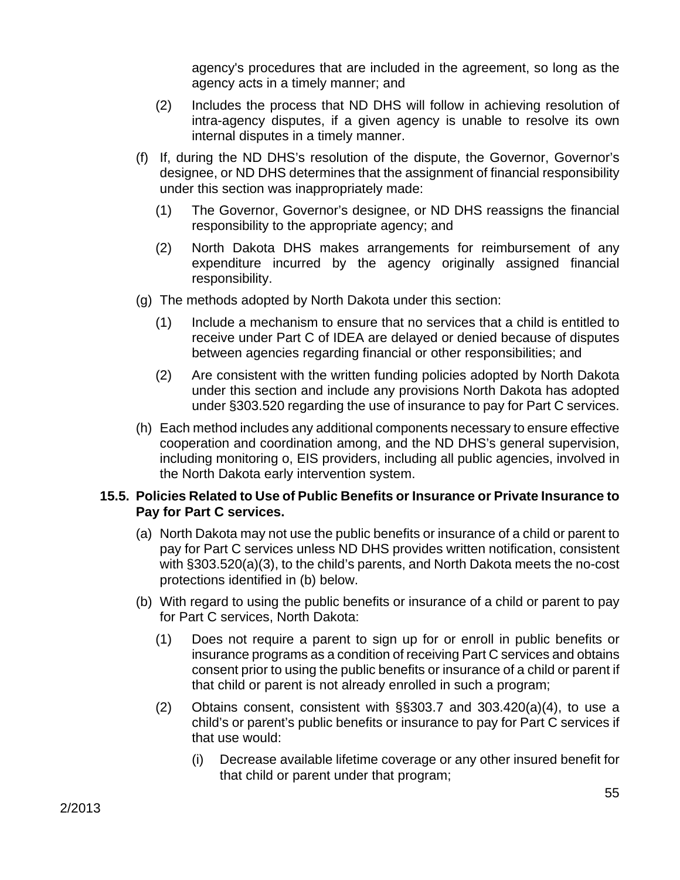agency's procedures that are included in the agreement, so long as the agency acts in a timely manner; and

(2) Includes the process that ND DHS will follow in achieving resolution of intra-agency disputes, if a given agency is unable to resolve its own internal disputes in a timely manner.

(f) If, during the ND DHS's resolution of the dispute, the Governor, Governor's designee, or ND DHS determines that the assignment of financial responsibility under this section was inappropriately made:

(1) The Governor, Governor's designee, or ND DHS reassigns the financial responsibility to the appropriate agency; and

(2) North Dakota DHS makes arrangements for reimbursement of any expenditure incurred by the agency originally assigned financial responsibility.

(g) The methods adopted by North Dakota under this section:

(1) Include a mechanism to ensure that no services that a child is entitled to receive under Part C of IDEA are delayed or denied because of disputes between agencies regarding financial or other responsibilities; and

(2) Are consistent with the written funding policies adopted by North Dakota under this section and include any provisions North Dakota has adopted under §303.520 regarding the use of insurance to pay for Part C services.

(h) Each method includes any additional components necessary to ensure effective cooperation and coordination among, and the ND DHS's general supervision, including monitoring o, EIS providers, including all public agencies, involved in the North Dakota early intervention system.

### 15.5. Policies Related to Use of Public Benefits or Insurance or Private Insurance to Pay for Part C services.

(a) North Dakota may not use the public benefits or insurance of a child or parent to pay for Part C services unless ND DHS provides written notification, consistent with §303.520(a)(3), to the child's parents, and North Dakota meets the no-cost protections identified in (b) below.

(b) With regard to using the public benefits or insurance of a child or parent to pay for Part C services, North Dakota:

(1) Does not require a parent to sign up for or enroll in public benefits or insurance programs as a condition of receiving Part C services and obtains consent prior to using the public benefits or insurance of a child or parent if that child or parent is not already enrolled in such a program;

(2) Obtains consent, consistent with §§303.7 and 303.420(a)(4), to use a child's or parent's public benefits or insurance to pay for Part C services if that use would:

(i) Decrease available lifetime coverage or any other insured benefit for that child or parent under that program;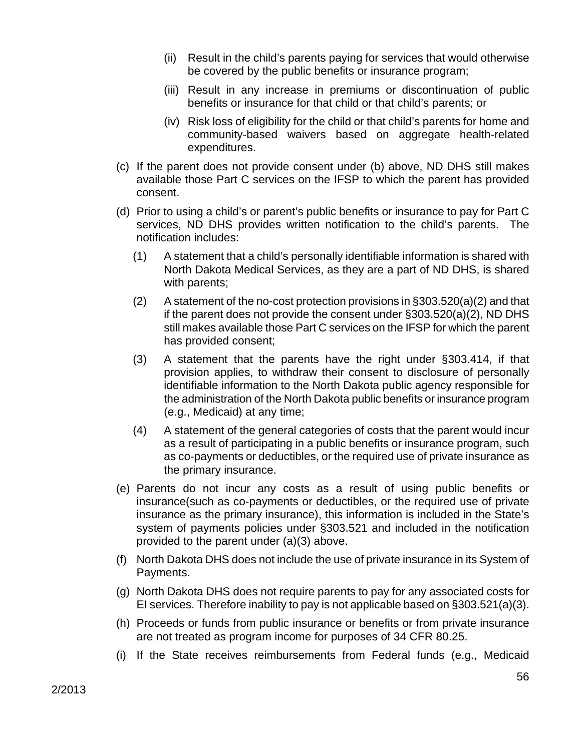(ii) Result in the child's parents paying for services that would otherwise be covered by the public benefits or insurance program;

(iii) Result in any increase in premiums or discontinuation of public benefits or insurance for that child or that child's parents; or

(iv) Risk loss of eligibility for the child or that child's parents for home and community-based waivers based on aggregate health-related expenditures.

(c) If the parent does not provide consent under (b) above, ND DHS still makes available those Part C services on the IFSP to which the parent has provided consent.

(d) Prior to using a child's or parent's public benefits or insurance to pay for Part C services, ND DHS provides written notification to the child's parents. The notification includes:

(1) A statement that a child's personally identifiable information is shared with North Dakota Medical Services, as they are a part of ND DHS, is shared with parents;

(2) A statement of the no-cost protection provisions in §303.520(a)(2) and that if the parent does not provide the consent under §303.520(a)(2), ND DHS still makes available those Part C services on the IFSP for which the parent has provided consent;

(3) A statement that the parents have the right under §303.414, if that provision applies, to withdraw their consent to disclosure of personally identifiable information to the North Dakota public agency responsible for the administration of the North Dakota public benefits or insurance program (e.g., Medicaid) at any time;

(4) A statement of the general categories of costs that the parent would incur as a result of participating in a public benefits or insurance program, such as co-payments or deductibles, or the required use of private insurance as the primary insurance.

(e) Parents do not incur any costs as a result of using public benefits or insurance(such as co-payments or deductibles, or the required use of private insurance as the primary insurance), this information is included in the State's system of payments policies under §303.521 and included in the notification provided to the parent under (a)(3) above.

(f) North Dakota DHS does not include the use of private insurance in its System of Payments.

(g) North Dakota DHS does not require parents to pay for any associated costs for EI services. Therefore inability to pay is not applicable based on §303.521(a)(3).

(h) Proceeds or funds from public insurance or benefits or from private insurance are not treated as program income for purposes of 34 CFR 80.25.

(i) If the State receives reimbursements from Federal funds (e.g., Medicaid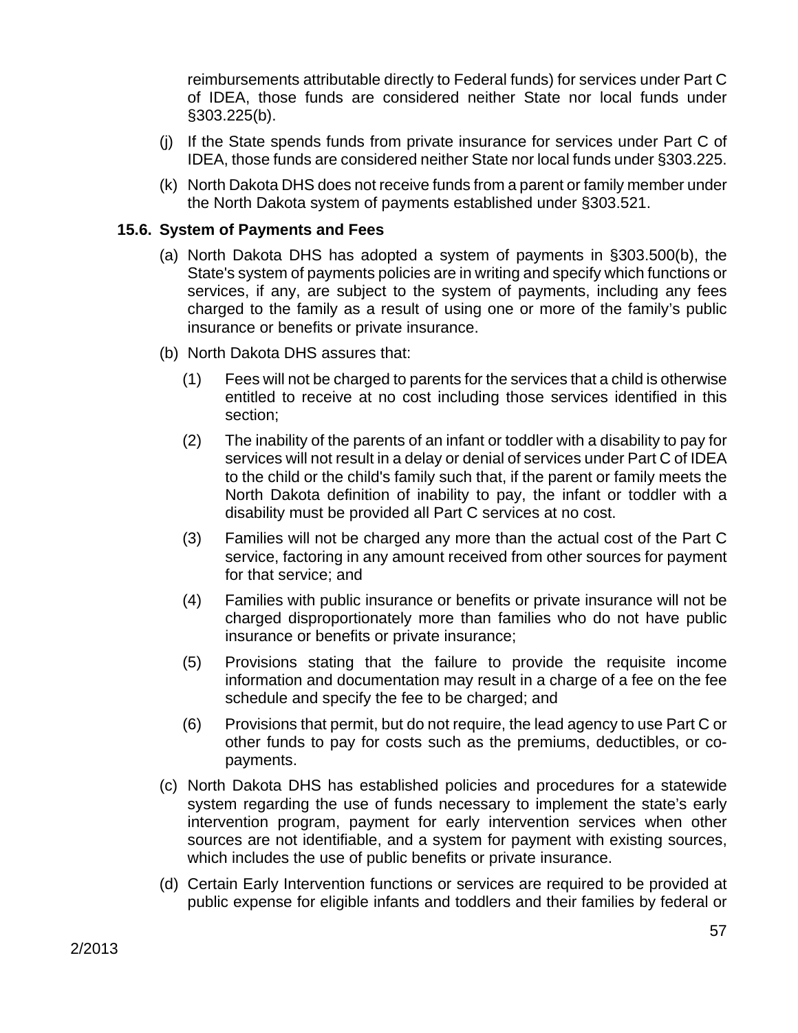reimbursements attributable directly to Federal funds) for services under Part C of IDEA, those funds are considered neither State nor local funds under §303.225(b).

(j) If the State spends funds from private insurance for services under Part C of IDEA, those funds are considered neither State nor local funds under §303.225.

(k) North Dakota DHS does not receive funds from a parent or family member under the North Dakota system of payments established under §303.521.

### 15.6. System of Payments and Fees

(a) North Dakota DHS has adopted a system of payments in §303.500(b), the State's system of payments policies are in writing and specify which functions or services, if any, are subject to the system of payments, including any fees charged to the family as a result of using one or more of the family's public insurance or benefits or private insurance.

(b) North Dakota DHS assures that:

(1) Fees will not be charged to parents for the services that a child is otherwise entitled to receive at no cost including those services identified in this section;

(2) The inability of the parents of an infant or toddler with a disability to pay for services will not result in a delay or denial of services under Part C of IDEA to the child or the child's family such that, if the parent or family meets the North Dakota definition of inability to pay, the infant or toddler with a disability must be provided all Part C services at no cost.

(3) Families will not be charged any more than the actual cost of the Part C service, factoring in any amount received from other sources for payment for that service; and

(4) Families with public insurance or benefits or private insurance will not be charged disproportionately more than families who do not have public insurance or benefits or private insurance;

(5) Provisions stating that the failure to provide the requisite income information and documentation may result in a charge of a fee on the fee schedule and specify the fee to be charged; and

(6) Provisions that permit, but do not require, the lead agency to use Part C or other funds to pay for costs such as the premiums, deductibles, or co-payments.

(c) North Dakota DHS has established policies and procedures for a statewide system regarding the use of funds necessary to implement the state's early intervention program, payment for early intervention services when other sources are not identifiable, and a system for payment with existing sources, which includes the use of public benefits or private insurance.

(d) Certain Early Intervention functions or services are required to be provided at public expense for eligible infants and toddlers and their families by federal or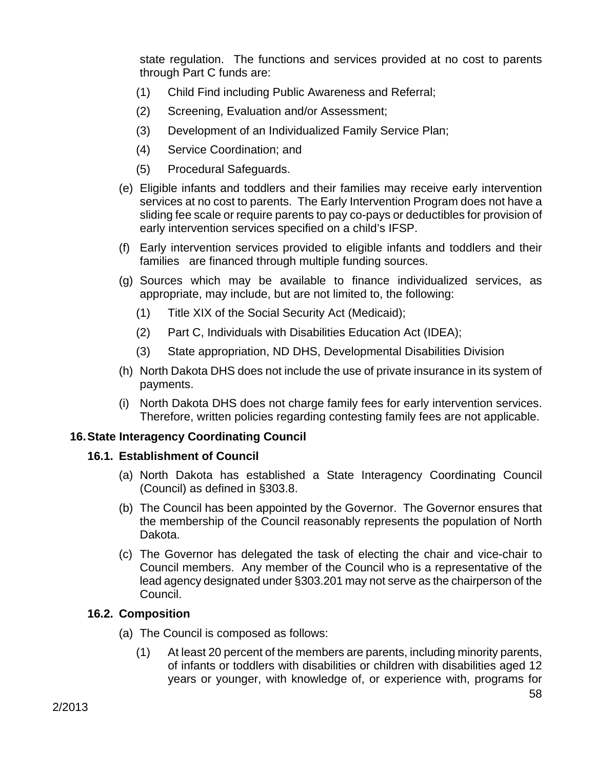state regulation. The functions and services provided at no cost to parents through Part C funds are:

(1) Child Find including Public Awareness and Referral;

(2) Screening, Evaluation and/or Assessment;

(3) Development of an Individualized Family Service Plan;

(4) Service Coordination; and

(5) Procedural Safeguards.

(e) Eligible infants and toddlers and their families may receive early intervention services at no cost to parents. The Early Intervention Program does not have a sliding fee scale or require parents to pay co-pays or deductibles for provision of early intervention services specified on a child's IFSP.

(f) Early intervention services provided to eligible infants and toddlers and their families are financed through multiple funding sources.

(g) Sources which may be available to finance individualized services, as appropriate, may include, but are not limited to, the following:

(1) Title XIX of the Social Security Act (Medicaid);

(2) Part C, Individuals with Disabilities Education Act (IDEA);

(3) State appropriation, ND DHS, Developmental Disabilities Division

(h) North Dakota DHS does not include the use of private insurance in its system of payments.

(i) North Dakota DHS does not charge family fees for early intervention services. Therefore, written policies regarding contesting family fees are not applicable.

## 16. State Interagency Coordinating Council

### 16.1. Establishment of Council

(a) North Dakota has established a State Interagency Coordinating Council (Council) as defined in §303.8.

(b) The Council has been appointed by the Governor. The Governor ensures that the membership of the Council reasonably represents the population of North Dakota.

(c) The Governor has delegated the task of electing the chair and vice-chair to Council members. Any member of the Council who is a representative of the lead agency designated under §303.201 may not serve as the chairperson of the Council.

### 16.2. Composition

(a) The Council is composed as follows:

(1) At least 20 percent of the members are parents, including minority parents, of infants or toddlers with disabilities or children with disabilities aged 12 years or younger, with knowledge of, or experience with, programs for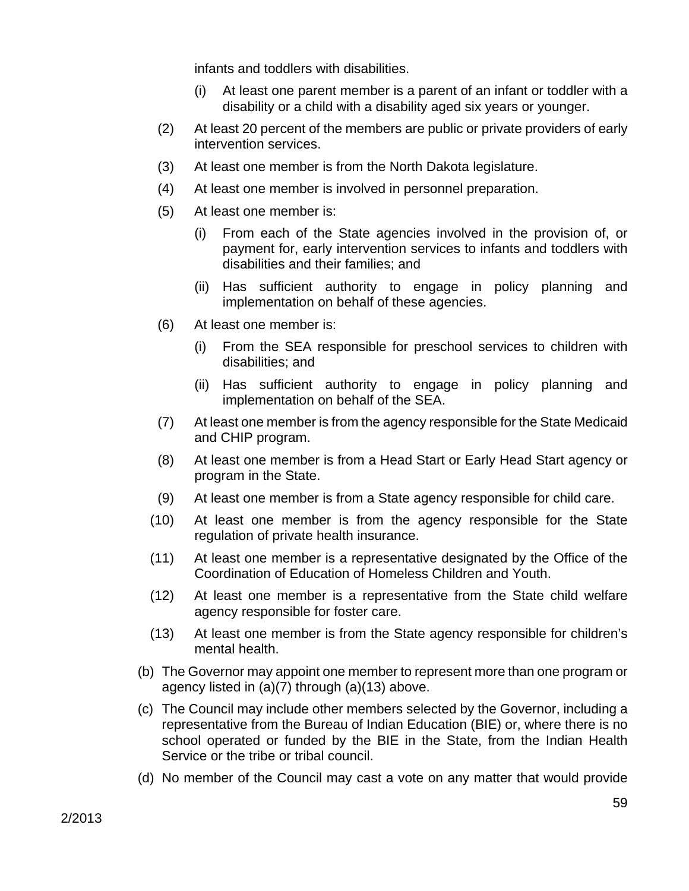infants and toddlers with disabilities.

(i) At least one parent member is a parent of an infant or toddler with a disability or a child with a disability aged six years or younger.

(2) At least 20 percent of the members are public or private providers of early intervention services.

(3) At least one member is from the North Dakota legislature.

(4) At least one member is involved in personnel preparation.

(5) At least one member is:

(i) From each of the State agencies involved in the provision of, or payment for, early intervention services to infants and toddlers with disabilities and their families; and

(ii) Has sufficient authority to engage in policy planning and implementation on behalf of these agencies.

(6) At least one member is:

(i) From the SEA responsible for preschool services to children with disabilities; and

(ii) Has sufficient authority to engage in policy planning and implementation on behalf of the SEA.

(7) At least one member is from the agency responsible for the State Medicaid and CHIP program.

(8) At least one member is from a Head Start or Early Head Start agency or program in the State.

(9) At least one member is from a State agency responsible for child care.

(10) At least one member is from the agency responsible for the State regulation of private health insurance.

(11) At least one member is a representative designated by the Office of the Coordination of Education of Homeless Children and Youth.

(12) At least one member is a representative from the State child welfare agency responsible for foster care.

(13) At least one member is from the State agency responsible for children's mental health.

(b) The Governor may appoint one member to represent more than one program or agency listed in (a)(7) through (a)(13) above.

(c) The Council may include other members selected by the Governor, including a representative from the Bureau of Indian Education (BIE) or, where there is no school operated or funded by the BIE in the State, from the Indian Health Service or the tribe or tribal council.

(d) No member of the Council may cast a vote on any matter that would provide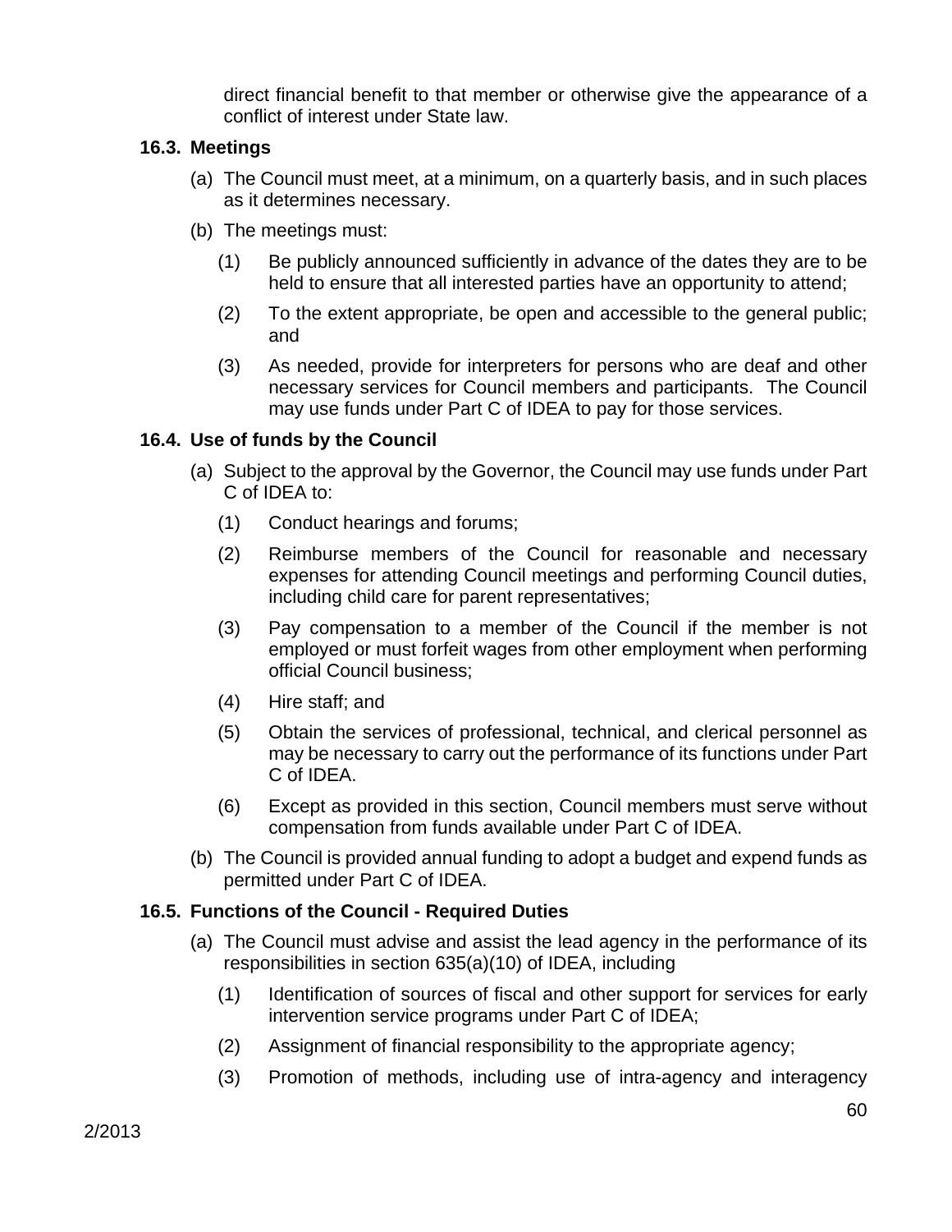direct financial benefit to that member or otherwise give the appearance of a conflict of interest under State law.

### 16.3. Meetings

(a) The Council must meet, at a minimum, on a quarterly basis, and in such places as it determines necessary.

(b) The meetings must:

(1) Be publicly announced sufficiently in advance of the dates they are to be held to ensure that all interested parties have an opportunity to attend;

(2) To the extent appropriate, be open and accessible to the general public; and

(3) As needed, provide for interpreters for persons who are deaf and other necessary services for Council members and participants. The Council may use funds under Part C of IDEA to pay for those services.

### 16.4. Use of funds by the Council

(a) Subject to the approval by the Governor, the Council may use funds under Part C of IDEA to:

(1) Conduct hearings and forums;

(2) Reimburse members of the Council for reasonable and necessary expenses for attending Council meetings and performing Council duties, including child care for parent representatives;

(3) Pay compensation to a member of the Council if the member is not employed or must forfeit wages from other employment when performing official Council business;

(4) Hire staff; and

(5) Obtain the services of professional, technical, and clerical personnel as may be necessary to carry out the performance of its functions under Part C of IDEA.

(6) Except as provided in this section, Council members must serve without compensation from funds available under Part C of IDEA.

(b) The Council is provided annual funding to adopt a budget and expend funds as permitted under Part C of IDEA.

### 16.5. Functions of the Council - Required Duties

(a) The Council must advise and assist the lead agency in the performance of its responsibilities in section 635(a)(10) of IDEA, including

(1) Identification of sources of fiscal and other support for services for early intervention service programs under Part C of IDEA;

(2) Assignment of financial responsibility to the appropriate agency;

(3) Promotion of methods, including use of intra-agency and interagency

2/2013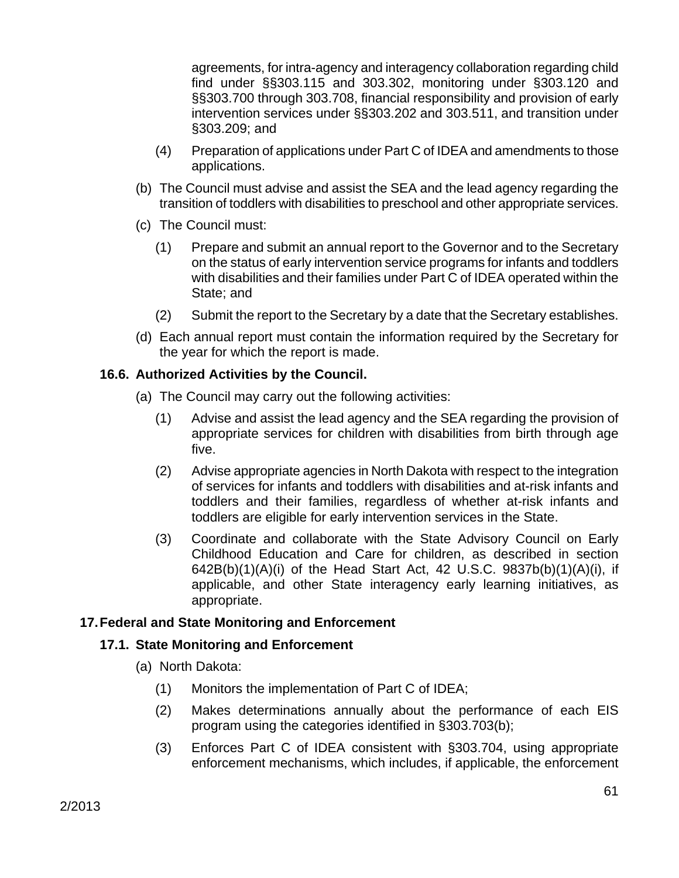agreements, for intra-agency and interagency collaboration regarding child find under §§303.115 and 303.302, monitoring under §303.120 and §§303.700 through 303.708, financial responsibility and provision of early intervention services under §§303.202 and 303.511, and transition under §303.209; and

(4) Preparation of applications under Part C of IDEA and amendments to those applications.

(b) The Council must advise and assist the SEA and the lead agency regarding the transition of toddlers with disabilities to preschool and other appropriate services.

(c) The Council must:

(1) Prepare and submit an annual report to the Governor and to the Secretary on the status of early intervention service programs for infants and toddlers with disabilities and their families under Part C of IDEA operated within the State; and

(2) Submit the report to the Secretary by a date that the Secretary establishes.

(d) Each annual report must contain the information required by the Secretary for the year for which the report is made.

### 16.6. Authorized Activities by the Council.

(a) The Council may carry out the following activities:

(1) Advise and assist the lead agency and the SEA regarding the provision of appropriate services for children with disabilities from birth through age five.

(2) Advise appropriate agencies in North Dakota with respect to the integration of services for infants and toddlers with disabilities and at-risk infants and toddlers and their families, regardless of whether at-risk infants and toddlers are eligible for early intervention services in the State.

(3) Coordinate and collaborate with the State Advisory Council on Early Childhood Education and Care for children, as described in section 642B(b)(1)(A)(i) of the Head Start Act, 42 U.S.C. 9837b(b)(1)(A)(i), if applicable, and other State interagency early learning initiatives, as appropriate.

## 17. Federal and State Monitoring and Enforcement

### 17.1. State Monitoring and Enforcement

(a) North Dakota:

(1) Monitors the implementation of Part C of IDEA;

(2) Makes determinations annually about the performance of each EIS program using the categories identified in §303.703(b);

(3) Enforces Part C of IDEA consistent with §303.704, using appropriate enforcement mechanisms, which includes, if applicable, the enforcement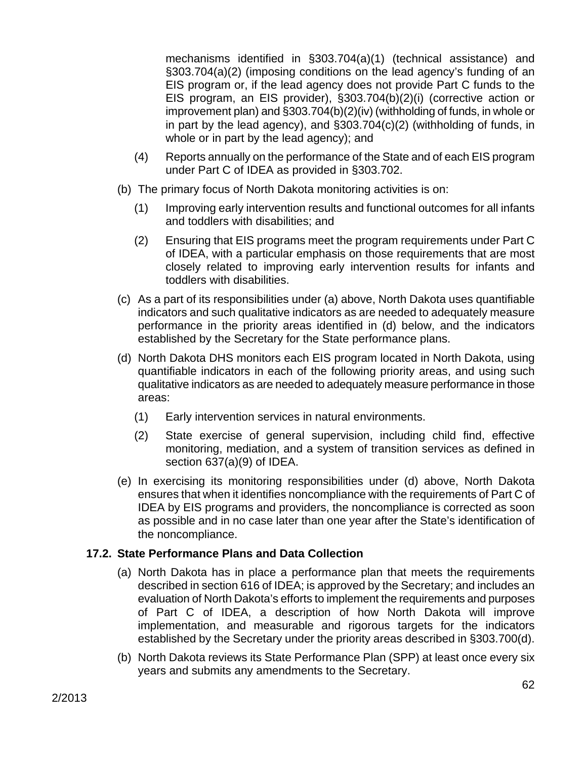mechanisms identified in §303.704(a)(1) (technical assistance) and §303.704(a)(2) (imposing conditions on the lead agency's funding of an EIS program or, if the lead agency does not provide Part C funds to the EIS program, an EIS provider), §303.704(b)(2)(i) (corrective action or improvement plan) and §303.704(b)(2)(iv) (withholding of funds, in whole or in part by the lead agency), and §303.704(c)(2) (withholding of funds, in whole or in part by the lead agency); and

(4) Reports annually on the performance of the State and of each EIS program under Part C of IDEA as provided in §303.702.

(b) The primary focus of North Dakota monitoring activities is on:

(1) Improving early intervention results and functional outcomes for all infants and toddlers with disabilities; and

(2) Ensuring that EIS programs meet the program requirements under Part C of IDEA, with a particular emphasis on those requirements that are most closely related to improving early intervention results for infants and toddlers with disabilities.

(c) As a part of its responsibilities under (a) above, North Dakota uses quantifiable indicators and such qualitative indicators as are needed to adequately measure performance in the priority areas identified in (d) below, and the indicators established by the Secretary for the State performance plans.

(d) North Dakota DHS monitors each EIS program located in North Dakota, using quantifiable indicators in each of the following priority areas, and using such qualitative indicators as are needed to adequately measure performance in those areas:

(1) Early intervention services in natural environments.

(2) State exercise of general supervision, including child find, effective monitoring, mediation, and a system of transition services as defined in section 637(a)(9) of IDEA.

(e) In exercising its monitoring responsibilities under (d) above, North Dakota ensures that when it identifies noncompliance with the requirements of Part C of IDEA by EIS programs and providers, the noncompliance is corrected as soon as possible and in no case later than one year after the State's identification of the noncompliance.

### 17.2. State Performance Plans and Data Collection

(a) North Dakota has in place a performance plan that meets the requirements described in section 616 of IDEA; is approved by the Secretary; and includes an evaluation of North Dakota's efforts to implement the requirements and purposes of Part C of IDEA, a description of how North Dakota will improve implementation, and measurable and rigorous targets for the indicators established by the Secretary under the priority areas described in §303.700(d).

(b) North Dakota reviews its State Performance Plan (SPP) at least once every six years and submits any amendments to the Secretary.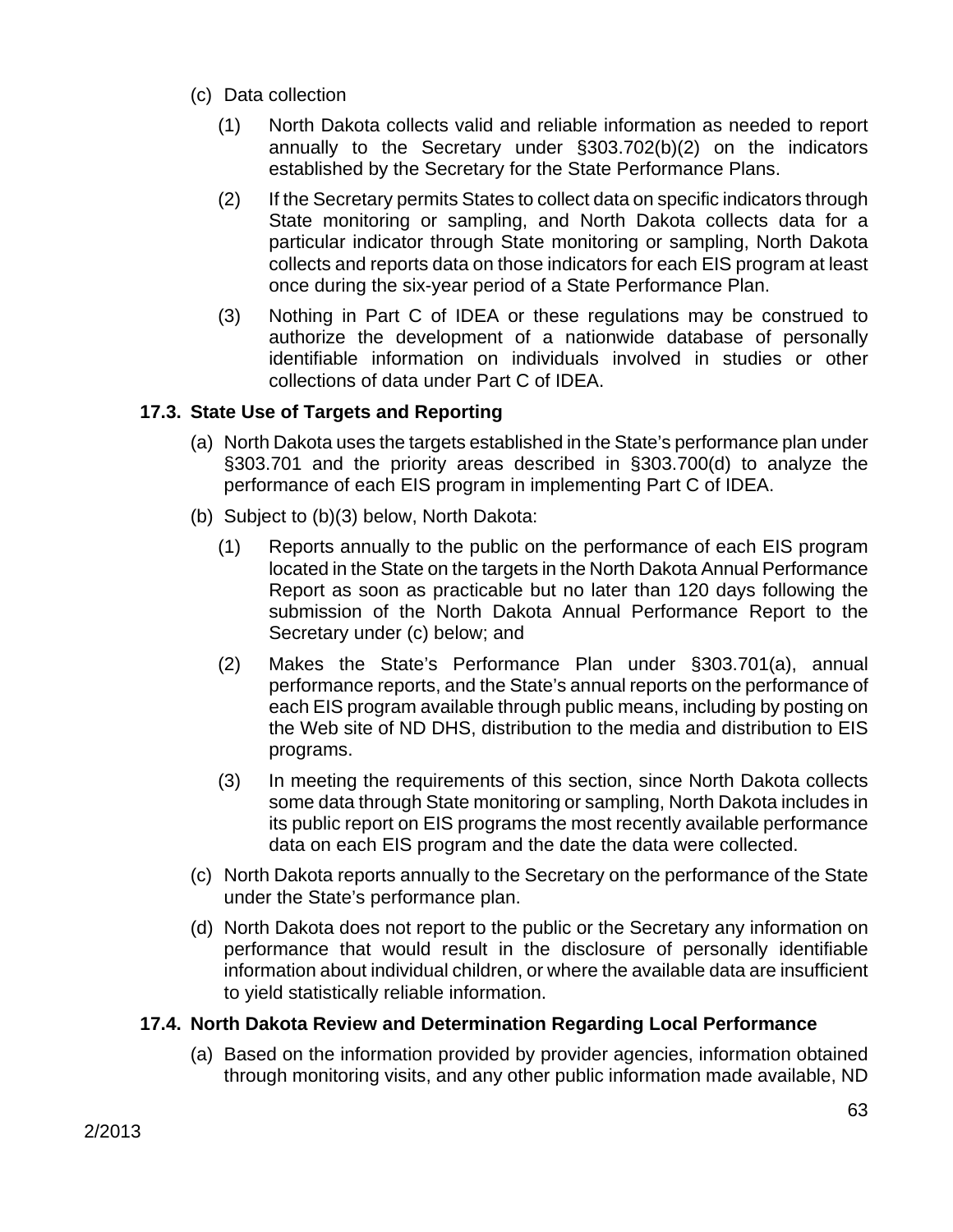(c) Data collection

   (1) North Dakota collects valid and reliable information as needed to report annually to the Secretary under §303.702(b)(2) on the indicators established by the Secretary for the State Performance Plans.

   (2) If the Secretary permits States to collect data on specific indicators through State monitoring or sampling, and North Dakota collects data for a particular indicator through State monitoring or sampling, North Dakota collects and reports data on those indicators for each EIS program at least once during the six-year period of a State Performance Plan.

   (3) Nothing in Part C of IDEA or these regulations may be construed to authorize the development of a nationwide database of personally identifiable information on individuals involved in studies or other collections of data under Part C of IDEA.

### 17.3. State Use of Targets and Reporting

(a) North Dakota uses the targets established in the State's performance plan under §303.701 and the priority areas described in §303.700(d) to analyze the performance of each EIS program in implementing Part C of IDEA.

(b) Subject to (b)(3) below, North Dakota:

   (1) Reports annually to the public on the performance of each EIS program located in the State on the targets in the North Dakota Annual Performance Report as soon as practicable but no later than 120 days following the submission of the North Dakota Annual Performance Report to the Secretary under (c) below; and

   (2) Makes the State's Performance Plan under §303.701(a), annual performance reports, and the State's annual reports on the performance of each EIS program available through public means, including by posting on the Web site of ND DHS, distribution to the media and distribution to EIS programs.

   (3) In meeting the requirements of this section, since North Dakota collects some data through State monitoring or sampling, North Dakota includes in its public report on EIS programs the most recently available performance data on each EIS program and the date the data were collected.

(c) North Dakota reports annually to the Secretary on the performance of the State under the State's performance plan.

(d) North Dakota does not report to the public or the Secretary any information on performance that would result in the disclosure of personally identifiable information about individual children, or where the available data are insufficient to yield statistically reliable information.

### 17.4. North Dakota Review and Determination Regarding Local Performance

(a) Based on the information provided by provider agencies, information obtained through monitoring visits, and any other public information made available, ND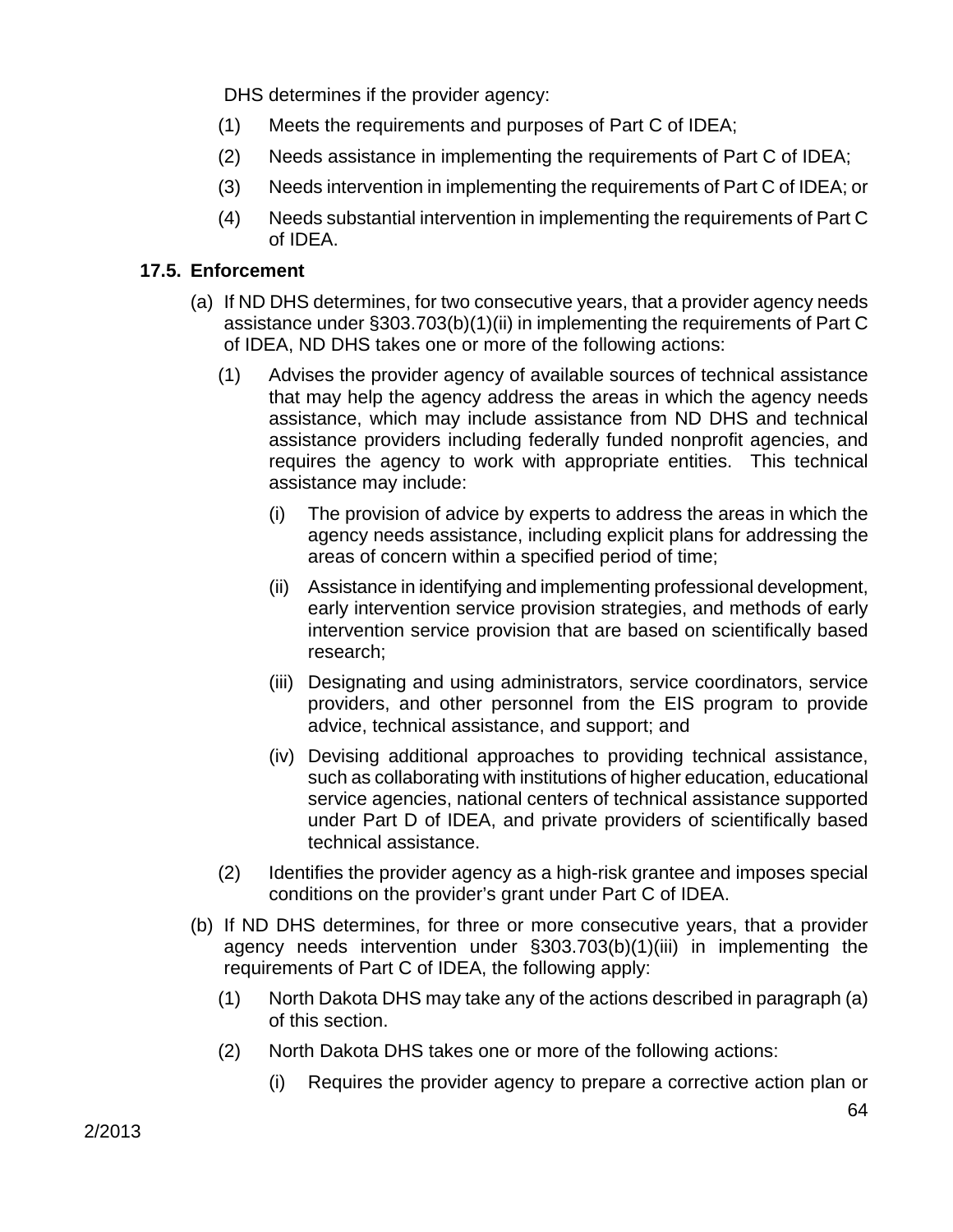DHS determines if the provider agency:

(1) Meets the requirements and purposes of Part C of IDEA;

(2) Needs assistance in implementing the requirements of Part C of IDEA;

(3) Needs intervention in implementing the requirements of Part C of IDEA; or

(4) Needs substantial intervention in implementing the requirements of Part C of IDEA.

**17.5. Enforcement**

(a) If ND DHS determines, for two consecutive years, that a provider agency needs assistance under §303.703(b)(1)(ii) in implementing the requirements of Part C of IDEA, ND DHS takes one or more of the following actions:

(1) Advises the provider agency of available sources of technical assistance that may help the agency address the areas in which the agency needs assistance, which may include assistance from ND DHS and technical assistance providers including federally funded nonprofit agencies, and requires the agency to work with appropriate entities. This technical assistance may include:

(i) The provision of advice by experts to address the areas in which the agency needs assistance, including explicit plans for addressing the areas of concern within a specified period of time;

(ii) Assistance in identifying and implementing professional development, early intervention service provision strategies, and methods of early intervention service provision that are based on scientifically based research;

(iii) Designating and using administrators, service coordinators, service providers, and other personnel from the EIS program to provide advice, technical assistance, and support; and

(iv) Devising additional approaches to providing technical assistance, such as collaborating with institutions of higher education, educational service agencies, national centers of technical assistance supported under Part D of IDEA, and private providers of scientifically based technical assistance.

(2) Identifies the provider agency as a high-risk grantee and imposes special conditions on the provider's grant under Part C of IDEA.

(b) If ND DHS determines, for three or more consecutive years, that a provider agency needs intervention under §303.703(b)(1)(iii) in implementing the requirements of Part C of IDEA, the following apply:

(1) North Dakota DHS may take any of the actions described in paragraph (a) of this section.

(2) North Dakota DHS takes one or more of the following actions:

(i) Requires the provider agency to prepare a corrective action plan or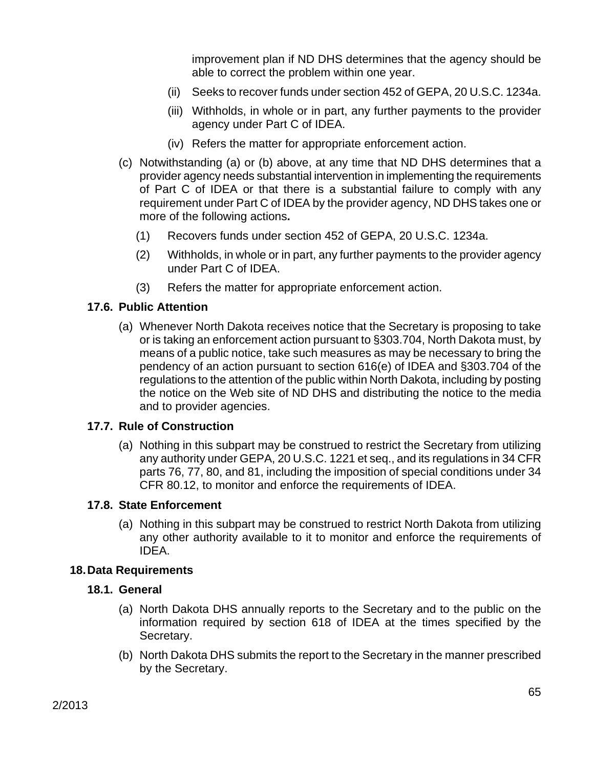improvement plan if ND DHS determines that the agency should be able to correct the problem within one year.

(ii) Seeks to recover funds under section 452 of GEPA, 20 U.S.C. 1234a.

(iii) Withholds, in whole or in part, any further payments to the provider agency under Part C of IDEA.

(iv) Refers the matter for appropriate enforcement action.

(c) Notwithstanding (a) or (b) above, at any time that ND DHS determines that a provider agency needs substantial intervention in implementing the requirements of Part C of IDEA or that there is a substantial failure to comply with any requirement under Part C of IDEA by the provider agency, ND DHS takes one or more of the following actions**.**

(1) Recovers funds under section 452 of GEPA, 20 U.S.C. 1234a.

(2) Withholds, in whole or in part, any further payments to the provider agency under Part C of IDEA.

(3) Refers the matter for appropriate enforcement action.

### 17.6. Public Attention

(a) Whenever North Dakota receives notice that the Secretary is proposing to take or is taking an enforcement action pursuant to §303.704, North Dakota must, by means of a public notice, take such measures as may be necessary to bring the pendency of an action pursuant to section 616(e) of IDEA and §303.704 of the regulations to the attention of the public within North Dakota, including by posting the notice on the Web site of ND DHS and distributing the notice to the media and to provider agencies.

### 17.7. Rule of Construction

(a) Nothing in this subpart may be construed to restrict the Secretary from utilizing any authority under GEPA, 20 U.S.C. 1221 et seq., and its regulations in 34 CFR parts 76, 77, 80, and 81, including the imposition of special conditions under 34 CFR 80.12, to monitor and enforce the requirements of IDEA.

### 17.8. State Enforcement

(a) Nothing in this subpart may be construed to restrict North Dakota from utilizing any other authority available to it to monitor and enforce the requirements of IDEA.

## 18. Data Requirements

### 18.1. General

(a) North Dakota DHS annually reports to the Secretary and to the public on the information required by section 618 of IDEA at the times specified by the Secretary.

(b) North Dakota DHS submits the report to the Secretary in the manner prescribed by the Secretary.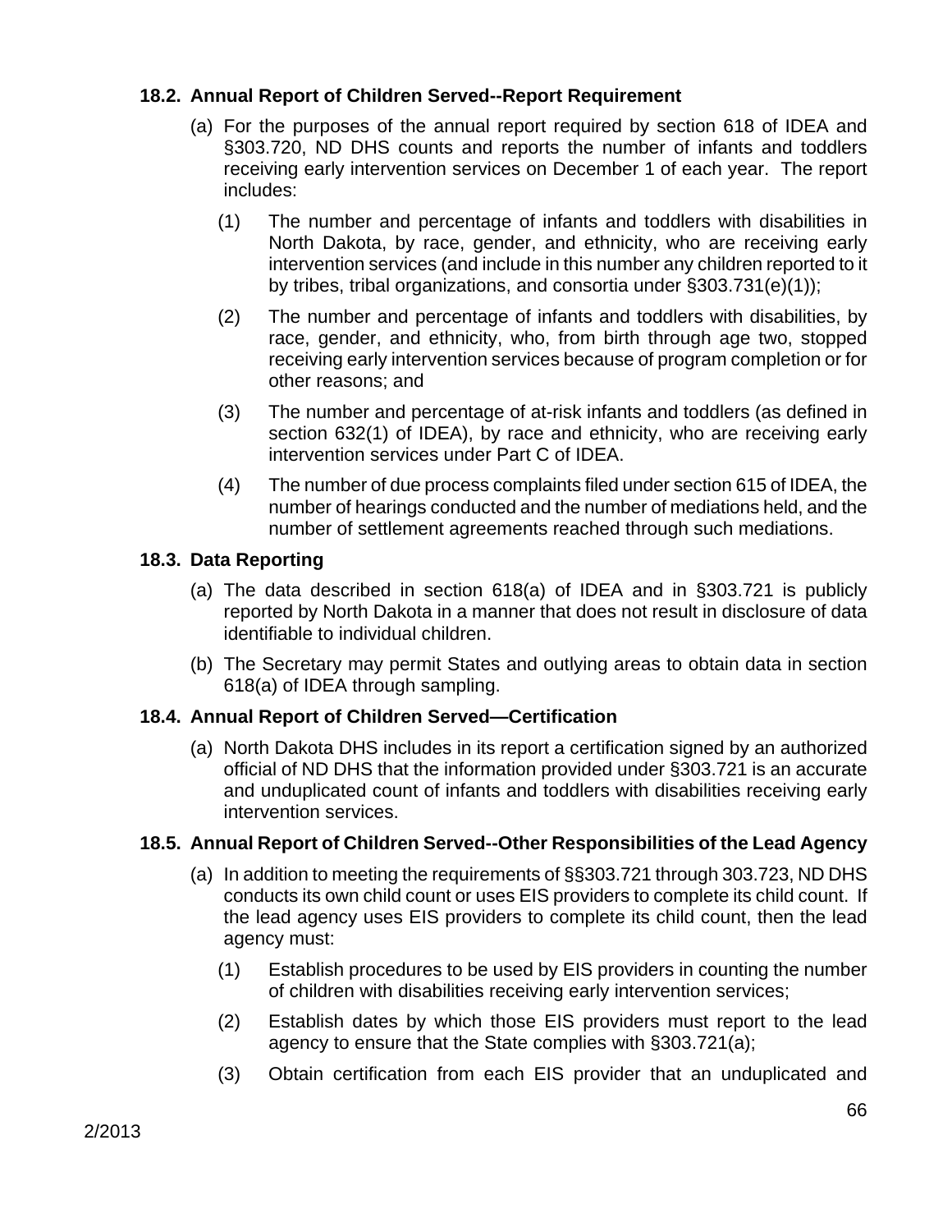### 18.2. Annual Report of Children Served--Report Requirement

(a) For the purposes of the annual report required by section 618 of IDEA and §303.720, ND DHS counts and reports the number of infants and toddlers receiving early intervention services on December 1 of each year. The report includes:

(1) The number and percentage of infants and toddlers with disabilities in North Dakota, by race, gender, and ethnicity, who are receiving early intervention services (and include in this number any children reported to it by tribes, tribal organizations, and consortia under §303.731(e)(1));

(2) The number and percentage of infants and toddlers with disabilities, by race, gender, and ethnicity, who, from birth through age two, stopped receiving early intervention services because of program completion or for other reasons; and

(3) The number and percentage of at-risk infants and toddlers (as defined in section 632(1) of IDEA), by race and ethnicity, who are receiving early intervention services under Part C of IDEA.

(4) The number of due process complaints filed under section 615 of IDEA, the number of hearings conducted and the number of mediations held, and the number of settlement agreements reached through such mediations.

### 18.3. Data Reporting

(a) The data described in section 618(a) of IDEA and in §303.721 is publicly reported by North Dakota in a manner that does not result in disclosure of data identifiable to individual children.

(b) The Secretary may permit States and outlying areas to obtain data in section 618(a) of IDEA through sampling.

### 18.4. Annual Report of Children Served—Certification

(a) North Dakota DHS includes in its report a certification signed by an authorized official of ND DHS that the information provided under §303.721 is an accurate and unduplicated count of infants and toddlers with disabilities receiving early intervention services.

### 18.5. Annual Report of Children Served--Other Responsibilities of the Lead Agency

(a) In addition to meeting the requirements of §§303.721 through 303.723, ND DHS conducts its own child count or uses EIS providers to complete its child count. If the lead agency uses EIS providers to complete its child count, then the lead agency must:

(1) Establish procedures to be used by EIS providers in counting the number of children with disabilities receiving early intervention services;

(2) Establish dates by which those EIS providers must report to the lead agency to ensure that the State complies with §303.721(a);

(3) Obtain certification from each EIS provider that an unduplicated and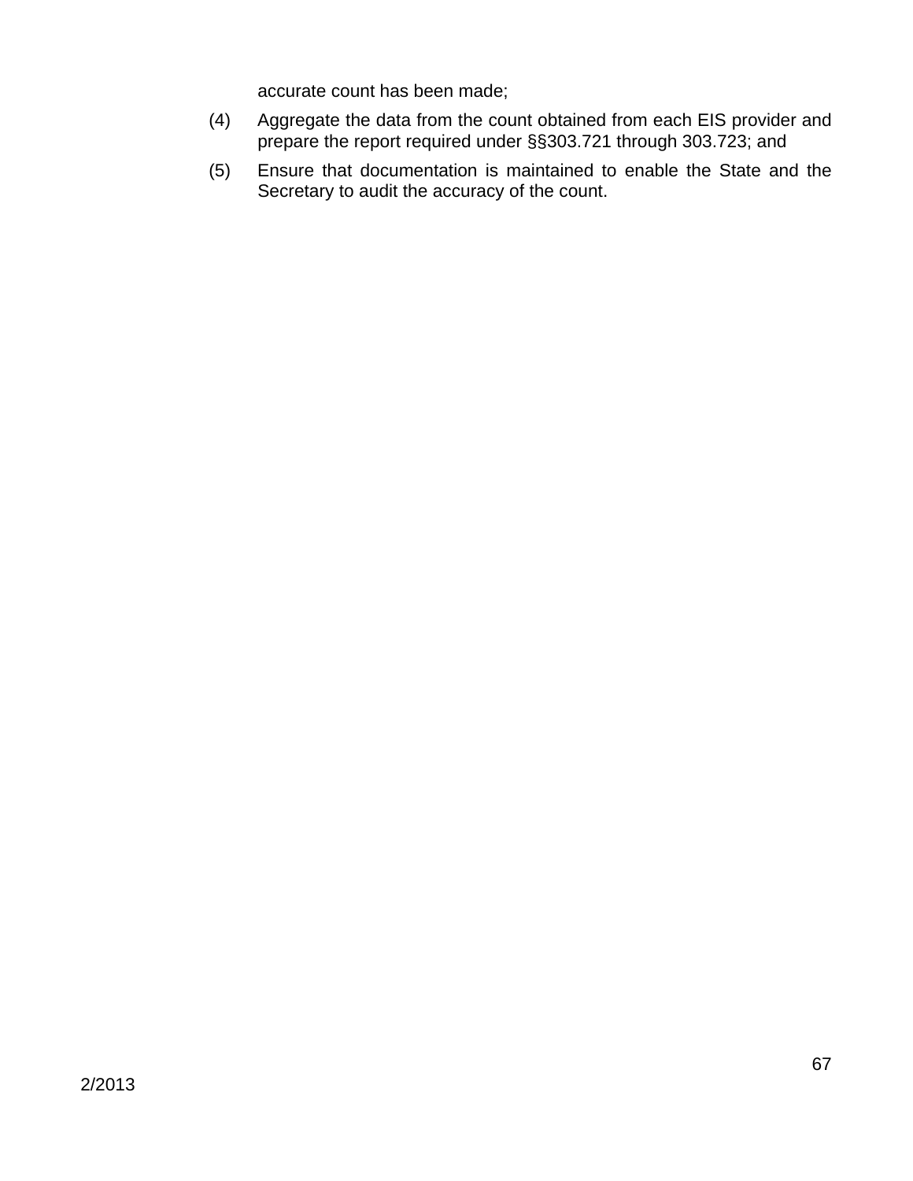accurate count has been made;

(4) Aggregate the data from the count obtained from each EIS provider and prepare the report required under §§303.721 through 303.723; and

(5) Ensure that documentation is maintained to enable the State and the Secretary to audit the accuracy of the count.